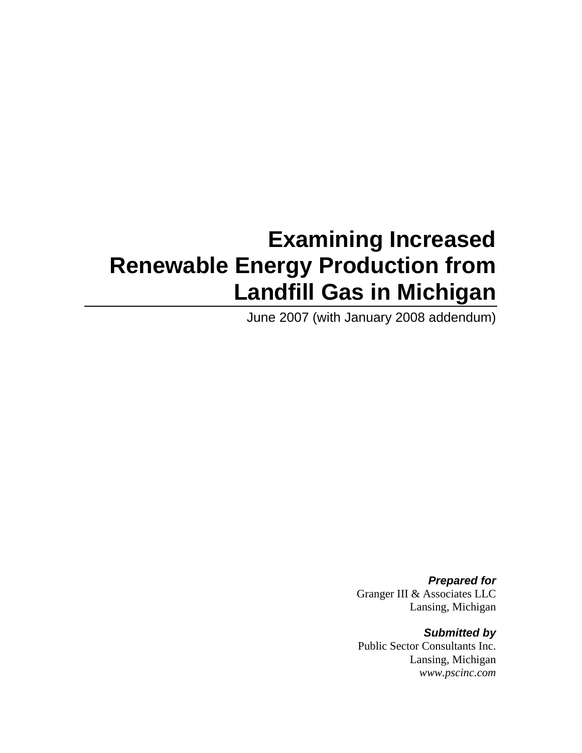# Examining Increased Renewable Energy Production from Landfill Gas in Michigan

June 2007 (with January 2008 addendum)

***Prepared for***
Granger III & Associates LLC
Lansing, Michigan

***Submitted by***
Public Sector Consultants Inc.
Lansing, Michigan
*www.pscinc.com*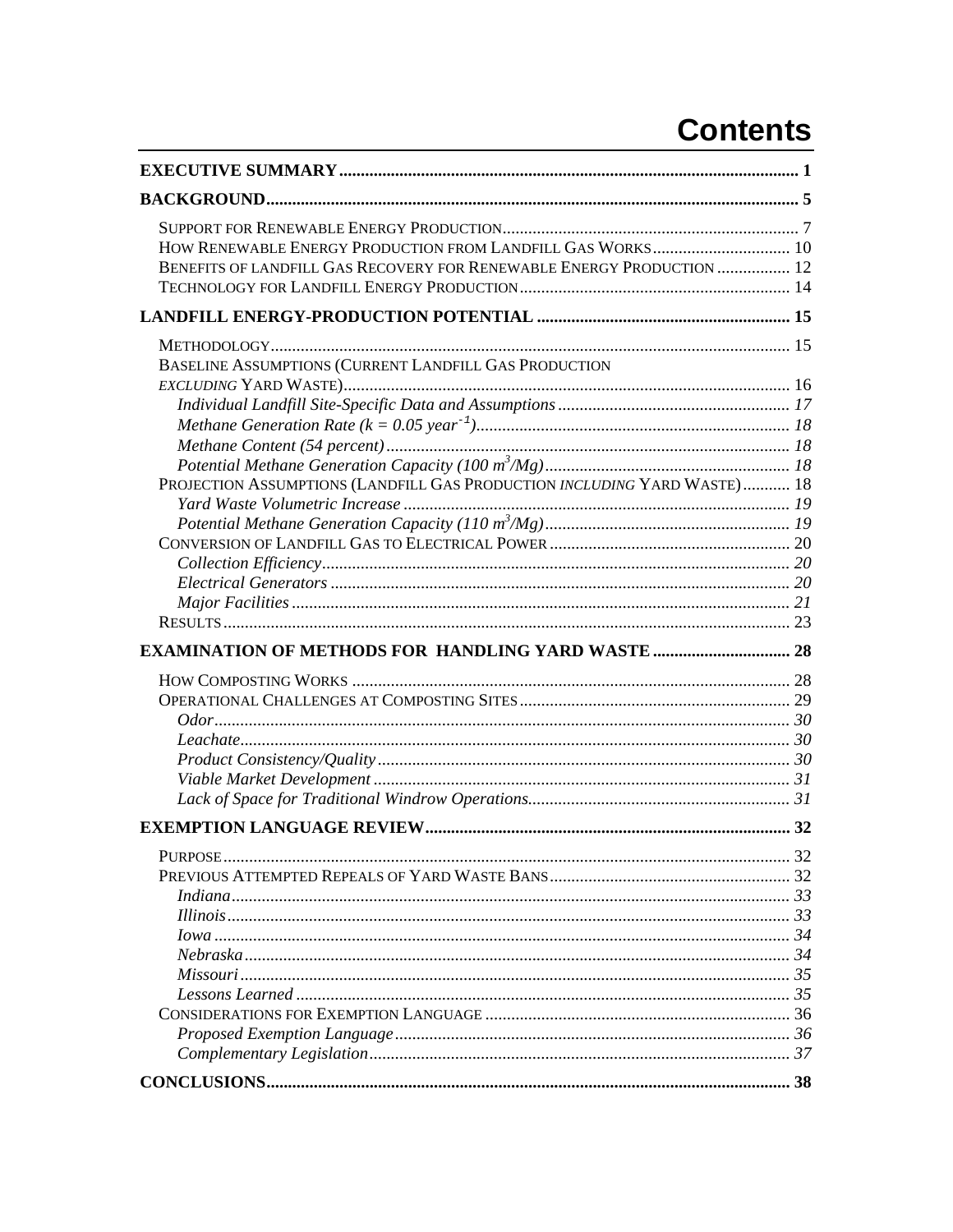# Contents

**EXECUTIVE SUMMARY** ... 1

**BACKGROUND** ... 5

- SUPPORT FOR RENEWABLE ENERGY PRODUCTION ... 7
- HOW RENEWABLE ENERGY PRODUCTION FROM LANDFILL GAS WORKS ... 10
- BENEFITS OF LANDFILL GAS RECOVERY FOR RENEWABLE ENERGY PRODUCTION ... 12
- TECHNOLOGY FOR LANDFILL ENERGY PRODUCTION ... 14

**LANDFILL ENERGY-PRODUCTION POTENTIAL** ... 15

- METHODOLOGY ... 15
- BASELINE ASSUMPTIONS (CURRENT LANDFILL GAS PRODUCTION *EXCLUDING* YARD WASTE) ... 16
  - *Individual Landfill Site-Specific Data and Assumptions* ... 17
  - *Methane Generation Rate ($k = 0.05\ year^{-1}$)* ... 18
  - *Methane Content (54 percent)* ... 18
  - *Potential Methane Generation Capacity (100 $m^3/Mg$)* ... 18
- PROJECTION ASSUMPTIONS (LANDFILL GAS PRODUCTION *INCLUDING* YARD WASTE) ... 18
  - *Yard Waste Volumetric Increase* ... 19
  - *Potential Methane Generation Capacity (110 $m^3/Mg$)* ... 19
- CONVERSION OF LANDFILL GAS TO ELECTRICAL POWER ... 20
  - *Collection Efficiency* ... 20
  - *Electrical Generators* ... 20
  - *Major Facilities* ... 21
- RESULTS ... 23

**EXAMINATION OF METHODS FOR HANDLING YARD WASTE** ... 28

- HOW COMPOSTING WORKS ... 28
- OPERATIONAL CHALLENGES AT COMPOSTING SITES ... 29
  - *Odor* ... 30
  - *Leachate* ... 30
  - *Product Consistency/Quality* ... 30
  - *Viable Market Development* ... 31
  - *Lack of Space for Traditional Windrow Operations* ... 31

**EXEMPTION LANGUAGE REVIEW** ... 32

- PURPOSE ... 32
- PREVIOUS ATTEMPTED REPEALS OF YARD WASTE BANS ... 32
  - *Indiana* ... 33
  - *Illinois* ... 33
  - *Iowa* ... 34
  - *Nebraska* ... 34
  - *Missouri* ... 35
  - *Lessons Learned* ... 35
- CONSIDERATIONS FOR EXEMPTION LANGUAGE ... 36
  - *Proposed Exemption Language* ... 36
  - *Complementary Legislation* ... 37

**CONCLUSIONS** ... 38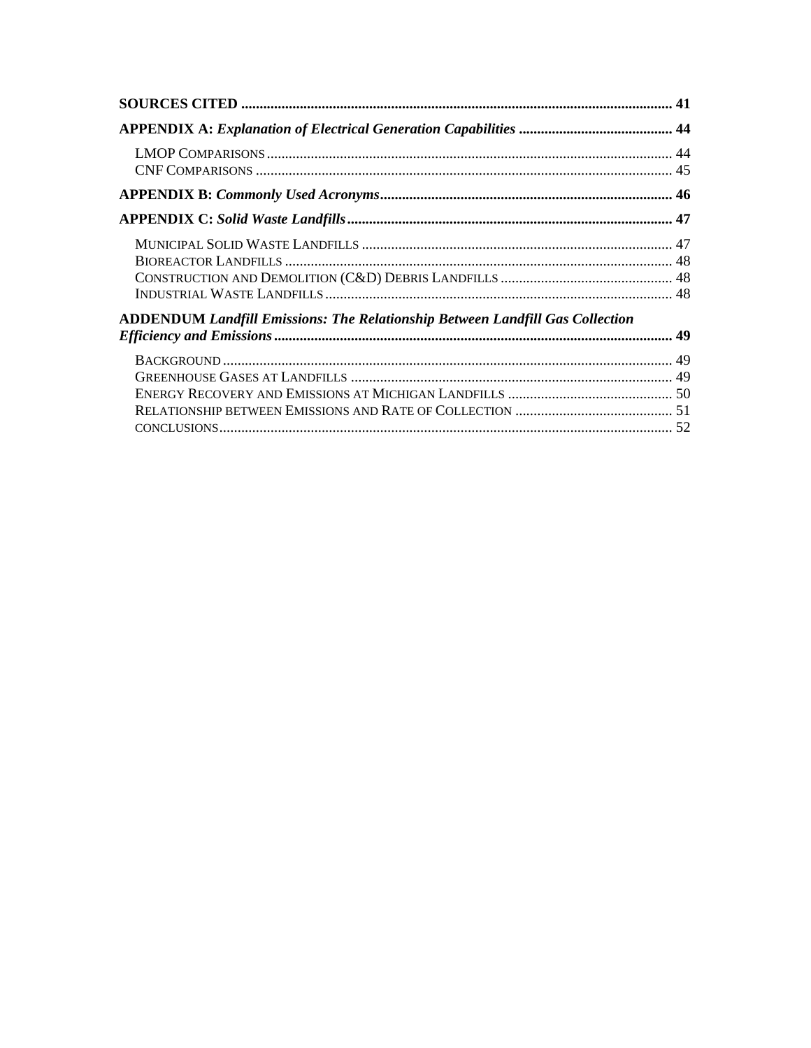**SOURCES CITED** ..................................................................................................................... **41**

**APPENDIX A:** ***Explanation of Electrical Generation Capabilities*** .......................................... **44**

LMOP COMPARISONS .............................................................................................................. 44
CNF COMPARISONS ................................................................................................................. 45

**APPENDIX B:** ***Commonly Used Acronyms***............................................................................... **46**

**APPENDIX C:** ***Solid Waste Landfills***........................................................................................ **47**

MUNICIPAL SOLID WASTE LANDFILLS .................................................................................... 47
BIOREACTOR LANDFILLS ......................................................................................................... 48
CONSTRUCTION AND DEMOLITION (C&D) DEBRIS LANDFILLS ............................................... 48
INDUSTRIAL WASTE LANDFILLS .............................................................................................. 48

**ADDENDUM** ***Landfill Emissions: The Relationship Between Landfill Gas Collection Efficiency and Emissions*** ............................................................................................................ **49**

BACKGROUND .......................................................................................................................... 49
GREENHOUSE GASES AT LANDFILLS ........................................................................................ 49
ENERGY RECOVERY AND EMISSIONS AT MICHIGAN LANDFILLS ............................................. 50
RELATIONSHIP BETWEEN EMISSIONS AND RATE OF COLLECTION ........................................... 51
CONCLUSIONS ........................................................................................................................... 52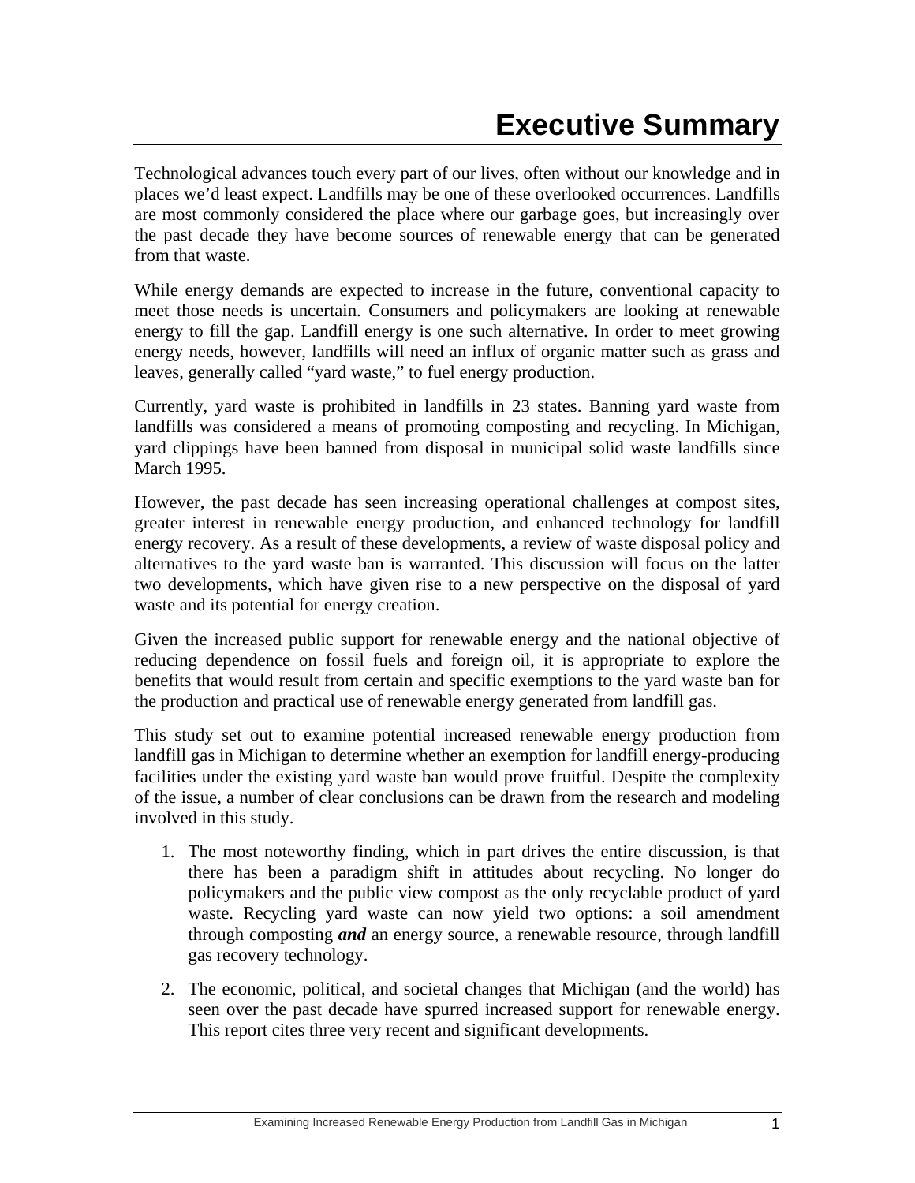# Executive Summary

Technological advances touch every part of our lives, often without our knowledge and in places we'd least expect. Landfills may be one of these overlooked occurrences. Landfills are most commonly considered the place where our garbage goes, but increasingly over the past decade they have become sources of renewable energy that can be generated from that waste.

While energy demands are expected to increase in the future, conventional capacity to meet those needs is uncertain. Consumers and policymakers are looking at renewable energy to fill the gap. Landfill energy is one such alternative. In order to meet growing energy needs, however, landfills will need an influx of organic matter such as grass and leaves, generally called "yard waste," to fuel energy production.

Currently, yard waste is prohibited in landfills in 23 states. Banning yard waste from landfills was considered a means of promoting composting and recycling. In Michigan, yard clippings have been banned from disposal in municipal solid waste landfills since March 1995.

However, the past decade has seen increasing operational challenges at compost sites, greater interest in renewable energy production, and enhanced technology for landfill energy recovery. As a result of these developments, a review of waste disposal policy and alternatives to the yard waste ban is warranted. This discussion will focus on the latter two developments, which have given rise to a new perspective on the disposal of yard waste and its potential for energy creation.

Given the increased public support for renewable energy and the national objective of reducing dependence on fossil fuels and foreign oil, it is appropriate to explore the benefits that would result from certain and specific exemptions to the yard waste ban for the production and practical use of renewable energy generated from landfill gas.

This study set out to examine potential increased renewable energy production from landfill gas in Michigan to determine whether an exemption for landfill energy-producing facilities under the existing yard waste ban would prove fruitful. Despite the complexity of the issue, a number of clear conclusions can be drawn from the research and modeling involved in this study.

1. The most noteworthy finding, which in part drives the entire discussion, is that there has been a paradigm shift in attitudes about recycling. No longer do policymakers and the public view compost as the only recyclable product of yard waste. Recycling yard waste can now yield two options: a soil amendment through composting ***and*** an energy source, a renewable resource, through landfill gas recovery technology.

2. The economic, political, and societal changes that Michigan (and the world) has seen over the past decade have spurred increased support for renewable energy. This report cites three very recent and significant developments.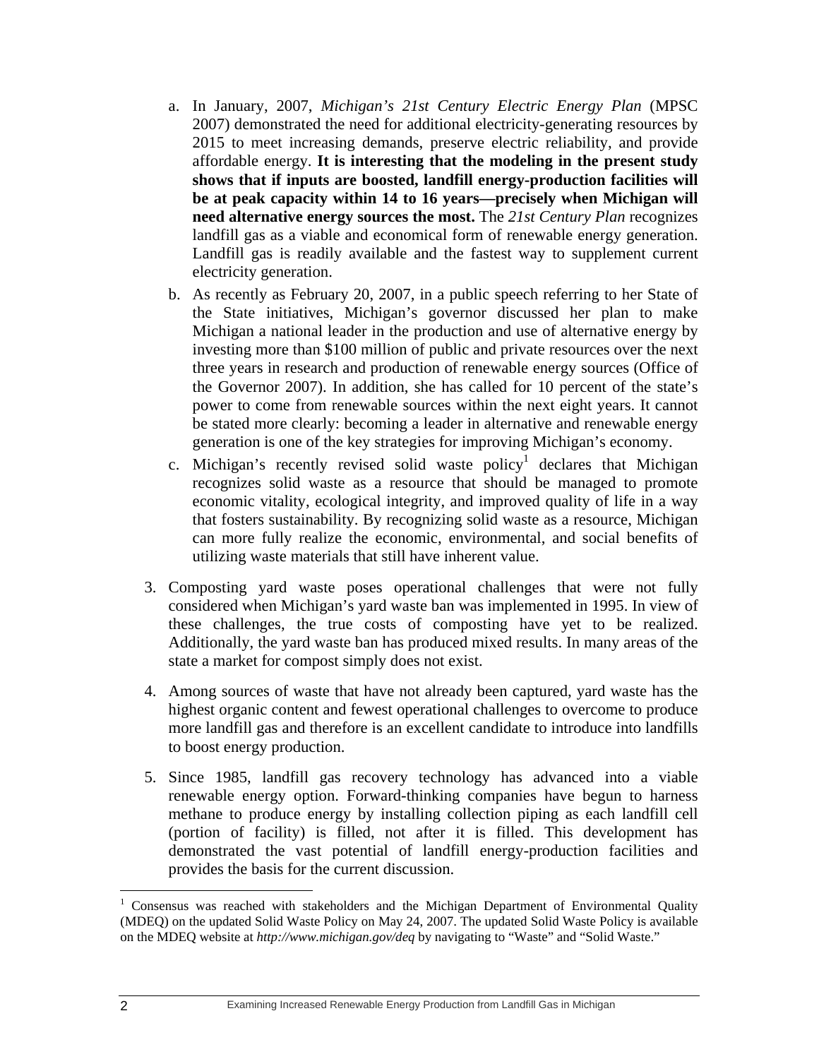a. In January, 2007, *Michigan's 21st Century Electric Energy Plan* (MPSC 2007) demonstrated the need for additional electricity-generating resources by 2015 to meet increasing demands, preserve electric reliability, and provide affordable energy. **It is interesting that the modeling in the present study shows that if inputs are boosted, landfill energy-production facilities will be at peak capacity within 14 to 16 years—precisely when Michigan will need alternative energy sources the most.** The *21st Century Plan* recognizes landfill gas as a viable and economical form of renewable energy generation. Landfill gas is readily available and the fastest way to supplement current electricity generation.

b. As recently as February 20, 2007, in a public speech referring to her State of the State initiatives, Michigan's governor discussed her plan to make Michigan a national leader in the production and use of alternative energy by investing more than $100 million of public and private resources over the next three years in research and production of renewable energy sources (Office of the Governor 2007). In addition, she has called for 10 percent of the state's power to come from renewable sources within the next eight years. It cannot be stated more clearly: becoming a leader in alternative and renewable energy generation is one of the key strategies for improving Michigan's economy.

c. Michigan's recently revised solid waste policy[1] declares that Michigan recognizes solid waste as a resource that should be managed to promote economic vitality, ecological integrity, and improved quality of life in a way that fosters sustainability. By recognizing solid waste as a resource, Michigan can more fully realize the economic, environmental, and social benefits of utilizing waste materials that still have inherent value.

3. Composting yard waste poses operational challenges that were not fully considered when Michigan's yard waste ban was implemented in 1995. In view of these challenges, the true costs of composting have yet to be realized. Additionally, the yard waste ban has produced mixed results. In many areas of the state a market for compost simply does not exist.

4. Among sources of waste that have not already been captured, yard waste has the highest organic content and fewest operational challenges to overcome to produce more landfill gas and therefore is an excellent candidate to introduce into landfills to boost energy production.

5. Since 1985, landfill gas recovery technology has advanced into a viable renewable energy option. Forward-thinking companies have begun to harness methane to produce energy by installing collection piping as each landfill cell (portion of facility) is filled, not after it is filled. This development has demonstrated the vast potential of landfill energy-production facilities and provides the basis for the current discussion.

---

[1] Consensus was reached with stakeholders and the Michigan Department of Environmental Quality (MDEQ) on the updated Solid Waste Policy on May 24, 2007. The updated Solid Waste Policy is available on the MDEQ website at *http://www.michigan.gov/deq* by navigating to "Waste" and "Solid Waste."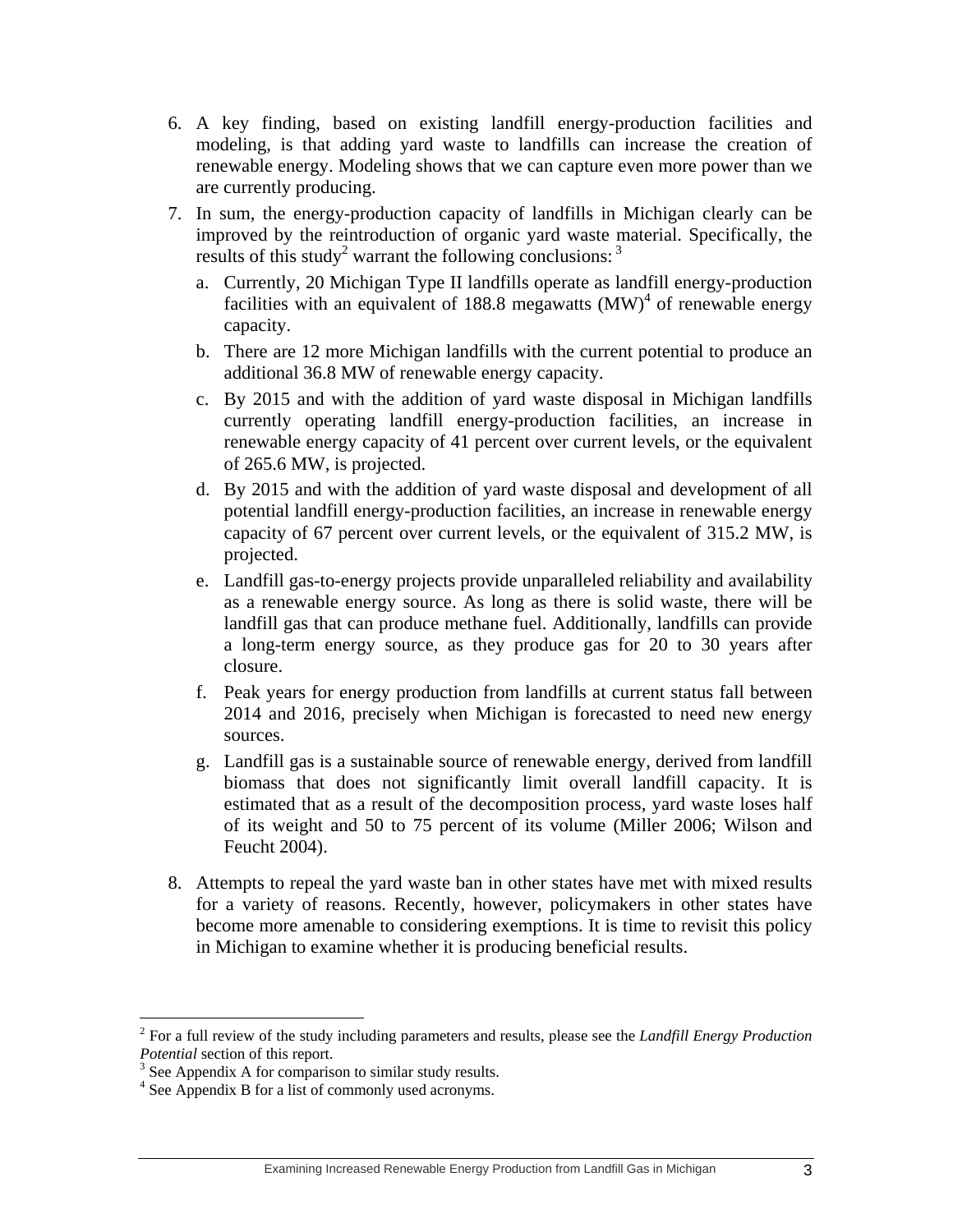6. A key finding, based on existing landfill energy-production facilities and modeling, is that adding yard waste to landfills can increase the creation of renewable energy. Modeling shows that we can capture even more power than we are currently producing.
7. In sum, the energy-production capacity of landfills in Michigan clearly can be improved by the reintroduction of organic yard waste material. Specifically, the results of this study[2] warrant the following conclusions: [3]
   a. Currently, 20 Michigan Type II landfills operate as landfill energy-production facilities with an equivalent of 188.8 megawatts (MW)[4] of renewable energy capacity.
   b. There are 12 more Michigan landfills with the current potential to produce an additional 36.8 MW of renewable energy capacity.
   c. By 2015 and with the addition of yard waste disposal in Michigan landfills currently operating landfill energy-production facilities, an increase in renewable energy capacity of 41 percent over current levels, or the equivalent of 265.6 MW, is projected.
   d. By 2015 and with the addition of yard waste disposal and development of all potential landfill energy-production facilities, an increase in renewable energy capacity of 67 percent over current levels, or the equivalent of 315.2 MW, is projected.
   e. Landfill gas-to-energy projects provide unparalleled reliability and availability as a renewable energy source. As long as there is solid waste, there will be landfill gas that can produce methane fuel. Additionally, landfills can provide a long-term energy source, as they produce gas for 20 to 30 years after closure.
   f. Peak years for energy production from landfills at current status fall between 2014 and 2016, precisely when Michigan is forecasted to need new energy sources.
   g. Landfill gas is a sustainable source of renewable energy, derived from landfill biomass that does not significantly limit overall landfill capacity. It is estimated that as a result of the decomposition process, yard waste loses half of its weight and 50 to 75 percent of its volume (Miller 2006; Wilson and Feucht 2004).
8. Attempts to repeal the yard waste ban in other states have met with mixed results for a variety of reasons. Recently, however, policymakers in other states have become more amenable to considering exemptions. It is time to revisit this policy in Michigan to examine whether it is producing beneficial results.

---

[2] For a full review of the study including parameters and results, please see the *Landfill Energy Production Potential* section of this report.
[3] See Appendix A for comparison to similar study results.
[4] See Appendix B for a list of commonly used acronyms.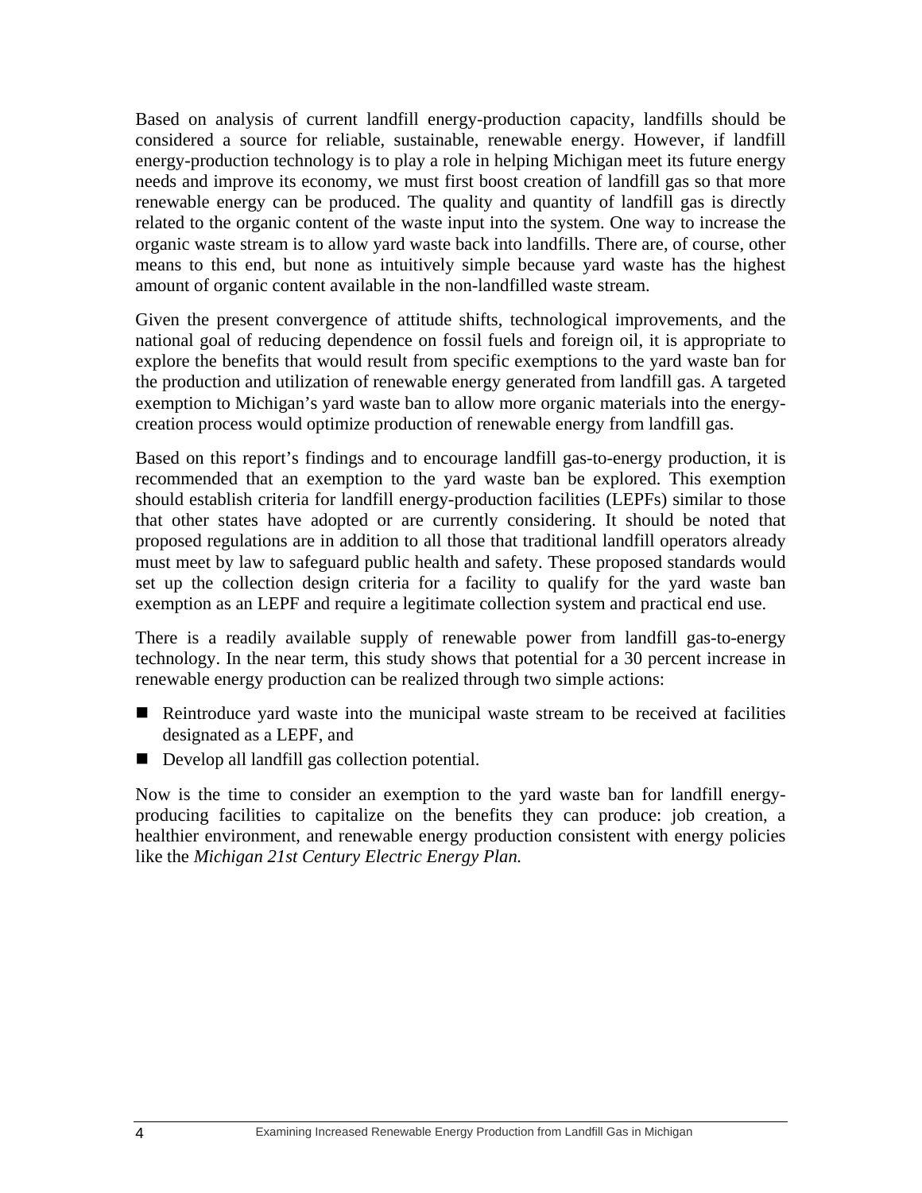Based on analysis of current landfill energy-production capacity, landfills should be considered a source for reliable, sustainable, renewable energy. However, if landfill energy-production technology is to play a role in helping Michigan meet its future energy needs and improve its economy, we must first boost creation of landfill gas so that more renewable energy can be produced. The quality and quantity of landfill gas is directly related to the organic content of the waste input into the system. One way to increase the organic waste stream is to allow yard waste back into landfills. There are, of course, other means to this end, but none as intuitively simple because yard waste has the highest amount of organic content available in the non-landfilled waste stream.

Given the present convergence of attitude shifts, technological improvements, and the national goal of reducing dependence on fossil fuels and foreign oil, it is appropriate to explore the benefits that would result from specific exemptions to the yard waste ban for the production and utilization of renewable energy generated from landfill gas. A targeted exemption to Michigan's yard waste ban to allow more organic materials into the energy-creation process would optimize production of renewable energy from landfill gas.

Based on this report's findings and to encourage landfill gas-to-energy production, it is recommended that an exemption to the yard waste ban be explored. This exemption should establish criteria for landfill energy-production facilities (LEPFs) similar to those that other states have adopted or are currently considering. It should be noted that proposed regulations are in addition to all those that traditional landfill operators already must meet by law to safeguard public health and safety. These proposed standards would set up the collection design criteria for a facility to qualify for the yard waste ban exemption as an LEPF and require a legitimate collection system and practical end use.

There is a readily available supply of renewable power from landfill gas-to-energy technology. In the near term, this study shows that potential for a 30 percent increase in renewable energy production can be realized through two simple actions:

- Reintroduce yard waste into the municipal waste stream to be received at facilities designated as a LEPF, and
- Develop all landfill gas collection potential.

Now is the time to consider an exemption to the yard waste ban for landfill energy-producing facilities to capitalize on the benefits they can produce: job creation, a healthier environment, and renewable energy production consistent with energy policies like the *Michigan 21st Century Electric Energy Plan.*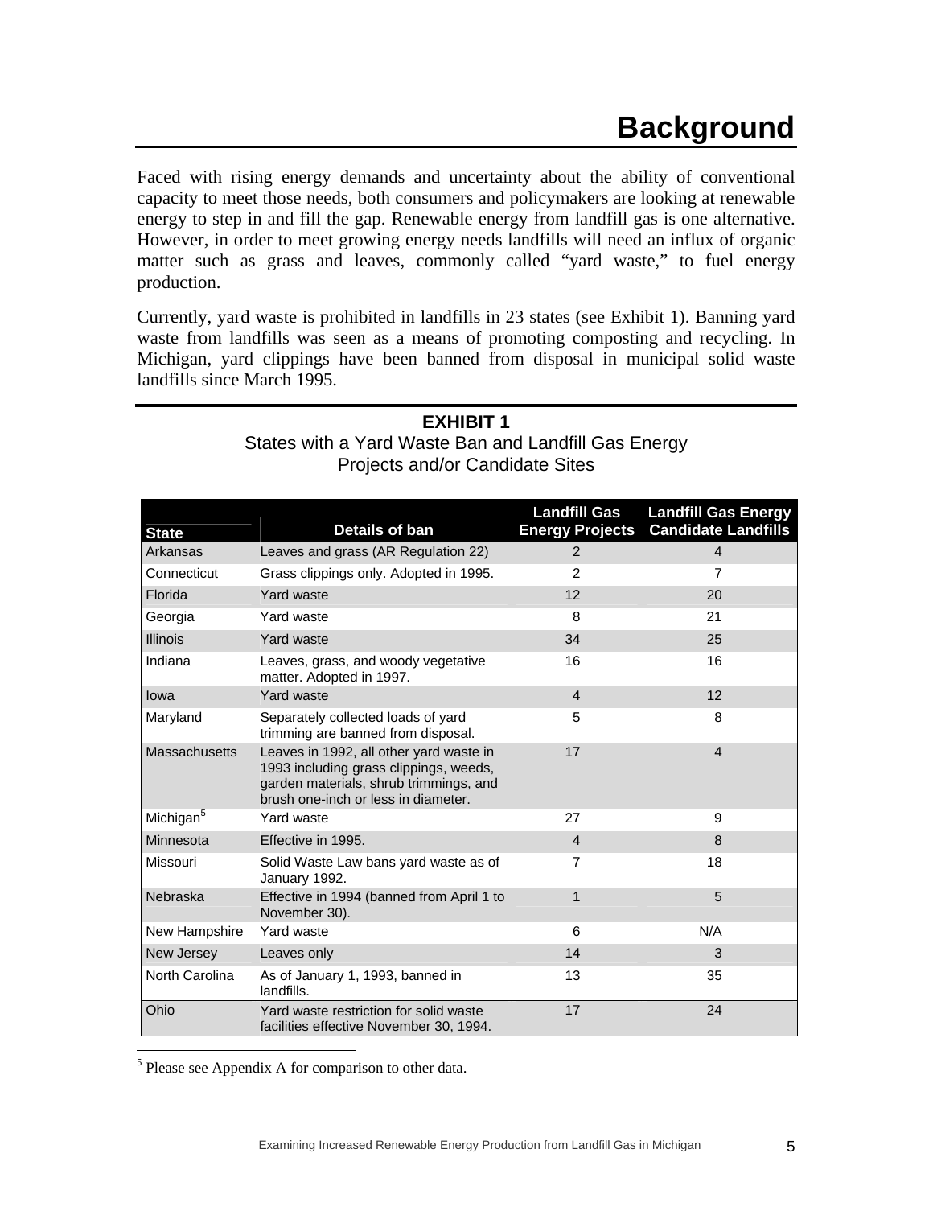# Background

Faced with rising energy demands and uncertainty about the ability of conventional capacity to meet those needs, both consumers and policymakers are looking at renewable energy to step in and fill the gap. Renewable energy from landfill gas is one alternative. However, in order to meet growing energy needs landfills will need an influx of organic matter such as grass and leaves, commonly called "yard waste," to fuel energy production.

Currently, yard waste is prohibited in landfills in 23 states (see Exhibit 1). Banning yard waste from landfills was seen as a means of promoting composting and recycling. In Michigan, yard clippings have been banned from disposal in municipal solid waste landfills since March 1995.

**EXHIBIT 1**
States with a Yard Waste Ban and Landfill Gas Energy Projects and/or Candidate Sites

| State | Details of ban | Landfill Gas Energy Projects | Landfill Gas Energy Candidate Landfills |
|---|---|---|---|
| Arkansas | Leaves and grass (AR Regulation 22) | 2 | 4 |
| Connecticut | Grass clippings only. Adopted in 1995. | 2 | 7 |
| Florida | Yard waste | 12 | 20 |
| Georgia | Yard waste | 8 | 21 |
| Illinois | Yard waste | 34 | 25 |
| Indiana | Leaves, grass, and woody vegetative matter. Adopted in 1997. | 16 | 16 |
| Iowa | Yard waste | 4 | 12 |
| Maryland | Separately collected loads of yard trimming are banned from disposal. | 5 | 8 |
| Massachusetts | Leaves in 1992, all other yard waste in 1993 including grass clippings, weeds, garden materials, shrub trimmings, and brush one-inch or less in diameter. | 17 | 4 |
| Michigan[5] | Yard waste | 27 | 9 |
| Minnesota | Effective in 1995. | 4 | 8 |
| Missouri | Solid Waste Law bans yard waste as of January 1992. | 7 | 18 |
| Nebraska | Effective in 1994 (banned from April 1 to November 30). | 1 | 5 |
| New Hampshire | Yard waste | 6 | N/A |
| New Jersey | Leaves only | 14 | 3 |
| North Carolina | As of January 1, 1993, banned in landfills. | 13 | 35 |
| Ohio | Yard waste restriction for solid waste facilities effective November 30, 1994. | 17 | 24 |

[5] Please see Appendix A for comparison to other data.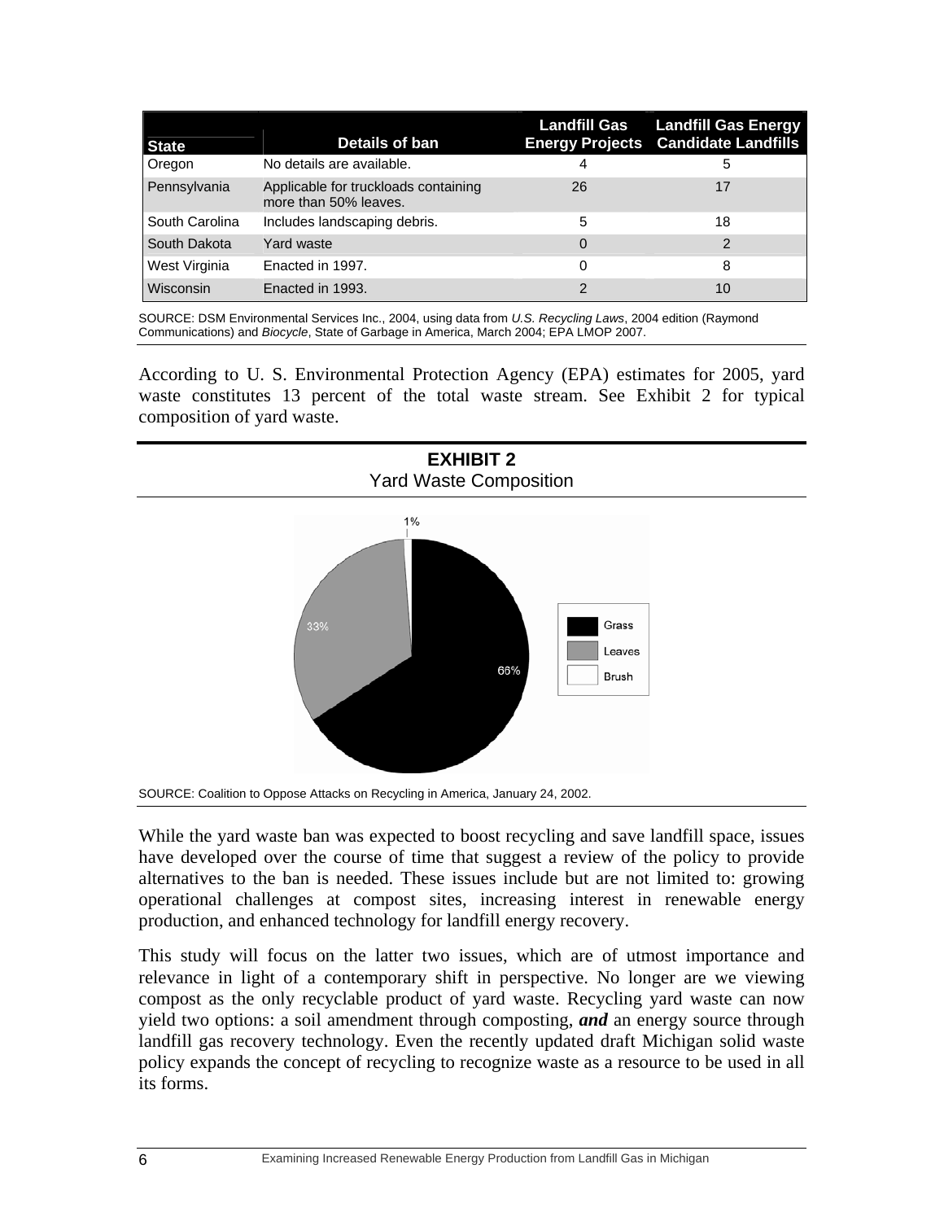| State | Details of ban | Landfill Gas Energy Projects | Landfill Gas Energy Candidate Landfills |
|---|---|---|---|
| Oregon | No details are available. | 4 | 5 |
| Pennsylvania | Applicable for truckloads containing more than 50% leaves. | 26 | 17 |
| South Carolina | Includes landscaping debris. | 5 | 18 |
| South Dakota | Yard waste | 0 | 2 |
| West Virginia | Enacted in 1997. | 0 | 8 |
| Wisconsin | Enacted in 1993. | 2 | 10 |

SOURCE: DSM Environmental Services Inc., 2004, using data from *U.S. Recycling Laws*, 2004 edition (Raymond Communications) and *Biocycle*, State of Garbage in America, March 2004; EPA LMOP 2007.

According to U. S. Environmental Protection Agency (EPA) estimates for 2005, yard waste constitutes 13 percent of the total waste stream. See Exhibit 2 for typical composition of yard waste.

**EXHIBIT 2**
Yard Waste Composition

Grass: 66%
Leaves: 33%
Brush: 1%

SOURCE: Coalition to Oppose Attacks on Recycling in America, January 24, 2002.

While the yard waste ban was expected to boost recycling and save landfill space, issues have developed over the course of time that suggest a review of the policy to provide alternatives to the ban is needed. These issues include but are not limited to: growing operational challenges at compost sites, increasing interest in renewable energy production, and enhanced technology for landfill energy recovery.

This study will focus on the latter two issues, which are of utmost importance and relevance in light of a contemporary shift in perspective. No longer are we viewing compost as the only recyclable product of yard waste. Recycling yard waste can now yield two options: a soil amendment through composting, ***and*** an energy source through landfill gas recovery technology. Even the recently updated draft Michigan solid waste policy expands the concept of recycling to recognize waste as a resource to be used in all its forms.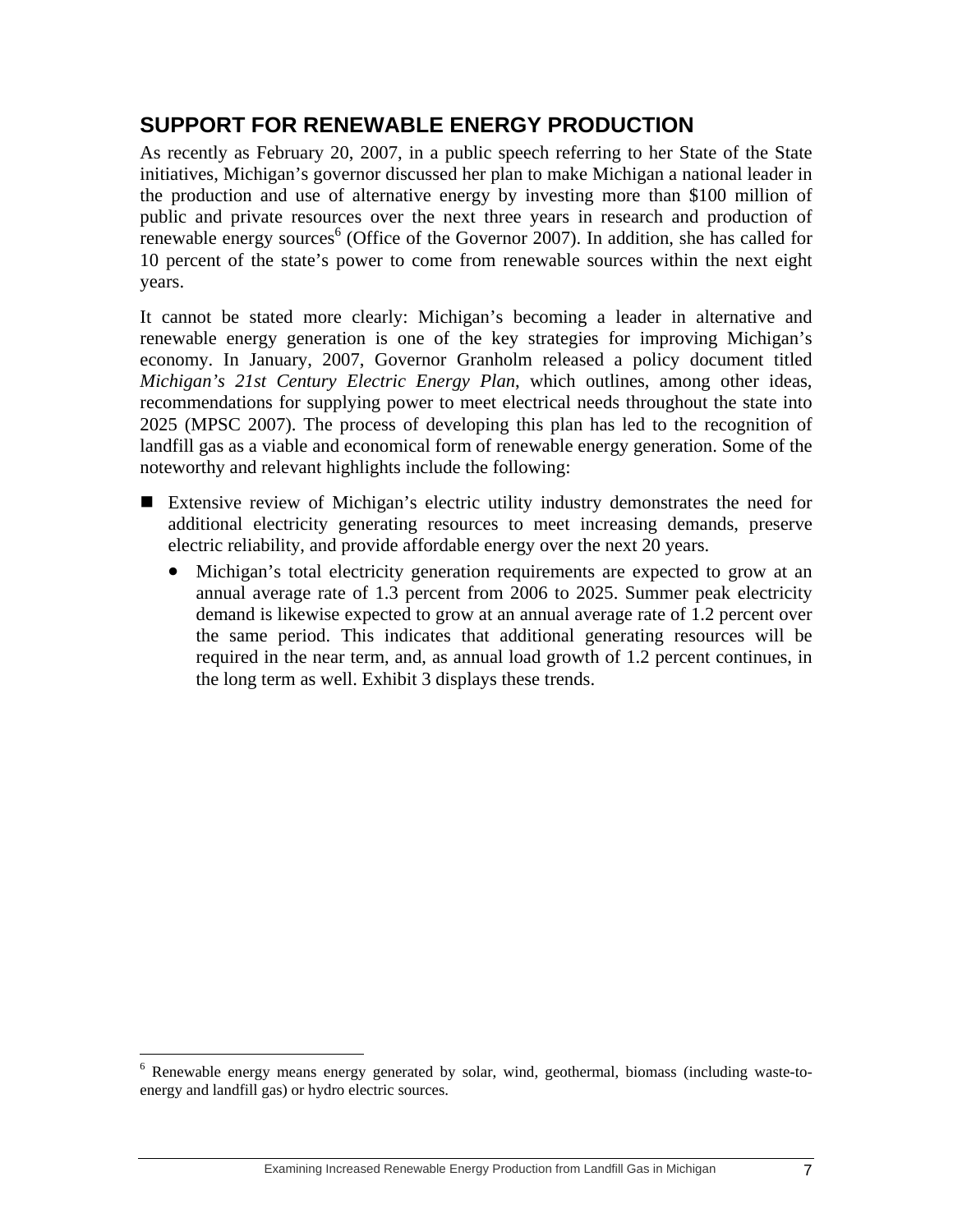## SUPPORT FOR RENEWABLE ENERGY PRODUCTION

As recently as February 20, 2007, in a public speech referring to her State of the State initiatives, Michigan's governor discussed her plan to make Michigan a national leader in the production and use of alternative energy by investing more than $100 million of public and private resources over the next three years in research and production of renewable energy sources[6] (Office of the Governor 2007). In addition, she has called for 10 percent of the state's power to come from renewable sources within the next eight years.

It cannot be stated more clearly: Michigan's becoming a leader in alternative and renewable energy generation is one of the key strategies for improving Michigan's economy. In January, 2007, Governor Granholm released a policy document titled *Michigan's 21st Century Electric Energy Plan*, which outlines, among other ideas, recommendations for supplying power to meet electrical needs throughout the state into 2025 (MPSC 2007). The process of developing this plan has led to the recognition of landfill gas as a viable and economical form of renewable energy generation. Some of the noteworthy and relevant highlights include the following:

- Extensive review of Michigan's electric utility industry demonstrates the need for additional electricity generating resources to meet increasing demands, preserve electric reliability, and provide affordable energy over the next 20 years.
  - Michigan's total electricity generation requirements are expected to grow at an annual average rate of 1.3 percent from 2006 to 2025. Summer peak electricity demand is likewise expected to grow at an annual average rate of 1.2 percent over the same period. This indicates that additional generating resources will be required in the near term, and, as annual load growth of 1.2 percent continues, in the long term as well. Exhibit 3 displays these trends.

[6] Renewable energy means energy generated by solar, wind, geothermal, biomass (including waste-to-energy and landfill gas) or hydro electric sources.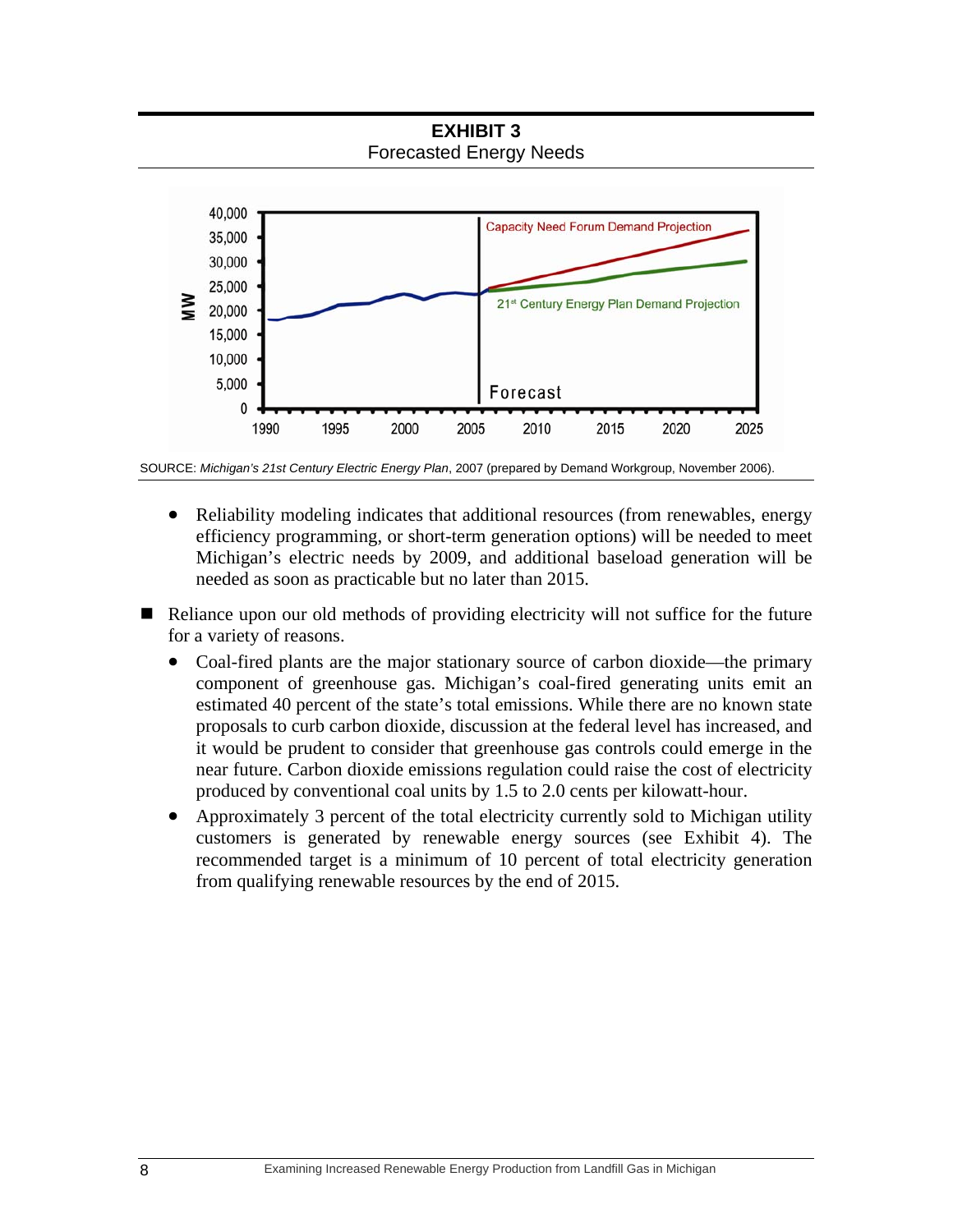**EXHIBIT 3**
Forecasted Energy Needs

SOURCE: *Michigan's 21st Century Electric Energy Plan*, 2007 (prepared by Demand Workgroup, November 2006).

- Reliability modeling indicates that additional resources (from renewables, energy efficiency programming, or short-term generation options) will be needed to meet Michigan's electric needs by 2009, and additional baseload generation will be needed as soon as practicable but no later than 2015.

■ Reliance upon our old methods of providing electricity will not suffice for the future for a variety of reasons.

- Coal-fired plants are the major stationary source of carbon dioxide—the primary component of greenhouse gas. Michigan's coal-fired generating units emit an estimated 40 percent of the state's total emissions. While there are no known state proposals to curb carbon dioxide, discussion at the federal level has increased, and it would be prudent to consider that greenhouse gas controls could emerge in the near future. Carbon dioxide emissions regulation could raise the cost of electricity produced by conventional coal units by 1.5 to 2.0 cents per kilowatt-hour.
- Approximately 3 percent of the total electricity currently sold to Michigan utility customers is generated by renewable energy sources (see Exhibit 4). The recommended target is a minimum of 10 percent of total electricity generation from qualifying renewable resources by the end of 2015.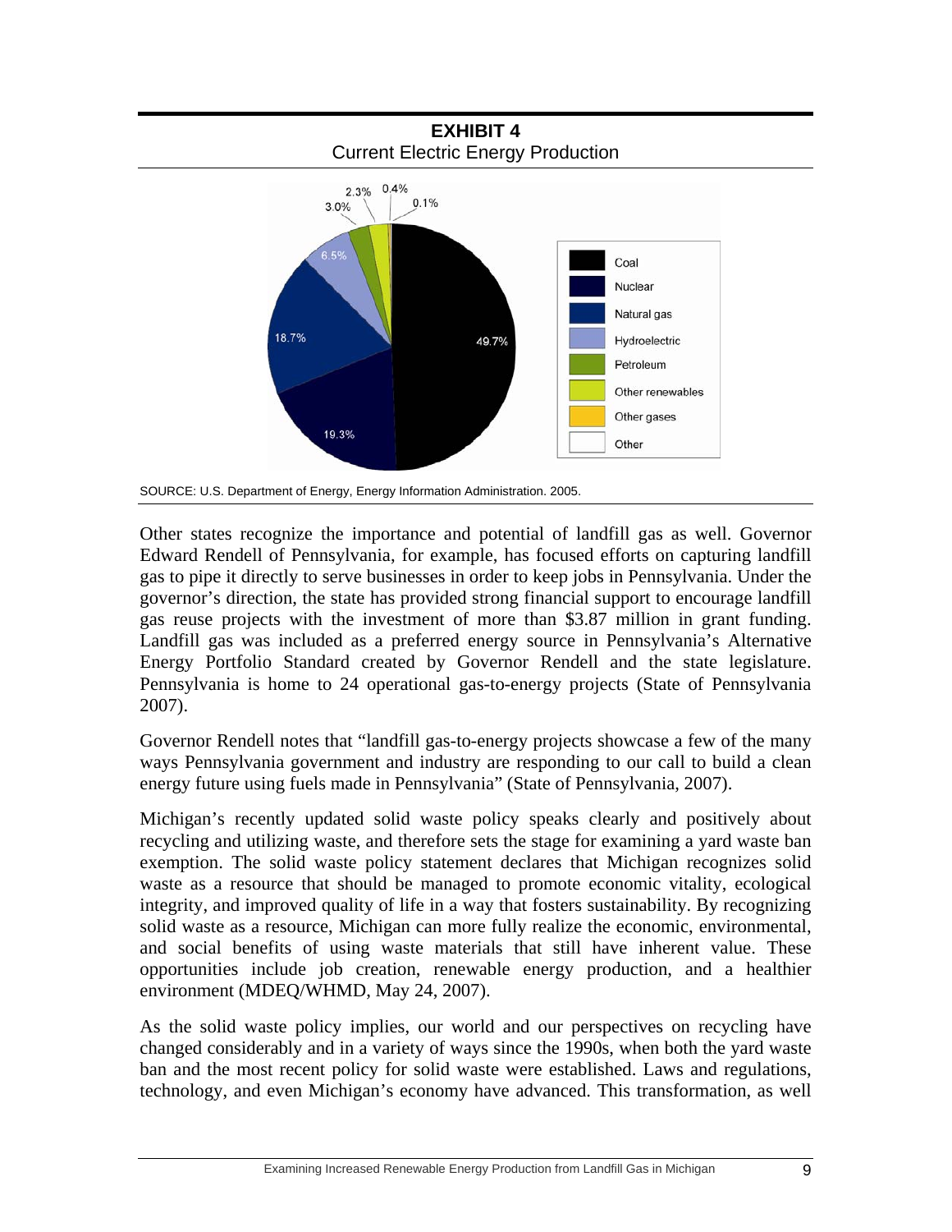**EXHIBIT 4**
Current Electric Energy Production

SOURCE: U.S. Department of Energy, Energy Information Administration. 2005.

Other states recognize the importance and potential of landfill gas as well. Governor Edward Rendell of Pennsylvania, for example, has focused efforts on capturing landfill gas to pipe it directly to serve businesses in order to keep jobs in Pennsylvania. Under the governor's direction, the state has provided strong financial support to encourage landfill gas reuse projects with the investment of more than $3.87 million in grant funding. Landfill gas was included as a preferred energy source in Pennsylvania's Alternative Energy Portfolio Standard created by Governor Rendell and the state legislature. Pennsylvania is home to 24 operational gas-to-energy projects (State of Pennsylvania 2007).

Governor Rendell notes that "landfill gas-to-energy projects showcase a few of the many ways Pennsylvania government and industry are responding to our call to build a clean energy future using fuels made in Pennsylvania" (State of Pennsylvania, 2007).

Michigan's recently updated solid waste policy speaks clearly and positively about recycling and utilizing waste, and therefore sets the stage for examining a yard waste ban exemption. The solid waste policy statement declares that Michigan recognizes solid waste as a resource that should be managed to promote economic vitality, ecological integrity, and improved quality of life in a way that fosters sustainability. By recognizing solid waste as a resource, Michigan can more fully realize the economic, environmental, and social benefits of using waste materials that still have inherent value. These opportunities include job creation, renewable energy production, and a healthier environment (MDEQ/WHMD, May 24, 2007).

As the solid waste policy implies, our world and our perspectives on recycling have changed considerably and in a variety of ways since the 1990s, when both the yard waste ban and the most recent policy for solid waste were established. Laws and regulations, technology, and even Michigan's economy have advanced. This transformation, as well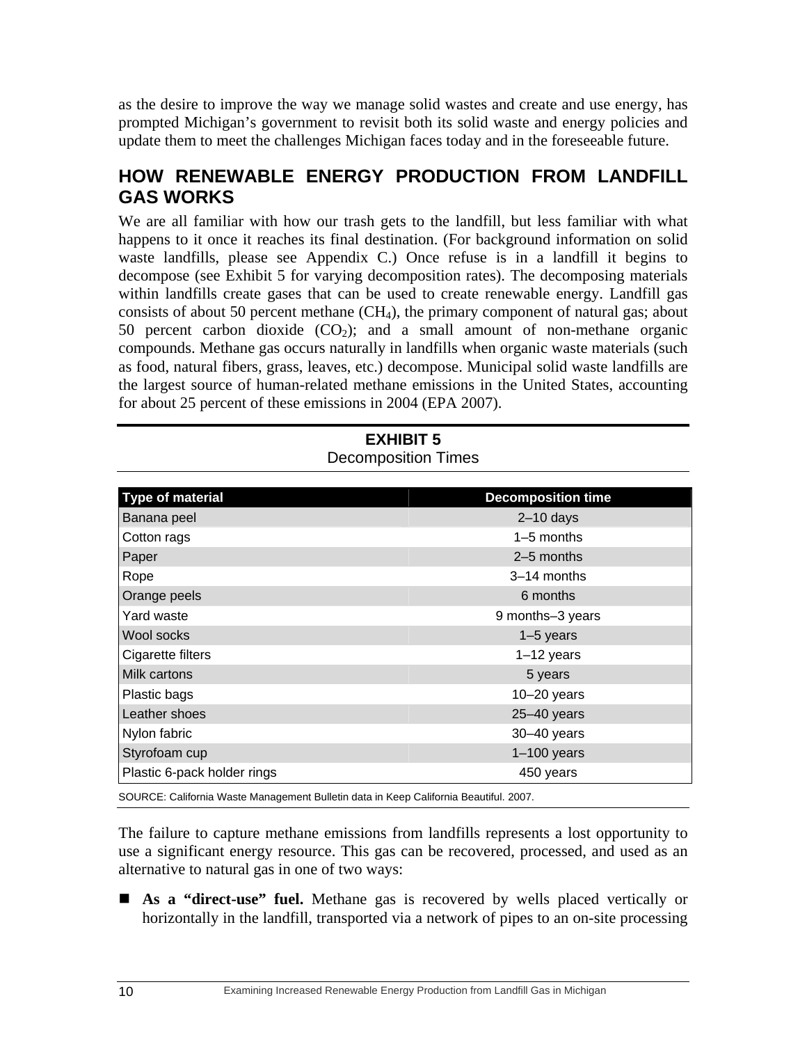as the desire to improve the way we manage solid wastes and create and use energy, has prompted Michigan's government to revisit both its solid waste and energy policies and update them to meet the challenges Michigan faces today and in the foreseeable future.

## HOW RENEWABLE ENERGY PRODUCTION FROM LANDFILL GAS WORKS

We are all familiar with how our trash gets to the landfill, but less familiar with what happens to it once it reaches its final destination. (For background information on solid waste landfills, please see Appendix C.) Once refuse is in a landfill it begins to decompose (see Exhibit 5 for varying decomposition rates). The decomposing materials within landfills create gases that can be used to create renewable energy. Landfill gas consists of about 50 percent methane ($CH_4$), the primary component of natural gas; about 50 percent carbon dioxide ($CO_2$); and a small amount of non-methane organic compounds. Methane gas occurs naturally in landfills when organic waste materials (such as food, natural fibers, grass, leaves, etc.) decompose. Municipal solid waste landfills are the largest source of human-related methane emissions in the United States, accounting for about 25 percent of these emissions in 2004 (EPA 2007).

**EXHIBIT 5**
Decomposition Times

| Type of material | Decomposition time |
|---|---|
| Banana peel | 2–10 days |
| Cotton rags | 1–5 months |
| Paper | 2–5 months |
| Rope | 3–14 months |
| Orange peels | 6 months |
| Yard waste | 9 months–3 years |
| Wool socks | 1–5 years |
| Cigarette filters | 1–12 years |
| Milk cartons | 5 years |
| Plastic bags | 10–20 years |
| Leather shoes | 25–40 years |
| Nylon fabric | 30–40 years |
| Styrofoam cup | 1–100 years |
| Plastic 6-pack holder rings | 450 years |

SOURCE: California Waste Management Bulletin data in Keep California Beautiful. 2007.

The failure to capture methane emissions from landfills represents a lost opportunity to use a significant energy resource. This gas can be recovered, processed, and used as an alternative to natural gas in one of two ways:

- **As a "direct-use" fuel.** Methane gas is recovered by wells placed vertically or horizontally in the landfill, transported via a network of pipes to an on-site processing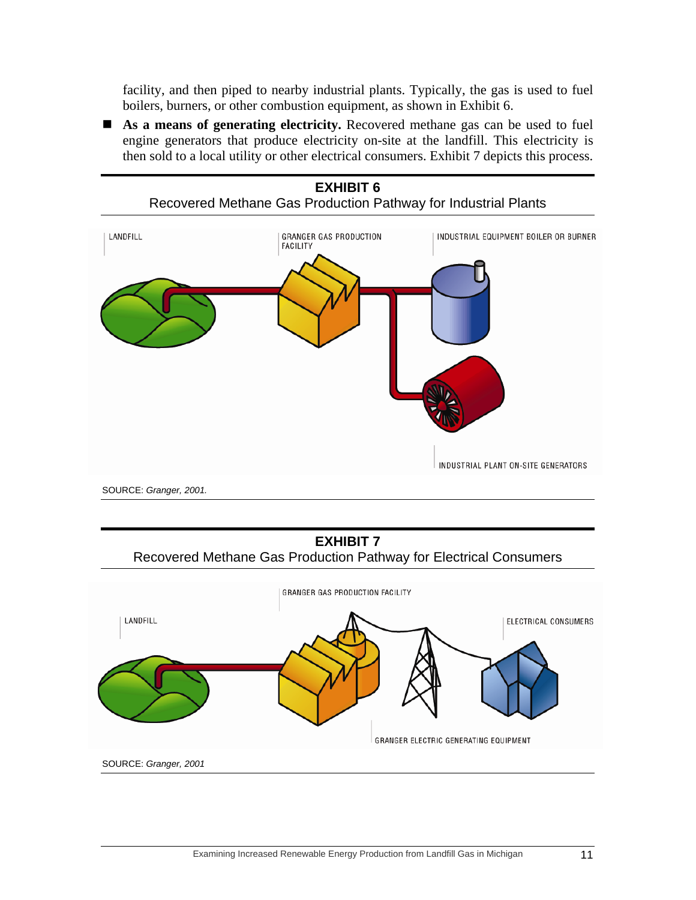facility, and then piped to nearby industrial plants. Typically, the gas is used to fuel boilers, burners, or other combustion equipment, as shown in Exhibit 6.

- **As a means of generating electricity.** Recovered methane gas can be used to fuel engine generators that produce electricity on-site at the landfill. This electricity is then sold to a local utility or other electrical consumers. Exhibit 7 depicts this process.

**EXHIBIT 6**
Recovered Methane Gas Production Pathway for Industrial Plants

LANDFILL

GRANGER GAS PRODUCTION FACILITY

INDUSTRIAL EQUIPMENT BOILER OR BURNER

INDUSTRIAL PLANT ON-SITE GENERATORS

SOURCE: *Granger, 2001.*

**EXHIBIT 7**
Recovered Methane Gas Production Pathway for Electrical Consumers

GRANGER GAS PRODUCTION FACILITY

LANDFILL

ELECTRICAL CONSUMERS

GRANGER ELECTRIC GENERATING EQUIPMENT

SOURCE: *Granger, 2001*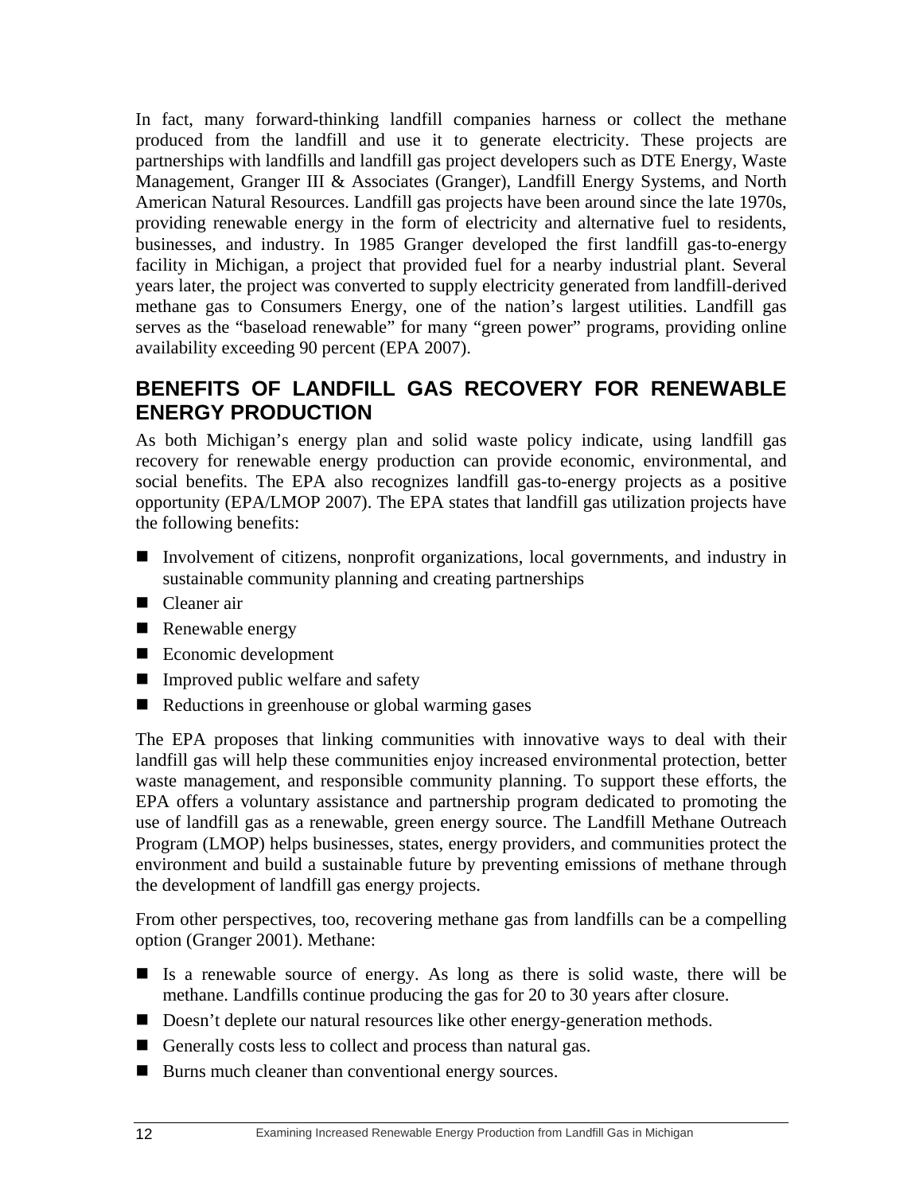In fact, many forward-thinking landfill companies harness or collect the methane produced from the landfill and use it to generate electricity. These projects are partnerships with landfills and landfill gas project developers such as DTE Energy, Waste Management, Granger III & Associates (Granger), Landfill Energy Systems, and North American Natural Resources. Landfill gas projects have been around since the late 1970s, providing renewable energy in the form of electricity and alternative fuel to residents, businesses, and industry. In 1985 Granger developed the first landfill gas-to-energy facility in Michigan, a project that provided fuel for a nearby industrial plant. Several years later, the project was converted to supply electricity generated from landfill-derived methane gas to Consumers Energy, one of the nation's largest utilities. Landfill gas serves as the "baseload renewable" for many "green power" programs, providing online availability exceeding 90 percent (EPA 2007).

## BENEFITS OF LANDFILL GAS RECOVERY FOR RENEWABLE ENERGY PRODUCTION

As both Michigan's energy plan and solid waste policy indicate, using landfill gas recovery for renewable energy production can provide economic, environmental, and social benefits. The EPA also recognizes landfill gas-to-energy projects as a positive opportunity (EPA/LMOP 2007). The EPA states that landfill gas utilization projects have the following benefits:

- Involvement of citizens, nonprofit organizations, local governments, and industry in sustainable community planning and creating partnerships
- Cleaner air
- Renewable energy
- Economic development
- Improved public welfare and safety
- Reductions in greenhouse or global warming gases

The EPA proposes that linking communities with innovative ways to deal with their landfill gas will help these communities enjoy increased environmental protection, better waste management, and responsible community planning. To support these efforts, the EPA offers a voluntary assistance and partnership program dedicated to promoting the use of landfill gas as a renewable, green energy source. The Landfill Methane Outreach Program (LMOP) helps businesses, states, energy providers, and communities protect the environment and build a sustainable future by preventing emissions of methane through the development of landfill gas energy projects.

From other perspectives, too, recovering methane gas from landfills can be a compelling option (Granger 2001). Methane:

- Is a renewable source of energy. As long as there is solid waste, there will be methane. Landfills continue producing the gas for 20 to 30 years after closure.
- Doesn't deplete our natural resources like other energy-generation methods.
- Generally costs less to collect and process than natural gas.
- Burns much cleaner than conventional energy sources.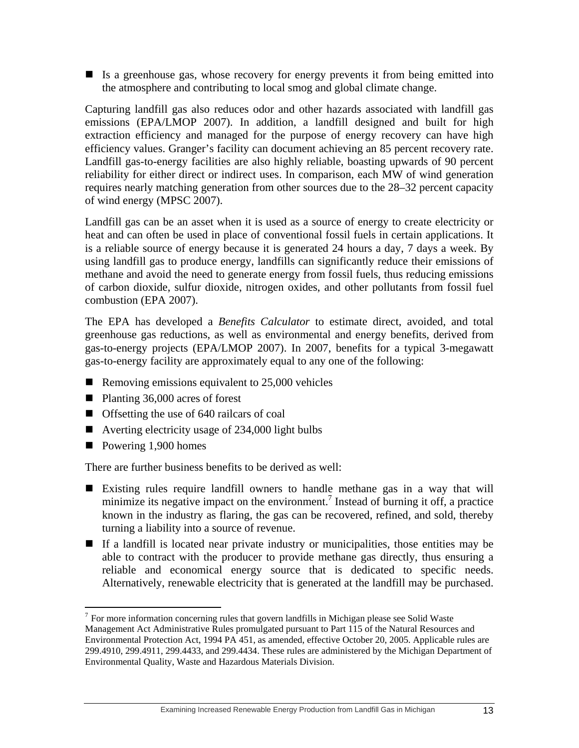- Is a greenhouse gas, whose recovery for energy prevents it from being emitted into the atmosphere and contributing to local smog and global climate change.

Capturing landfill gas also reduces odor and other hazards associated with landfill gas emissions (EPA/LMOP 2007). In addition, a landfill designed and built for high extraction efficiency and managed for the purpose of energy recovery can have high efficiency values. Granger's facility can document achieving an 85 percent recovery rate. Landfill gas-to-energy facilities are also highly reliable, boasting upwards of 90 percent reliability for either direct or indirect uses. In comparison, each MW of wind generation requires nearly matching generation from other sources due to the 28–32 percent capacity of wind energy (MPSC 2007).

Landfill gas can be an asset when it is used as a source of energy to create electricity or heat and can often be used in place of conventional fossil fuels in certain applications. It is a reliable source of energy because it is generated 24 hours a day, 7 days a week. By using landfill gas to produce energy, landfills can significantly reduce their emissions of methane and avoid the need to generate energy from fossil fuels, thus reducing emissions of carbon dioxide, sulfur dioxide, nitrogen oxides, and other pollutants from fossil fuel combustion (EPA 2007).

The EPA has developed a *Benefits Calculator* to estimate direct, avoided, and total greenhouse gas reductions, as well as environmental and energy benefits, derived from gas-to-energy projects (EPA/LMOP 2007). In 2007, benefits for a typical 3-megawatt gas-to-energy facility are approximately equal to any one of the following:

- Removing emissions equivalent to 25,000 vehicles
- Planting 36,000 acres of forest
- Offsetting the use of 640 railcars of coal
- Averting electricity usage of 234,000 light bulbs
- Powering 1,900 homes

There are further business benefits to be derived as well:

- Existing rules require landfill owners to handle methane gas in a way that will minimize its negative impact on the environment.[7] Instead of burning it off, a practice known in the industry as flaring, the gas can be recovered, refined, and sold, thereby turning a liability into a source of revenue.
- If a landfill is located near private industry or municipalities, those entities may be able to contract with the producer to provide methane gas directly, thus ensuring a reliable and economical energy source that is dedicated to specific needs. Alternatively, renewable electricity that is generated at the landfill may be purchased.

[7] For more information concerning rules that govern landfills in Michigan please see Solid Waste Management Act Administrative Rules promulgated pursuant to Part 115 of the Natural Resources and Environmental Protection Act, 1994 PA 451, as amended, effective October 20, 2005. Applicable rules are 299.4910, 299.4911, 299.4433, and 299.4434. These rules are administered by the Michigan Department of Environmental Quality, Waste and Hazardous Materials Division.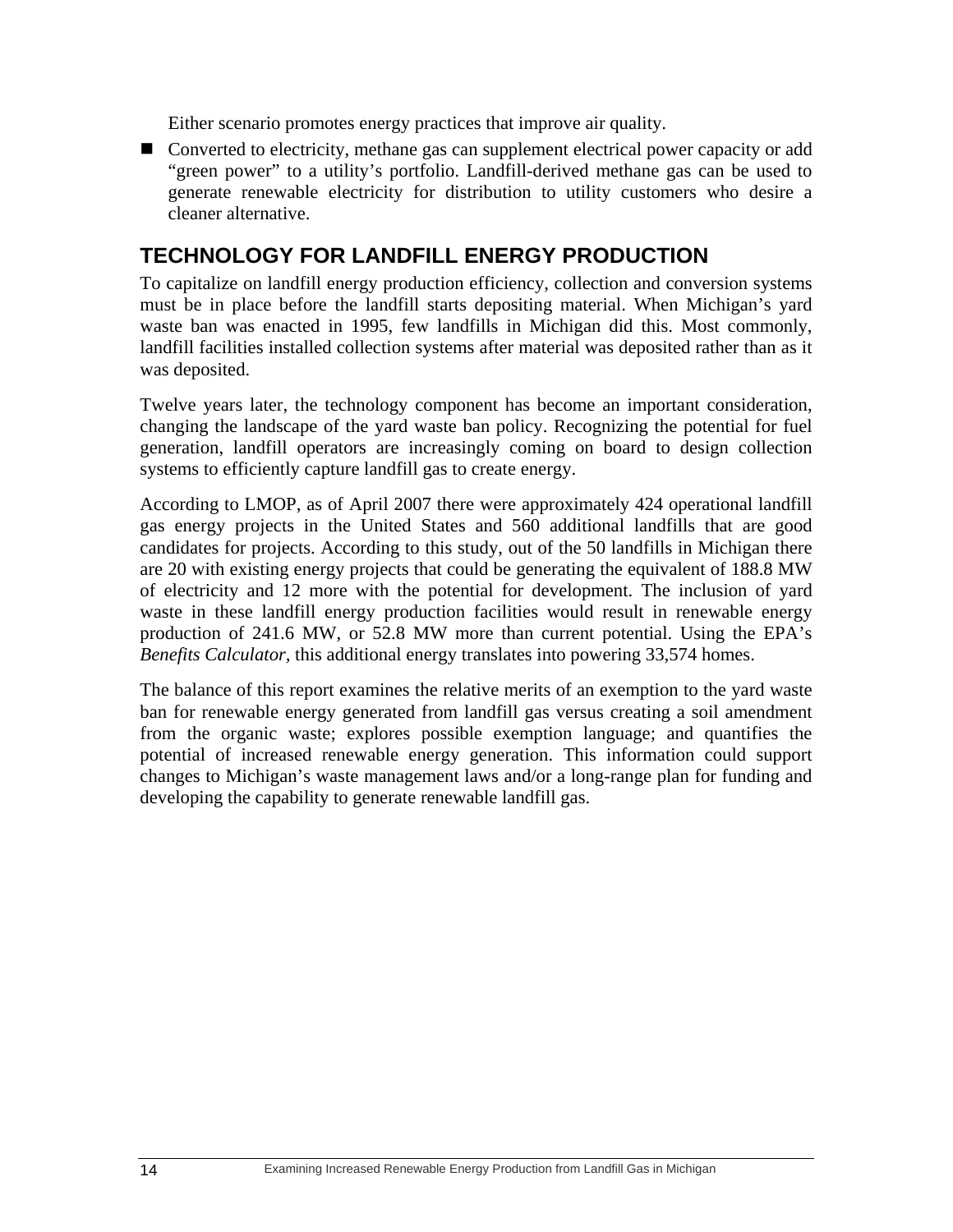Either scenario promotes energy practices that improve air quality.

- Converted to electricity, methane gas can supplement electrical power capacity or add "green power" to a utility's portfolio. Landfill-derived methane gas can be used to generate renewable electricity for distribution to utility customers who desire a cleaner alternative.

## TECHNOLOGY FOR LANDFILL ENERGY PRODUCTION

To capitalize on landfill energy production efficiency, collection and conversion systems must be in place before the landfill starts depositing material. When Michigan's yard waste ban was enacted in 1995, few landfills in Michigan did this. Most commonly, landfill facilities installed collection systems after material was deposited rather than as it was deposited.

Twelve years later, the technology component has become an important consideration, changing the landscape of the yard waste ban policy. Recognizing the potential for fuel generation, landfill operators are increasingly coming on board to design collection systems to efficiently capture landfill gas to create energy.

According to LMOP, as of April 2007 there were approximately 424 operational landfill gas energy projects in the United States and 560 additional landfills that are good candidates for projects. According to this study, out of the 50 landfills in Michigan there are 20 with existing energy projects that could be generating the equivalent of 188.8 MW of electricity and 12 more with the potential for development. The inclusion of yard waste in these landfill energy production facilities would result in renewable energy production of 241.6 MW, or 52.8 MW more than current potential. Using the EPA's *Benefits Calculator,* this additional energy translates into powering 33,574 homes.

The balance of this report examines the relative merits of an exemption to the yard waste ban for renewable energy generated from landfill gas versus creating a soil amendment from the organic waste; explores possible exemption language; and quantifies the potential of increased renewable energy generation. This information could support changes to Michigan's waste management laws and/or a long-range plan for funding and developing the capability to generate renewable landfill gas.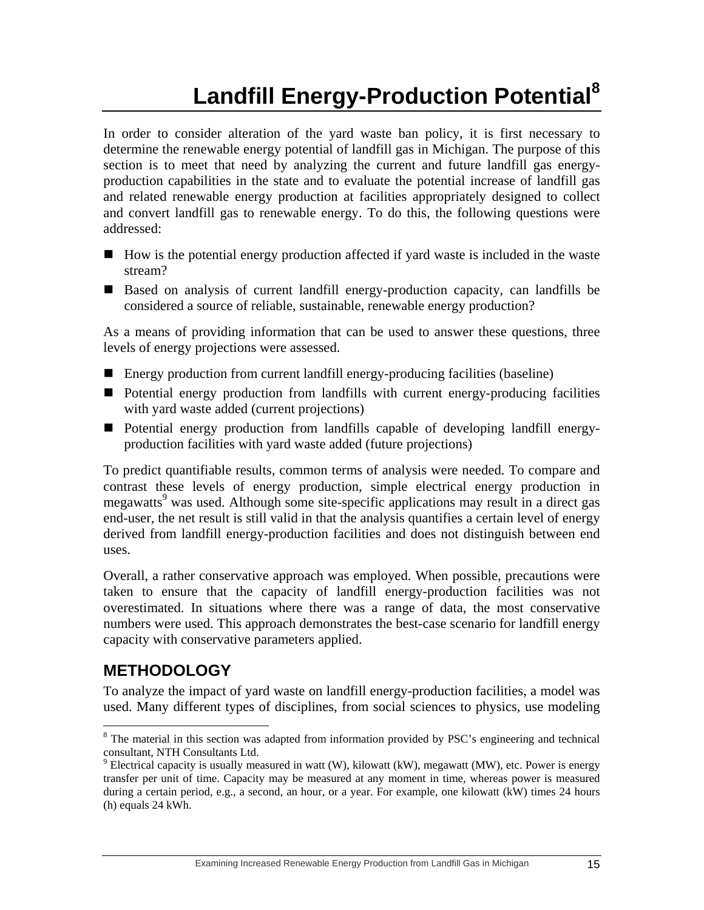# Landfill Energy-Production Potential[8]

In order to consider alteration of the yard waste ban policy, it is first necessary to determine the renewable energy potential of landfill gas in Michigan. The purpose of this section is to meet that need by analyzing the current and future landfill gas energy-production capabilities in the state and to evaluate the potential increase of landfill gas and related renewable energy production at facilities appropriately designed to collect and convert landfill gas to renewable energy. To do this, the following questions were addressed:

- How is the potential energy production affected if yard waste is included in the waste stream?
- Based on analysis of current landfill energy-production capacity, can landfills be considered a source of reliable, sustainable, renewable energy production?

As a means of providing information that can be used to answer these questions, three levels of energy projections were assessed.

- Energy production from current landfill energy-producing facilities (baseline)
- Potential energy production from landfills with current energy-producing facilities with yard waste added (current projections)
- Potential energy production from landfills capable of developing landfill energy-production facilities with yard waste added (future projections)

To predict quantifiable results, common terms of analysis were needed. To compare and contrast these levels of energy production, simple electrical energy production in megawatts[9] was used. Although some site-specific applications may result in a direct gas end-user, the net result is still valid in that the analysis quantifies a certain level of energy derived from landfill energy-production facilities and does not distinguish between end uses.

Overall, a rather conservative approach was employed. When possible, precautions were taken to ensure that the capacity of landfill energy-production facilities was not overestimated. In situations where there was a range of data, the most conservative numbers were used. This approach demonstrates the best-case scenario for landfill energy capacity with conservative parameters applied.

## METHODOLOGY

To analyze the impact of yard waste on landfill energy-production facilities, a model was used. Many different types of disciplines, from social sciences to physics, use modeling

---

[8] The material in this section was adapted from information provided by PSC's engineering and technical consultant, NTH Consultants Ltd.

[9] Electrical capacity is usually measured in watt (W), kilowatt (kW), megawatt (MW), etc. Power is energy transfer per unit of time. Capacity may be measured at any moment in time, whereas power is measured during a certain period, e.g., a second, an hour, or a year. For example, one kilowatt (kW) times 24 hours (h) equals 24 kWh.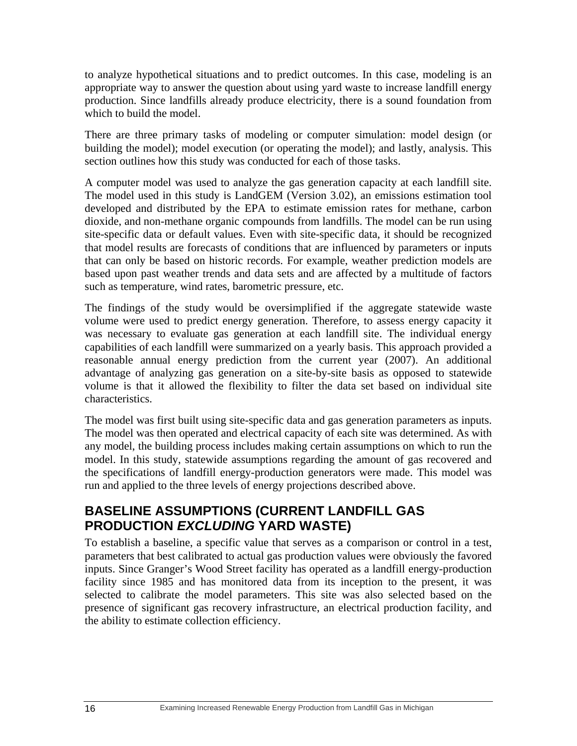to analyze hypothetical situations and to predict outcomes. In this case, modeling is an appropriate way to answer the question about using yard waste to increase landfill energy production. Since landfills already produce electricity, there is a sound foundation from which to build the model.

There are three primary tasks of modeling or computer simulation: model design (or building the model); model execution (or operating the model); and lastly, analysis. This section outlines how this study was conducted for each of those tasks.

A computer model was used to analyze the gas generation capacity at each landfill site. The model used in this study is LandGEM (Version 3.02), an emissions estimation tool developed and distributed by the EPA to estimate emission rates for methane, carbon dioxide, and non-methane organic compounds from landfills. The model can be run using site-specific data or default values. Even with site-specific data, it should be recognized that model results are forecasts of conditions that are influenced by parameters or inputs that can only be based on historic records. For example, weather prediction models are based upon past weather trends and data sets and are affected by a multitude of factors such as temperature, wind rates, barometric pressure, etc.

The findings of the study would be oversimplified if the aggregate statewide waste volume were used to predict energy generation. Therefore, to assess energy capacity it was necessary to evaluate gas generation at each landfill site. The individual energy capabilities of each landfill were summarized on a yearly basis. This approach provided a reasonable annual energy prediction from the current year (2007). An additional advantage of analyzing gas generation on a site-by-site basis as opposed to statewide volume is that it allowed the flexibility to filter the data set based on individual site characteristics.

The model was first built using site-specific data and gas generation parameters as inputs. The model was then operated and electrical capacity of each site was determined. As with any model, the building process includes making certain assumptions on which to run the model. In this study, statewide assumptions regarding the amount of gas recovered and the specifications of landfill energy-production generators were made. This model was run and applied to the three levels of energy projections described above.

## BASELINE ASSUMPTIONS (CURRENT LANDFILL GAS PRODUCTION *EXCLUDING* YARD WASTE)

To establish a baseline, a specific value that serves as a comparison or control in a test, parameters that best calibrated to actual gas production values were obviously the favored inputs. Since Granger's Wood Street facility has operated as a landfill energy-production facility since 1985 and has monitored data from its inception to the present, it was selected to calibrate the model parameters. This site was also selected based on the presence of significant gas recovery infrastructure, an electrical production facility, and the ability to estimate collection efficiency.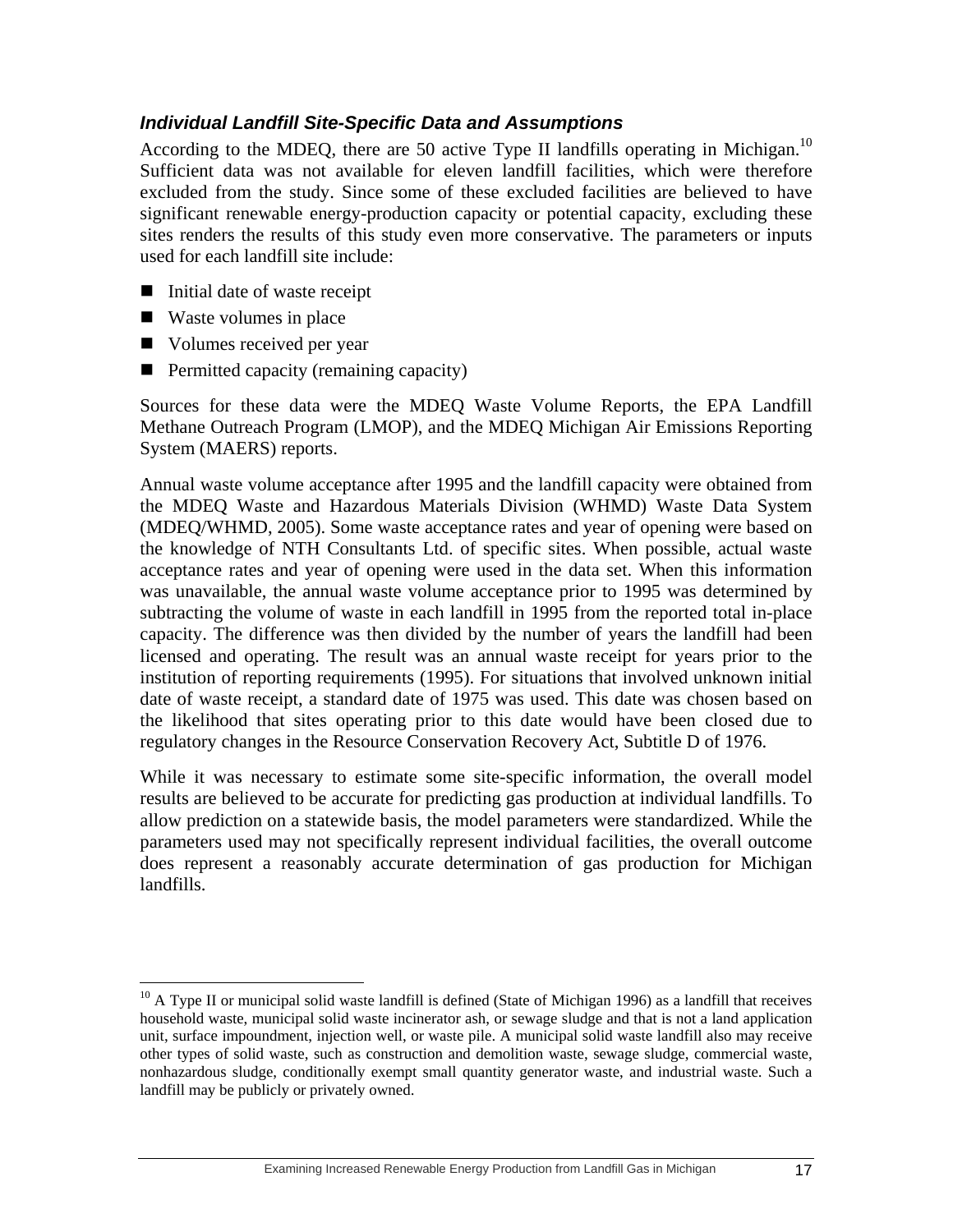### *Individual Landfill Site-Specific Data and Assumptions*

According to the MDEQ, there are 50 active Type II landfills operating in Michigan.[10] Sufficient data was not available for eleven landfill facilities, which were therefore excluded from the study. Since some of these excluded facilities are believed to have significant renewable energy-production capacity or potential capacity, excluding these sites renders the results of this study even more conservative. The parameters or inputs used for each landfill site include:

- Initial date of waste receipt
- Waste volumes in place
- Volumes received per year
- Permitted capacity (remaining capacity)

Sources for these data were the MDEQ Waste Volume Reports, the EPA Landfill Methane Outreach Program (LMOP), and the MDEQ Michigan Air Emissions Reporting System (MAERS) reports.

Annual waste volume acceptance after 1995 and the landfill capacity were obtained from the MDEQ Waste and Hazardous Materials Division (WHMD) Waste Data System (MDEQ/WHMD, 2005). Some waste acceptance rates and year of opening were based on the knowledge of NTH Consultants Ltd. of specific sites. When possible, actual waste acceptance rates and year of opening were used in the data set. When this information was unavailable, the annual waste volume acceptance prior to 1995 was determined by subtracting the volume of waste in each landfill in 1995 from the reported total in-place capacity. The difference was then divided by the number of years the landfill had been licensed and operating. The result was an annual waste receipt for years prior to the institution of reporting requirements (1995). For situations that involved unknown initial date of waste receipt, a standard date of 1975 was used. This date was chosen based on the likelihood that sites operating prior to this date would have been closed due to regulatory changes in the Resource Conservation Recovery Act, Subtitle D of 1976.

While it was necessary to estimate some site-specific information, the overall model results are believed to be accurate for predicting gas production at individual landfills. To allow prediction on a statewide basis, the model parameters were standardized. While the parameters used may not specifically represent individual facilities, the overall outcome does represent a reasonably accurate determination of gas production for Michigan landfills.

[10] A Type II or municipal solid waste landfill is defined (State of Michigan 1996) as a landfill that receives household waste, municipal solid waste incinerator ash, or sewage sludge and that is not a land application unit, surface impoundment, injection well, or waste pile. A municipal solid waste landfill also may receive other types of solid waste, such as construction and demolition waste, sewage sludge, commercial waste, nonhazardous sludge, conditionally exempt small quantity generator waste, and industrial waste. Such a landfill may be publicly or privately owned.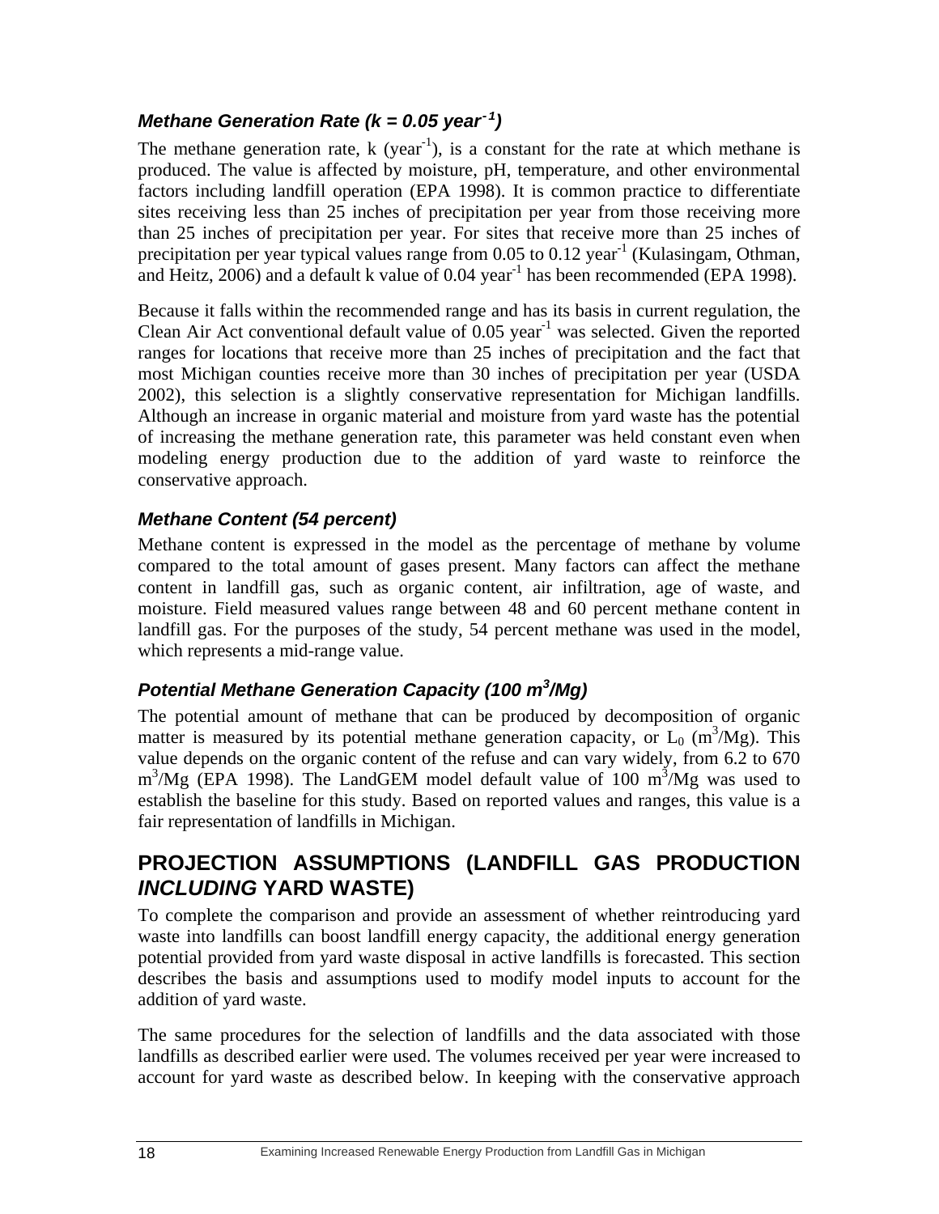### *Methane Generation Rate (k = 0.05 year$^{-1}$)*

The methane generation rate, k (year$^{-1}$), is a constant for the rate at which methane is produced. The value is affected by moisture, pH, temperature, and other environmental factors including landfill operation (EPA 1998). It is common practice to differentiate sites receiving less than 25 inches of precipitation per year from those receiving more than 25 inches of precipitation per year. For sites that receive more than 25 inches of precipitation per year typical values range from 0.05 to 0.12 year$^{-1}$ (Kulasingam, Othman, and Heitz, 2006) and a default k value of 0.04 year$^{-1}$ has been recommended (EPA 1998).

Because it falls within the recommended range and has its basis in current regulation, the Clean Air Act conventional default value of 0.05 year$^{-1}$ was selected. Given the reported ranges for locations that receive more than 25 inches of precipitation and the fact that most Michigan counties receive more than 30 inches of precipitation per year (USDA 2002), this selection is a slightly conservative representation for Michigan landfills. Although an increase in organic material and moisture from yard waste has the potential of increasing the methane generation rate, this parameter was held constant even when modeling energy production due to the addition of yard waste to reinforce the conservative approach.

### *Methane Content (54 percent)*

Methane content is expressed in the model as the percentage of methane by volume compared to the total amount of gases present. Many factors can affect the methane content in landfill gas, such as organic content, air infiltration, age of waste, and moisture. Field measured values range between 48 and 60 percent methane content in landfill gas. For the purposes of the study, 54 percent methane was used in the model, which represents a mid-range value.

### *Potential Methane Generation Capacity (100 m$^3$/Mg)*

The potential amount of methane that can be produced by decomposition of organic matter is measured by its potential methane generation capacity, or $L_0$ (m$^3$/Mg). This value depends on the organic content of the refuse and can vary widely, from 6.2 to 670 m$^3$/Mg (EPA 1998). The LandGEM model default value of 100 m$^3$/Mg was used to establish the baseline for this study. Based on reported values and ranges, this value is a fair representation of landfills in Michigan.

## PROJECTION ASSUMPTIONS (LANDFILL GAS PRODUCTION *INCLUDING* YARD WASTE)

To complete the comparison and provide an assessment of whether reintroducing yard waste into landfills can boost landfill energy capacity, the additional energy generation potential provided from yard waste disposal in active landfills is forecasted. This section describes the basis and assumptions used to modify model inputs to account for the addition of yard waste.

The same procedures for the selection of landfills and the data associated with those landfills as described earlier were used. The volumes received per year were increased to account for yard waste as described below. In keeping with the conservative approach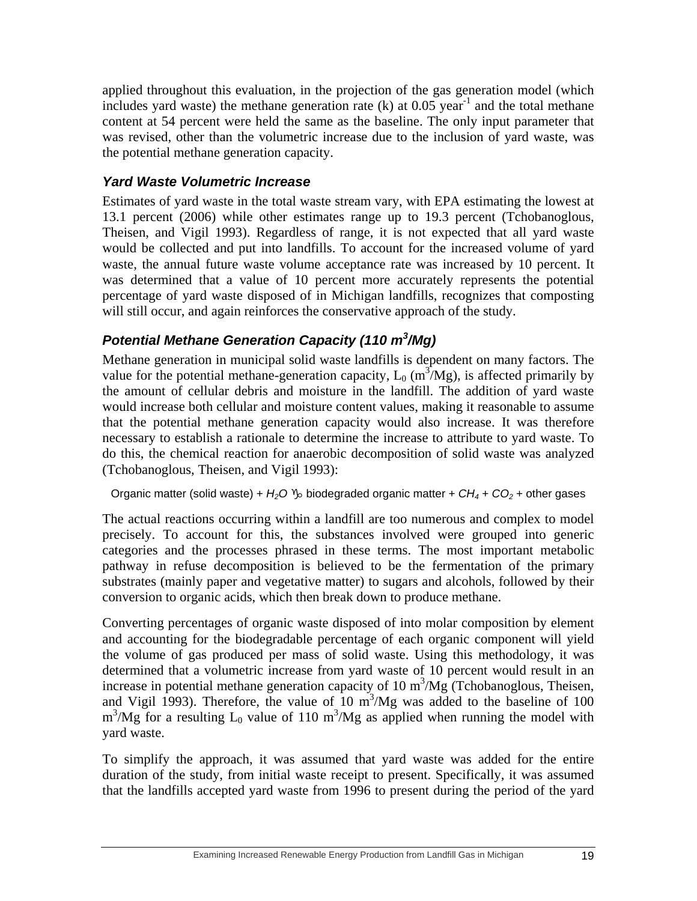applied throughout this evaluation, in the projection of the gas generation model (which includes yard waste) the methane generation rate (k) at 0.05 $year^{-1}$ and the total methane content at 54 percent were held the same as the baseline. The only input parameter that was revised, other than the volumetric increase due to the inclusion of yard waste, was the potential methane generation capacity.

### *Yard Waste Volumetric Increase*

Estimates of yard waste in the total waste stream vary, with EPA estimating the lowest at 13.1 percent (2006) while other estimates range up to 19.3 percent (Tchobanoglous, Theisen, and Vigil 1993). Regardless of range, it is not expected that all yard waste would be collected and put into landfills. To account for the increased volume of yard waste, the annual future waste volume acceptance rate was increased by 10 percent. It was determined that a value of 10 percent more accurately represents the potential percentage of yard waste disposed of in Michigan landfills, recognizes that composting will still occur, and again reinforces the conservative approach of the study.

### *Potential Methane Generation Capacity (110 $m^3$/Mg)*

Methane generation in municipal solid waste landfills is dependent on many factors. The value for the potential methane-generation capacity, $L_0$ ($m^3$/Mg), is affected primarily by the amount of cellular debris and moisture in the landfill. The addition of yard waste would increase both cellular debris and moisture content values, making it reasonable to assume that the potential methane generation capacity would also increase. It was therefore necessary to establish a rationale to determine the increase to attribute to yard waste. To do this, the chemical reaction for anaerobic decomposition of solid waste was analyzed (Tchobanoglous, Theisen, and Vigil 1993):

Organic matter (solid waste) + $H_2O$ $\rightarrow$ biodegraded organic matter + $CH_4$ + $CO_2$ + other gases

The actual reactions occurring within a landfill are too numerous and complex to model precisely. To account for this, the substances involved were grouped into generic categories and the processes phrased in these terms. The most important metabolic pathway in refuse decomposition is believed to be the fermentation of the primary substrates (mainly paper and vegetative matter) to sugars and alcohols, followed by their conversion to organic acids, which then break down to produce methane.

Converting percentages of organic waste disposed of into molar composition by element and accounting for the biodegradable percentage of each organic component will yield the volume of gas produced per mass of solid waste. Using this methodology, it was determined that a volumetric increase from yard waste of 10 percent would result in an increase in potential methane generation capacity of 10 $m^3$/Mg (Tchobanoglous, Theisen, and Vigil 1993). Therefore, the value of 10 $m^3$/Mg was added to the baseline of 100 $m^3$/Mg for a resulting $L_0$ value of 110 $m^3$/Mg as applied when running the model with yard waste.

To simplify the approach, it was assumed that yard waste was added for the entire duration of the study, from initial waste receipt to present. Specifically, it was assumed that the landfills accepted yard waste from 1996 to present during the period of the yard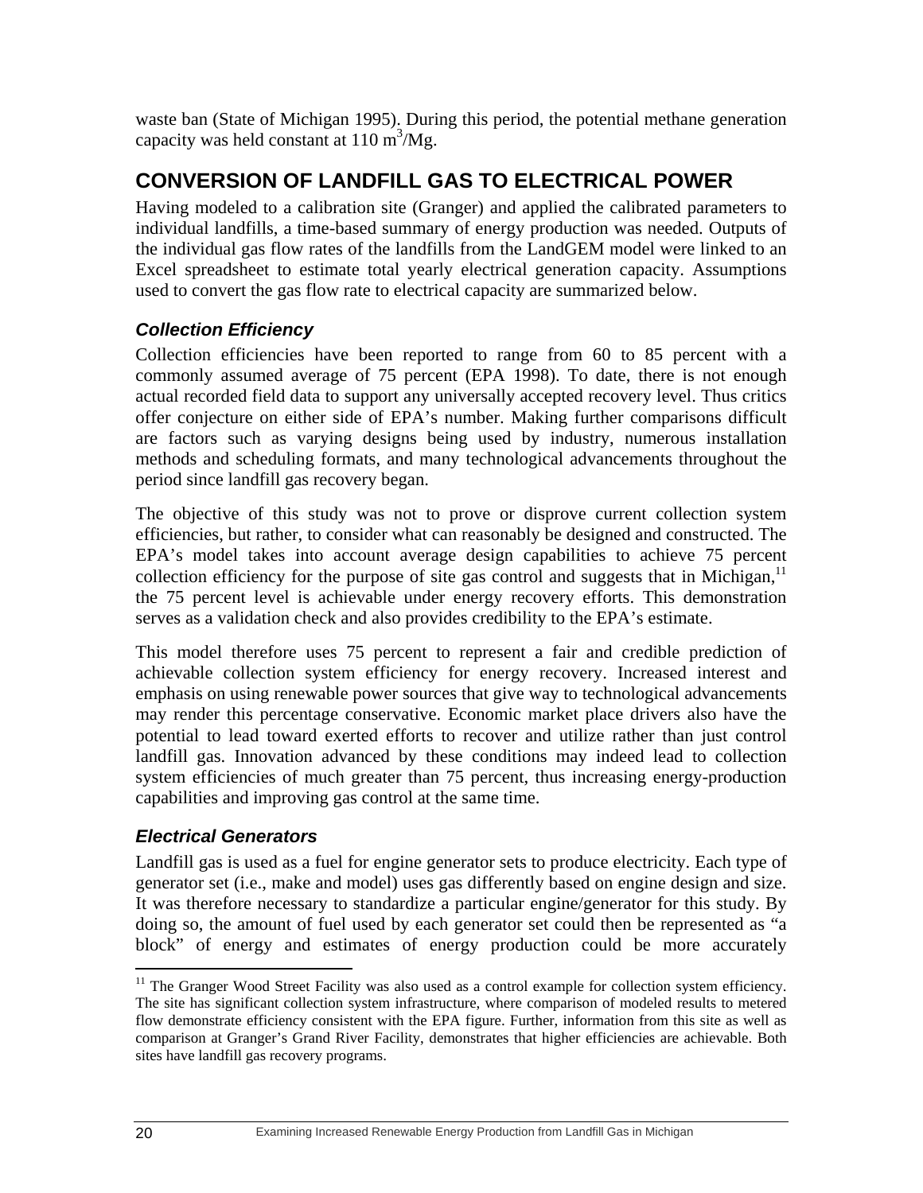waste ban (State of Michigan 1995). During this period, the potential methane generation capacity was held constant at 110 $m^3$/Mg.

## CONVERSION OF LANDFILL GAS TO ELECTRICAL POWER

Having modeled to a calibration site (Granger) and applied the calibrated parameters to individual landfills, a time-based summary of energy production was needed. Outputs of the individual gas flow rates of the landfills from the LandGEM model were linked to an Excel spreadsheet to estimate total yearly electrical generation capacity. Assumptions used to convert the gas flow rate to electrical capacity are summarized below.

### *Collection Efficiency*

Collection efficiencies have been reported to range from 60 to 85 percent with a commonly assumed average of 75 percent (EPA 1998). To date, there is not enough actual recorded field data to support any universally accepted recovery level. Thus critics offer conjecture on either side of EPA's number. Making further comparisons difficult are factors such as varying designs being used by industry, numerous installation methods and scheduling formats, and many technological advancements throughout the period since landfill gas recovery began.

The objective of this study was not to prove or disprove current collection system efficiencies, but rather, to consider what can reasonably be designed and constructed. The EPA's model takes into account average design capabilities to achieve 75 percent collection efficiency for the purpose of site gas control and suggests that in Michigan,[11] the 75 percent level is achievable under energy recovery efforts. This demonstration serves as a validation check and also provides credibility to the EPA's estimate.

This model therefore uses 75 percent to represent a fair and credible prediction of achievable collection system efficiency for energy recovery. Increased interest and emphasis on using renewable power sources that give way to technological advancements may render this percentage conservative. Economic market place drivers also have the potential to lead toward exerted efforts to recover and utilize rather than just control landfill gas. Innovation advanced by these conditions may indeed lead to collection system efficiencies of much greater than 75 percent, thus increasing energy-production capabilities and improving gas control at the same time.

### *Electrical Generators*

Landfill gas is used as a fuel for engine generator sets to produce electricity. Each type of generator set (i.e., make and model) uses gas differently based on engine design and size. It was therefore necessary to standardize a particular engine/generator for this study. By doing so, the amount of fuel used by each generator set could then be represented as "a block" of energy and estimates of energy production could be more accurately

---

[11] The Granger Wood Street Facility was also used as a control example for collection system efficiency. The site has significant collection system infrastructure, where comparison of modeled results to metered flow demonstrate efficiency consistent with the EPA figure. Further, information from this site as well as comparison at Granger's Grand River Facility, demonstrates that higher efficiencies are achievable. Both sites have landfill gas recovery programs.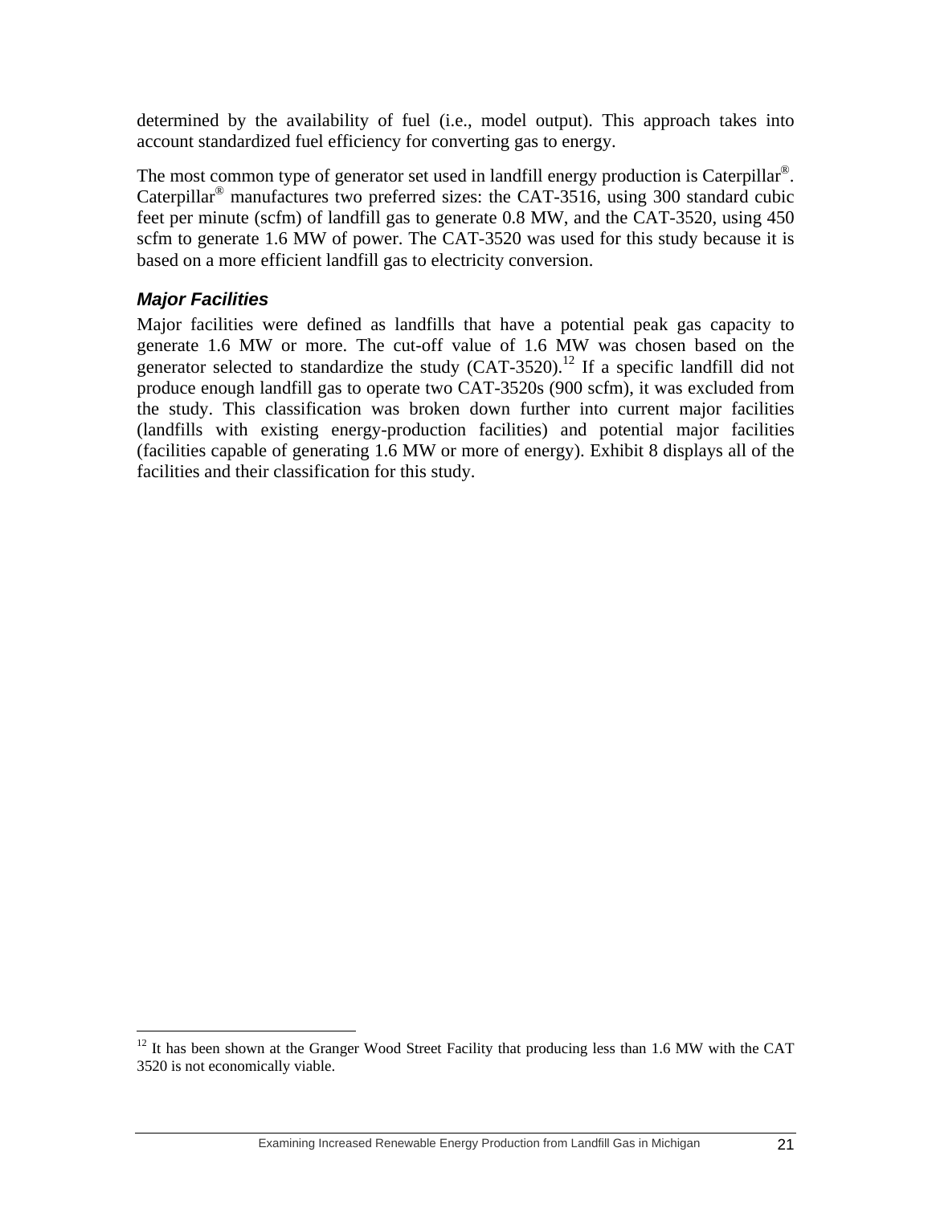determined by the availability of fuel (i.e., model output). This approach takes into account standardized fuel efficiency for converting gas to energy.

The most common type of generator set used in landfill energy production is Caterpillar®. Caterpillar® manufactures two preferred sizes: the CAT-3516, using 300 standard cubic feet per minute (scfm) of landfill gas to generate 0.8 MW, and the CAT-3520, using 450 scfm to generate 1.6 MW of power. The CAT-3520 was used for this study because it is based on a more efficient landfill gas to electricity conversion.

### *Major Facilities*

Major facilities were defined as landfills that have a potential peak gas capacity to generate 1.6 MW or more. The cut-off value of 1.6 MW was chosen based on the generator selected to standardize the study (CAT-3520).[12] If a specific landfill did not produce enough landfill gas to operate two CAT-3520s (900 scfm), it was excluded from the study. This classification was broken down further into current major facilities (landfills with existing energy-production facilities) and potential major facilities (facilities capable of generating 1.6 MW or more of energy). Exhibit 8 displays all of the facilities and their classification for this study.

---

[12] It has been shown at the Granger Wood Street Facility that producing less than 1.6 MW with the CAT 3520 is not economically viable.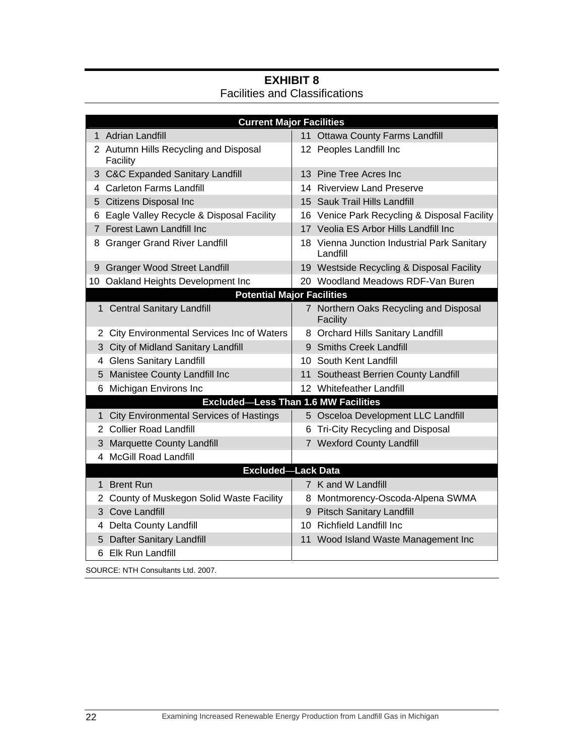**EXHIBIT 8**
Facilities and Classifications

| Current Major Facilities | | | |
|---|---|---|---|
| 1 | Adrian Landfill | 11 | Ottawa County Farms Landfill |
| 2 | Autumn Hills Recycling and Disposal Facility | 12 | Peoples Landfill Inc |
| 3 | C&C Expanded Sanitary Landfill | 13 | Pine Tree Acres Inc |
| 4 | Carleton Farms Landfill | 14 | Riverview Land Preserve |
| 5 | Citizens Disposal Inc | 15 | Sauk Trail Hills Landfill |
| 6 | Eagle Valley Recycle & Disposal Facility | 16 | Venice Park Recycling & Disposal Facility |
| 7 | Forest Lawn Landfill Inc | 17 | Veolia ES Arbor Hills Landfill Inc |
| 8 | Granger Grand River Landfill | 18 | Vienna Junction Industrial Park Sanitary Landfill |
| 9 | Granger Wood Street Landfill | 19 | Westside Recycling & Disposal Facility |
| 10 | Oakland Heights Development Inc | 20 | Woodland Meadows RDF-Van Buren |
| **Potential Major Facilities** | | | |
| 1 | Central Sanitary Landfill | 7 | Northern Oaks Recycling and Disposal Facility |
| 2 | City Environmental Services Inc of Waters | 8 | Orchard Hills Sanitary Landfill |
| 3 | City of Midland Sanitary Landfill | 9 | Smiths Creek Landfill |
| 4 | Glens Sanitary Landfill | 10 | South Kent Landfill |
| 5 | Manistee County Landfill Inc | 11 | Southeast Berrien County Landfill |
| 6 | Michigan Environs Inc | 12 | Whitefeather Landfill |
| **Excluded—Less Than 1.6 MW Facilities** | | | |
| 1 | City Environmental Services of Hastings | 5 | Osceloa Development LLC Landfill |
| 2 | Collier Road Landfill | 6 | Tri-City Recycling and Disposal |
| 3 | Marquette County Landfill | 7 | Wexford County Landfill |
| 4 | McGill Road Landfill | | |
| **Excluded—Lack Data** | | | |
| 1 | Brent Run | 7 | K and W Landfill |
| 2 | County of Muskegon Solid Waste Facility | 8 | Montmorency-Oscoda-Alpena SWMA |
| 3 | Cove Landfill | 9 | Pitsch Sanitary Landfill |
| 4 | Delta County Landfill | 10 | Richfield Landfill Inc |
| 5 | Dafter Sanitary Landfill | 11 | Wood Island Waste Management Inc |
| 6 | Elk Run Landfill | | |

SOURCE: NTH Consultants Ltd. 2007.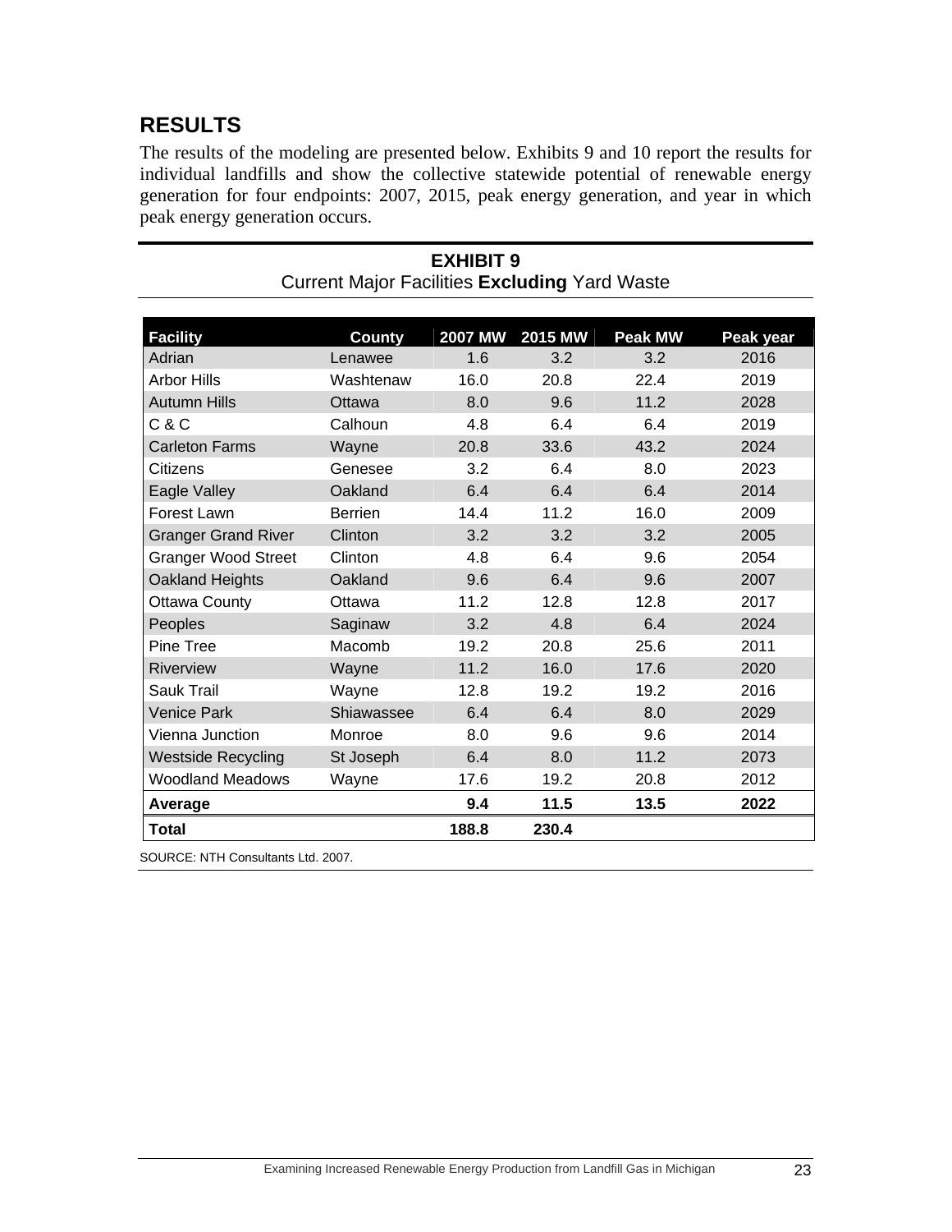## RESULTS

The results of the modeling are presented below. Exhibits 9 and 10 report the results for individual landfills and show the collective statewide potential of renewable energy generation for four endpoints: 2007, 2015, peak energy generation, and year in which peak energy generation occurs.

**EXHIBIT 9**
Current Major Facilities **Excluding** Yard Waste

| Facility | County | 2007 MW | 2015 MW | Peak MW | Peak year |
|---|---|---|---|---|---|
| Adrian | Lenawee | 1.6 | 3.2 | 3.2 | 2016 |
| Arbor Hills | Washtenaw | 16.0 | 20.8 | 22.4 | 2019 |
| Autumn Hills | Ottawa | 8.0 | 9.6 | 11.2 | 2028 |
| C & C | Calhoun | 4.8 | 6.4 | 6.4 | 2019 |
| Carleton Farms | Wayne | 20.8 | 33.6 | 43.2 | 2024 |
| Citizens | Genesee | 3.2 | 6.4 | 8.0 | 2023 |
| Eagle Valley | Oakland | 6.4 | 6.4 | 6.4 | 2014 |
| Forest Lawn | Berrien | 14.4 | 11.2 | 16.0 | 2009 |
| Granger Grand River | Clinton | 3.2 | 3.2 | 3.2 | 2005 |
| Granger Wood Street | Clinton | 4.8 | 6.4 | 9.6 | 2054 |
| Oakland Heights | Oakland | 9.6 | 6.4 | 9.6 | 2007 |
| Ottawa County | Ottawa | 11.2 | 12.8 | 12.8 | 2017 |
| Peoples | Saginaw | 3.2 | 4.8 | 6.4 | 2024 |
| Pine Tree | Macomb | 19.2 | 20.8 | 25.6 | 2011 |
| Riverview | Wayne | 11.2 | 16.0 | 17.6 | 2020 |
| Sauk Trail | Wayne | 12.8 | 19.2 | 19.2 | 2016 |
| Venice Park | Shiawassee | 6.4 | 6.4 | 8.0 | 2029 |
| Vienna Junction | Monroe | 8.0 | 9.6 | 9.6 | 2014 |
| Westside Recycling | St Joseph | 6.4 | 8.0 | 11.2 | 2073 |
| Woodland Meadows | Wayne | 17.6 | 19.2 | 20.8 | 2012 |
| **Average** | | **9.4** | **11.5** | **13.5** | **2022** |
| **Total** | | **188.8** | **230.4** | | |

SOURCE: NTH Consultants Ltd. 2007.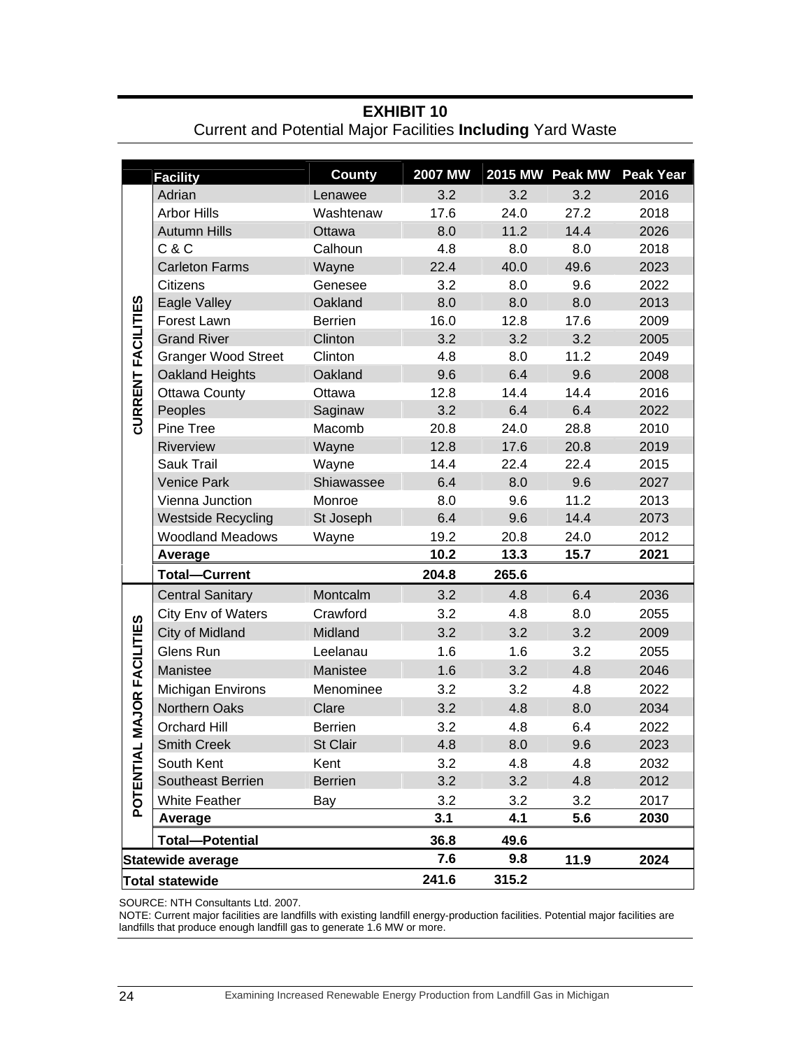**EXHIBIT 10**
Current and Potential Major Facilities **Including** Yard Waste

| | Facility | County | 2007 MW | 2015 MW | Peak MW | Peak Year |
|---|---|---|---|---|---|---|
| CURRENT FACILITIES | Adrian | Lenawee | 3.2 | 3.2 | 3.2 | 2016 |
| | Arbor Hills | Washtenaw | 17.6 | 24.0 | 27.2 | 2018 |
| | Autumn Hills | Ottawa | 8.0 | 11.2 | 14.4 | 2026 |
| | C & C | Calhoun | 4.8 | 8.0 | 8.0 | 2018 |
| | Carleton Farms | Wayne | 22.4 | 40.0 | 49.6 | 2023 |
| | Citizens | Genesee | 3.2 | 8.0 | 9.6 | 2022 |
| | Eagle Valley | Oakland | 8.0 | 8.0 | 8.0 | 2013 |
| | Forest Lawn | Berrien | 16.0 | 12.8 | 17.6 | 2009 |
| | Grand River | Clinton | 3.2 | 3.2 | 3.2 | 2005 |
| | Granger Wood Street | Clinton | 4.8 | 8.0 | 11.2 | 2049 |
| | Oakland Heights | Oakland | 9.6 | 6.4 | 9.6 | 2008 |
| | Ottawa County | Ottawa | 12.8 | 14.4 | 14.4 | 2016 |
| | Peoples | Saginaw | 3.2 | 6.4 | 6.4 | 2022 |
| | Pine Tree | Macomb | 20.8 | 24.0 | 28.8 | 2010 |
| | Riverview | Wayne | 12.8 | 17.6 | 20.8 | 2019 |
| | Sauk Trail | Wayne | 14.4 | 22.4 | 22.4 | 2015 |
| | Venice Park | Shiawassee | 6.4 | 8.0 | 9.6 | 2027 |
| | Vienna Junction | Monroe | 8.0 | 9.6 | 11.2 | 2013 |
| | Westside Recycling | St Joseph | 6.4 | 9.6 | 14.4 | 2073 |
| | Woodland Meadows | Wayne | 19.2 | 20.8 | 24.0 | 2012 |
| | **Average** | | **10.2** | **13.3** | **15.7** | **2021** |
| | **Total—Current** | | **204.8** | **265.6** | | |
| POTENTIAL MAJOR FACILITIES | Central Sanitary | Montcalm | 3.2 | 4.8 | 6.4 | 2036 |
| | City Env of Waters | Crawford | 3.2 | 4.8 | 8.0 | 2055 |
| | City of Midland | Midland | 3.2 | 3.2 | 3.2 | 2009 |
| | Glens Run | Leelanau | 1.6 | 1.6 | 3.2 | 2055 |
| | Manistee | Manistee | 1.6 | 3.2 | 4.8 | 2046 |
| | Michigan Environs | Menominee | 3.2 | 3.2 | 4.8 | 2022 |
| | Northern Oaks | Clare | 3.2 | 4.8 | 8.0 | 2034 |
| | Orchard Hill | Berrien | 3.2 | 4.8 | 6.4 | 2022 |
| | Smith Creek | St Clair | 4.8 | 8.0 | 9.6 | 2023 |
| | South Kent | Kent | 3.2 | 4.8 | 4.8 | 2032 |
| | Southeast Berrien | Berrien | 3.2 | 3.2 | 4.8 | 2012 |
| | White Feather | Bay | 3.2 | 3.2 | 3.2 | 2017 |
| | **Average** | | **3.1** | **4.1** | **5.6** | **2030** |
| | **Total—Potential** | | **36.8** | **49.6** | | |
| **Statewide average** | | | **7.6** | **9.8** | **11.9** | **2024** |
| **Total statewide** | | | **241.6** | **315.2** | | |

SOURCE: NTH Consultants Ltd. 2007.
NOTE: Current major facilities are landfills with existing landfill energy-production facilities. Potential major facilities are landfills that produce enough landfill gas to generate 1.6 MW or more.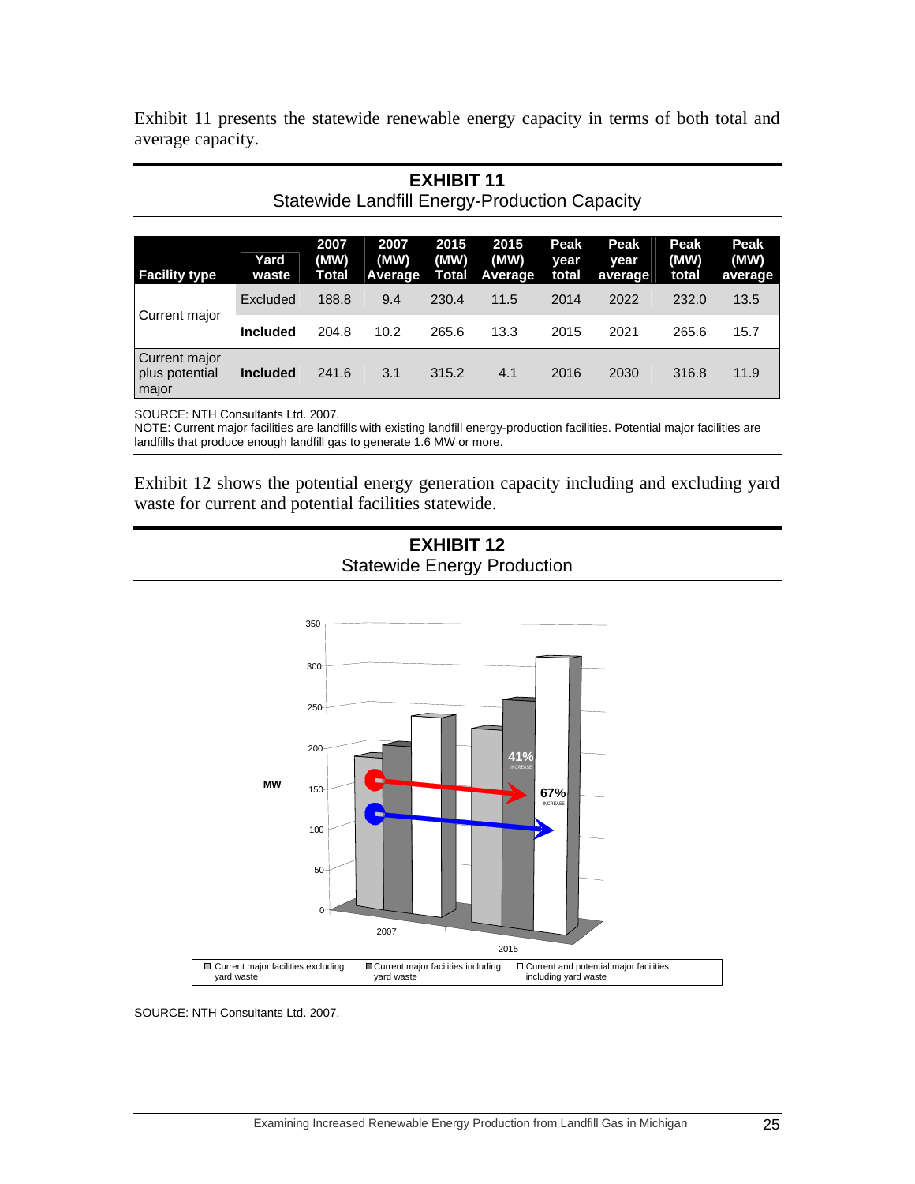Exhibit 11 presents the statewide renewable energy capacity in terms of both total and average capacity.

**EXHIBIT 11**
Statewide Landfill Energy-Production Capacity

| Facility type | Yard waste | 2007 (MW) Total | 2007 (MW) Average | 2015 (MW) Total | 2015 (MW) Average | Peak year total | Peak year average | Peak (MW) total | Peak (MW) average |
|---|---|---|---|---|---|---|---|---|---|
| Current major | Excluded | 188.8 | 9.4 | 230.4 | 11.5 | 2014 | 2022 | 232.0 | 13.5 |
| | **Included** | 204.8 | 10.2 | 265.6 | 13.3 | 2015 | 2021 | 265.6 | 15.7 |
| Current major plus potential major | **Included** | 241.6 | 3.1 | 315.2 | 4.1 | 2016 | 2030 | 316.8 | 11.9 |

SOURCE: NTH Consultants Ltd. 2007.
NOTE: Current major facilities are landfills with existing landfill energy-production facilities. Potential major facilities are landfills that produce enough landfill gas to generate 1.6 MW or more.

Exhibit 12 shows the potential energy generation capacity including and excluding yard waste for current and potential facilities statewide.

**EXHIBIT 12**
Statewide Energy Production

SOURCE: NTH Consultants Ltd. 2007.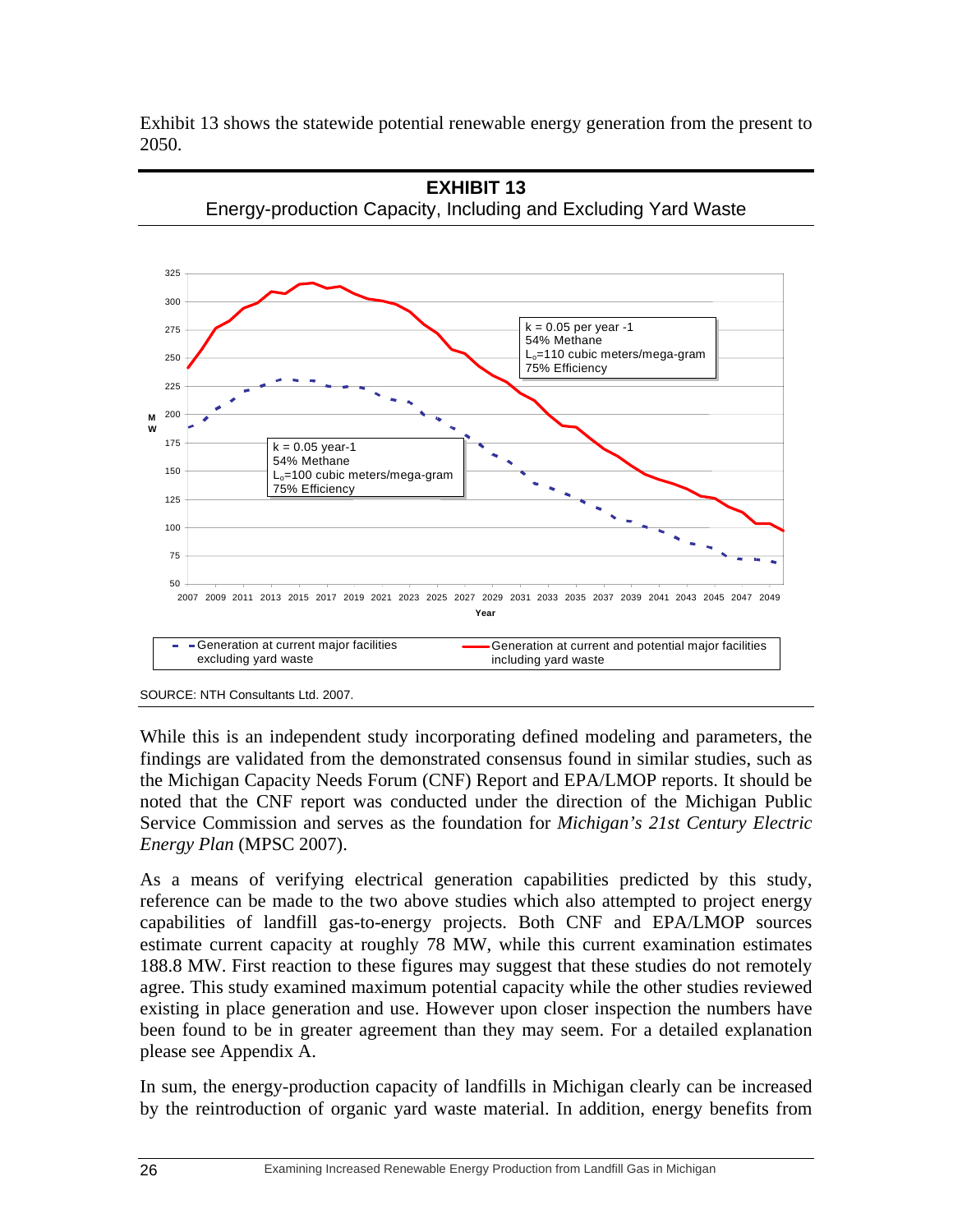Exhibit 13 shows the statewide potential renewable energy generation from the present to 2050.

**EXHIBIT 13**

Energy-production Capacity, Including and Excluding Yard Waste

SOURCE: NTH Consultants Ltd. 2007.

While this is an independent study incorporating defined modeling and parameters, the findings are validated from the demonstrated consensus found in similar studies, such as the Michigan Capacity Needs Forum (CNF) Report and EPA/LMOP reports. It should be noted that the CNF report was conducted under the direction of the Michigan Public Service Commission and serves as the foundation for *Michigan's 21st Century Electric Energy Plan* (MPSC 2007).

As a means of verifying electrical generation capabilities predicted by this study, reference can be made to the two above studies which also attempted to project energy capabilities of landfill gas-to-energy projects. Both CNF and EPA/LMOP sources estimate current capacity at roughly 78 MW, while this current examination estimates 188.8 MW. First reaction to these figures may suggest that these studies do not remotely agree. This study examined maximum potential capacity while the other studies reviewed existing in place generation and use. However upon closer inspection the numbers have been found to be in greater agreement than they may seem. For a detailed explanation please see Appendix A.

In sum, the energy-production capacity of landfills in Michigan clearly can be increased by the reintroduction of organic yard waste material. In addition, energy benefits from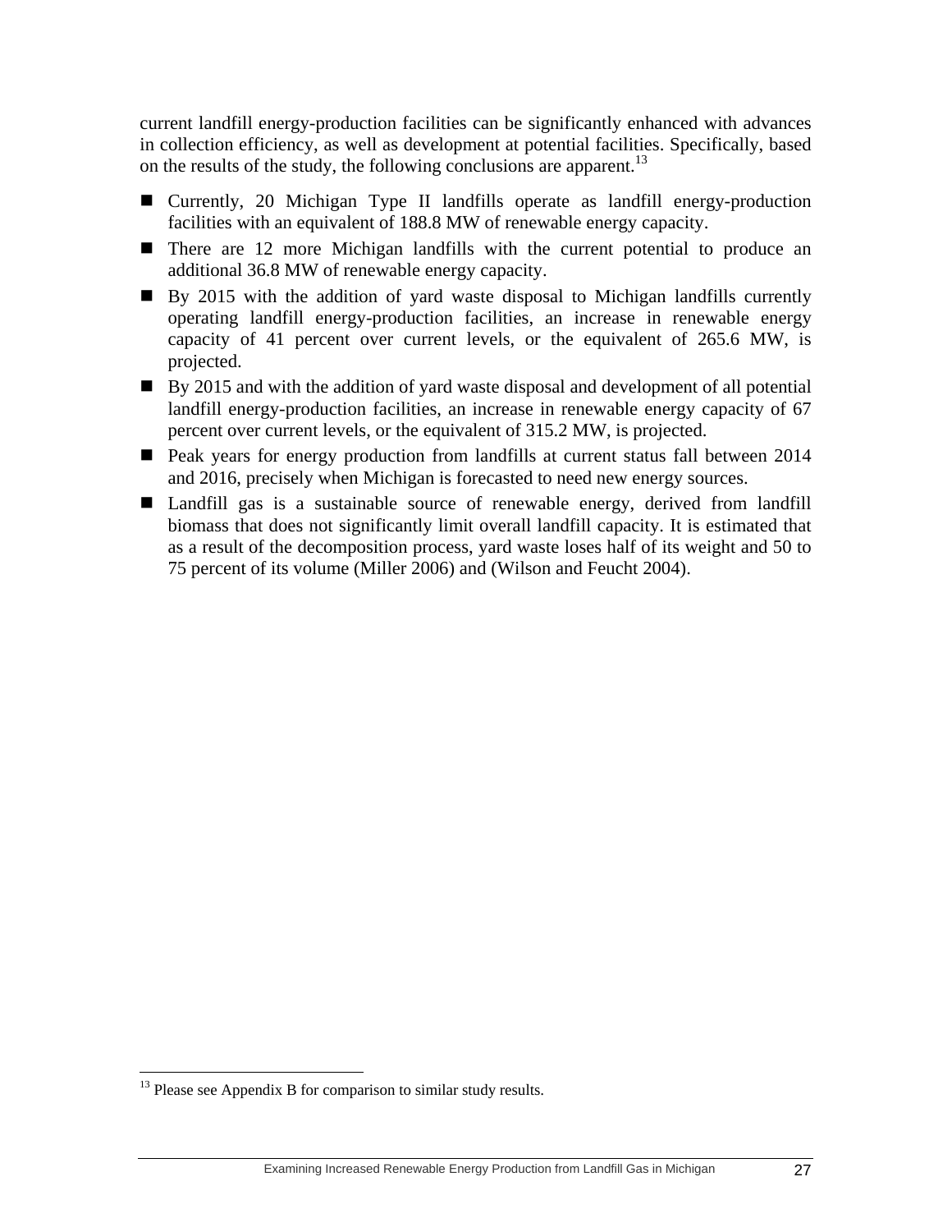current landfill energy-production facilities can be significantly enhanced with advances in collection efficiency, as well as development at potential facilities. Specifically, based on the results of the study, the following conclusions are apparent.[13]

- Currently, 20 Michigan Type II landfills operate as landfill energy-production facilities with an equivalent of 188.8 MW of renewable energy capacity.
- There are 12 more Michigan landfills with the current potential to produce an additional 36.8 MW of renewable energy capacity.
- By 2015 with the addition of yard waste disposal to Michigan landfills currently operating landfill energy-production facilities, an increase in renewable energy capacity of 41 percent over current levels, or the equivalent of 265.6 MW, is projected.
- By 2015 and with the addition of yard waste disposal and development of all potential landfill energy-production facilities, an increase in renewable energy capacity of 67 percent over current levels, or the equivalent of 315.2 MW, is projected.
- Peak years for energy production from landfills at current status fall between 2014 and 2016, precisely when Michigan is forecasted to need new energy sources.
- Landfill gas is a sustainable source of renewable energy, derived from landfill biomass that does not significantly limit overall landfill capacity. It is estimated that as a result of the decomposition process, yard waste loses half of its weight and 50 to 75 percent of its volume (Miller 2006) and (Wilson and Feucht 2004).

[13] Please see Appendix B for comparison to similar study results.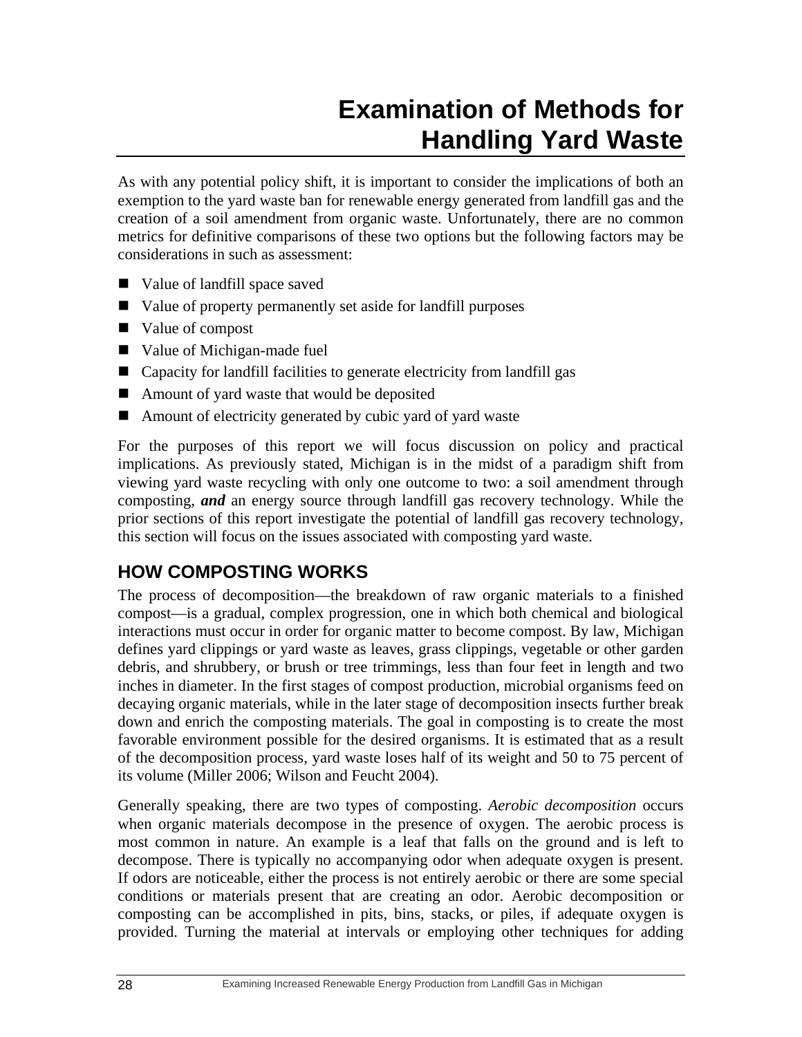# Examination of Methods for Handling Yard Waste

As with any potential policy shift, it is important to consider the implications of both an exemption to the yard waste ban for renewable energy generated from landfill gas and the creation of a soil amendment from organic waste. Unfortunately, there are no common metrics for definitive comparisons of these two options but the following factors may be considerations in such as assessment:

- Value of landfill space saved
- Value of property permanently set aside for landfill purposes
- Value of compost
- Value of Michigan-made fuel
- Capacity for landfill facilities to generate electricity from landfill gas
- Amount of yard waste that would be deposited
- Amount of electricity generated by cubic yard of yard waste

For the purposes of this report we will focus discussion on policy and practical implications. As previously stated, Michigan is in the midst of a paradigm shift from viewing yard waste recycling with only one outcome to two: a soil amendment through composting, ***and*** an energy source through landfill gas recovery technology. While the prior sections of this report investigate the potential of landfill gas recovery technology, this section will focus on the issues associated with composting yard waste.

## HOW COMPOSTING WORKS

The process of decomposition—the breakdown of raw organic materials to a finished compost—is a gradual, complex progression, one in which both chemical and biological interactions must occur in order for organic matter to become compost. By law, Michigan defines yard clippings or yard waste as leaves, grass clippings, vegetable or other garden debris, and shrubbery, or brush or tree trimmings, less than four feet in length and two inches in diameter. In the first stages of compost production, microbial organisms feed on decaying organic materials, while in the later stage of decomposition insects further break down and enrich the composting materials. The goal in composting is to create the most favorable environment possible for the desired organisms. It is estimated that as a result of the decomposition process, yard waste loses half of its weight and 50 to 75 percent of its volume (Miller 2006; Wilson and Feucht 2004).

Generally speaking, there are two types of composting. *Aerobic decomposition* occurs when organic materials decompose in the presence of oxygen. The aerobic process is most common in nature. An example is a leaf that falls on the ground and is left to decompose. There is typically no accompanying odor when adequate oxygen is present. If odors are noticeable, either the process is not entirely aerobic or there are some special conditions or materials present that are creating an odor. Aerobic decomposition or composting can be accomplished in pits, bins, stacks, or piles, if adequate oxygen is provided. Turning the material at intervals or employing other techniques for adding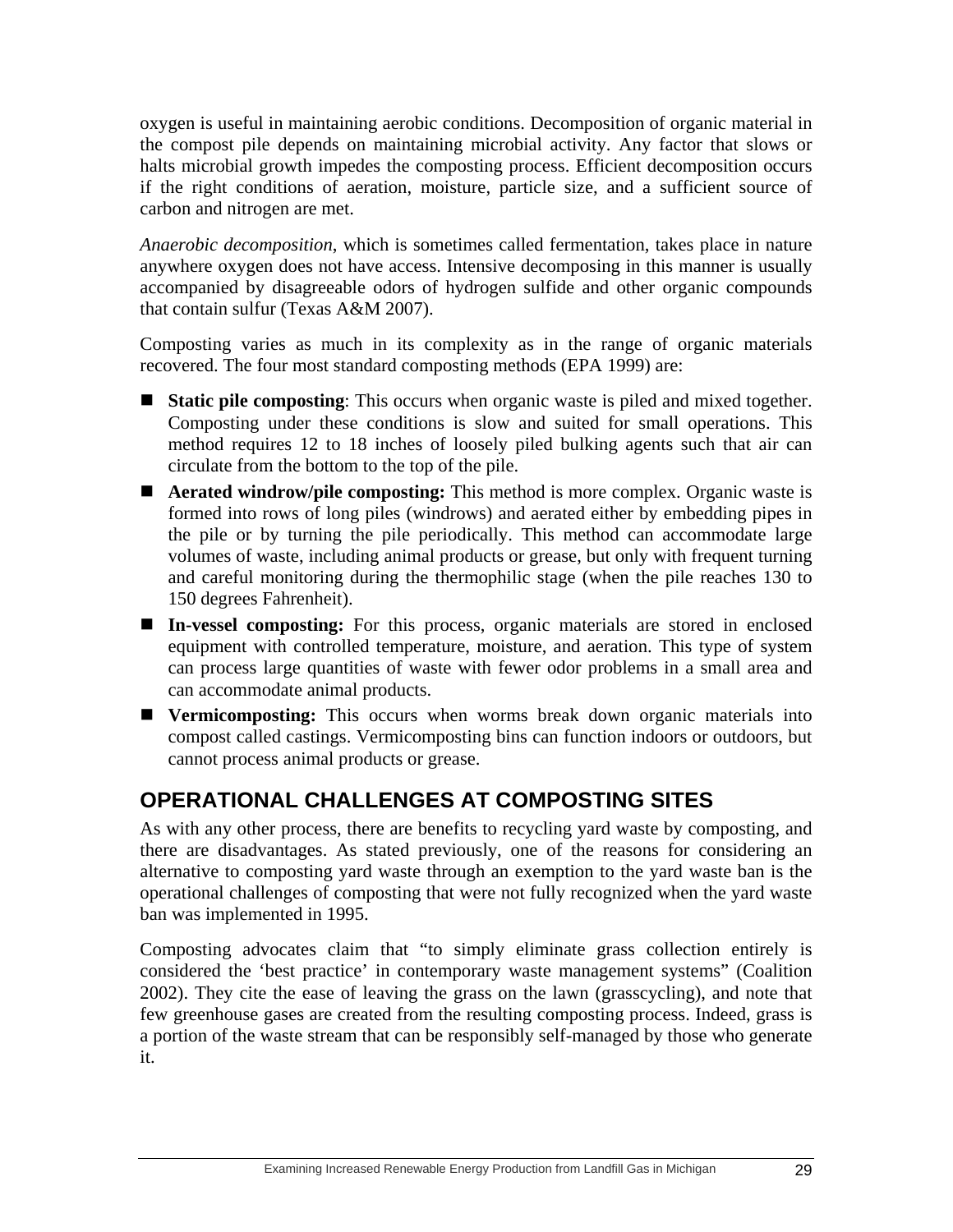oxygen is useful in maintaining aerobic conditions. Decomposition of organic material in the compost pile depends on maintaining microbial activity. Any factor that slows or halts microbial growth impedes the composting process. Efficient decomposition occurs if the right conditions of aeration, moisture, particle size, and a sufficient source of carbon and nitrogen are met.

*Anaerobic decomposition*, which is sometimes called fermentation, takes place in nature anywhere oxygen does not have access. Intensive decomposing in this manner is usually accompanied by disagreeable odors of hydrogen sulfide and other organic compounds that contain sulfur (Texas A&M 2007).

Composting varies as much in its complexity as in the range of organic materials recovered. The four most standard composting methods (EPA 1999) are:

- **Static pile composting**: This occurs when organic waste is piled and mixed together. Composting under these conditions is slow and suited for small operations. This method requires 12 to 18 inches of loosely piled bulking agents such that air can circulate from the bottom to the top of the pile.
- **Aerated windrow/pile composting:** This method is more complex. Organic waste is formed into rows of long piles (windrows) and aerated either by embedding pipes in the pile or by turning the pile periodically. This method can accommodate large volumes of waste, including animal products or grease, but only with frequent turning and careful monitoring during the thermophilic stage (when the pile reaches 130 to 150 degrees Fahrenheit).
- **In-vessel composting:** For this process, organic materials are stored in enclosed equipment with controlled temperature, moisture, and aeration. This type of system can process large quantities of waste with fewer odor problems in a small area and can accommodate animal products.
- **Vermicomposting:** This occurs when worms break down organic materials into compost called castings. Vermicomposting bins can function indoors or outdoors, but cannot process animal products or grease.

## OPERATIONAL CHALLENGES AT COMPOSTING SITES

As with any other process, there are benefits to recycling yard waste by composting, and there are disadvantages. As stated previously, one of the reasons for considering an alternative to composting yard waste through an exemption to the yard waste ban is the operational challenges of composting that were not fully recognized when the yard waste ban was implemented in 1995.

Composting advocates claim that "to simply eliminate grass collection entirely is considered the 'best practice' in contemporary waste management systems" (Coalition 2002). They cite the ease of leaving the grass on the lawn (grasscycling), and note that few greenhouse gases are created from the resulting composting process. Indeed, grass is a portion of the waste stream that can be responsibly self-managed by those who generate it.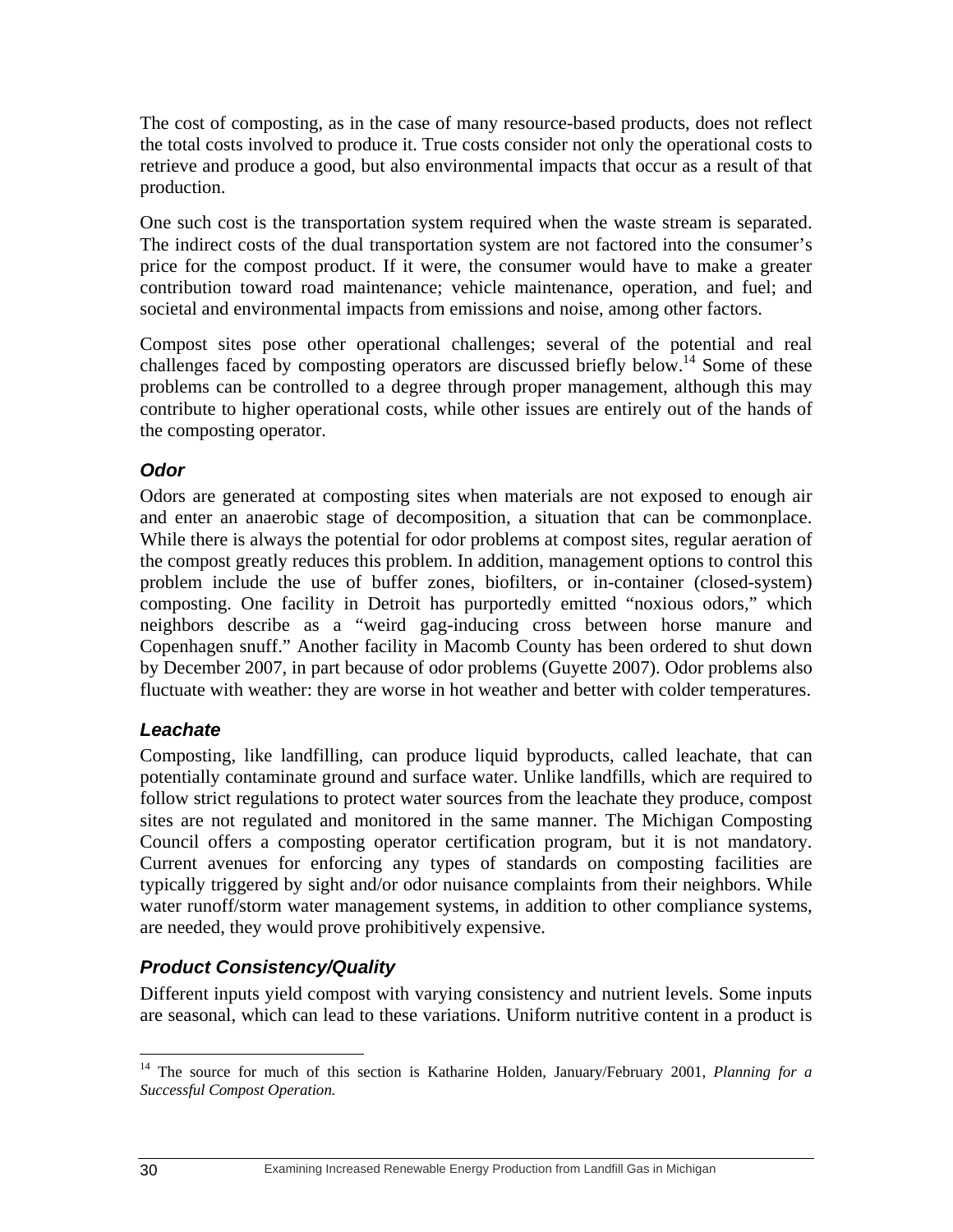The cost of composting, as in the case of many resource-based products, does not reflect the total costs involved to produce it. True costs consider not only the operational costs to retrieve and produce a good, but also environmental impacts that occur as a result of that production.

One such cost is the transportation system required when the waste stream is separated. The indirect costs of the dual transportation system are not factored into the consumer's price for the compost product. If it were, the consumer would have to make a greater contribution toward road maintenance; vehicle maintenance, operation, and fuel; and societal and environmental impacts from emissions and noise, among other factors.

Compost sites pose other operational challenges; several of the potential and real challenges faced by composting operators are discussed briefly below.[14] Some of these problems can be controlled to a degree through proper management, although this may contribute to higher operational costs, while other issues are entirely out of the hands of the composting operator.

### *Odor*

Odors are generated at composting sites when materials are not exposed to enough air and enter an anaerobic stage of decomposition, a situation that can be commonplace. While there is always the potential for odor problems at compost sites, regular aeration of the compost greatly reduces this problem. In addition, management options to control this problem include the use of buffer zones, biofilters, or in-container (closed-system) composting. One facility in Detroit has purportedly emitted "noxious odors," which neighbors describe as a "weird gag-inducing cross between horse manure and Copenhagen snuff." Another facility in Macomb County has been ordered to shut down by December 2007, in part because of odor problems (Guyette 2007). Odor problems also fluctuate with weather: they are worse in hot weather and better with colder temperatures.

### *Leachate*

Composting, like landfilling, can produce liquid byproducts, called leachate, that can potentially contaminate ground and surface water. Unlike landfills, which are required to follow strict regulations to protect water sources from the leachate they produce, compost sites are not regulated and monitored in the same manner. The Michigan Composting Council offers a composting operator certification program, but it is not mandatory. Current avenues for enforcing any types of standards on composting facilities are typically triggered by sight and/or odor nuisance complaints from their neighbors. While water runoff/storm water management systems, in addition to other compliance systems, are needed, they would prove prohibitively expensive.

### *Product Consistency/Quality*

Different inputs yield compost with varying consistency and nutrient levels. Some inputs are seasonal, which can lead to these variations. Uniform nutritive content in a product is

---

[14] The source for much of this section is Katharine Holden, January/February 2001, *Planning for a Successful Compost Operation.*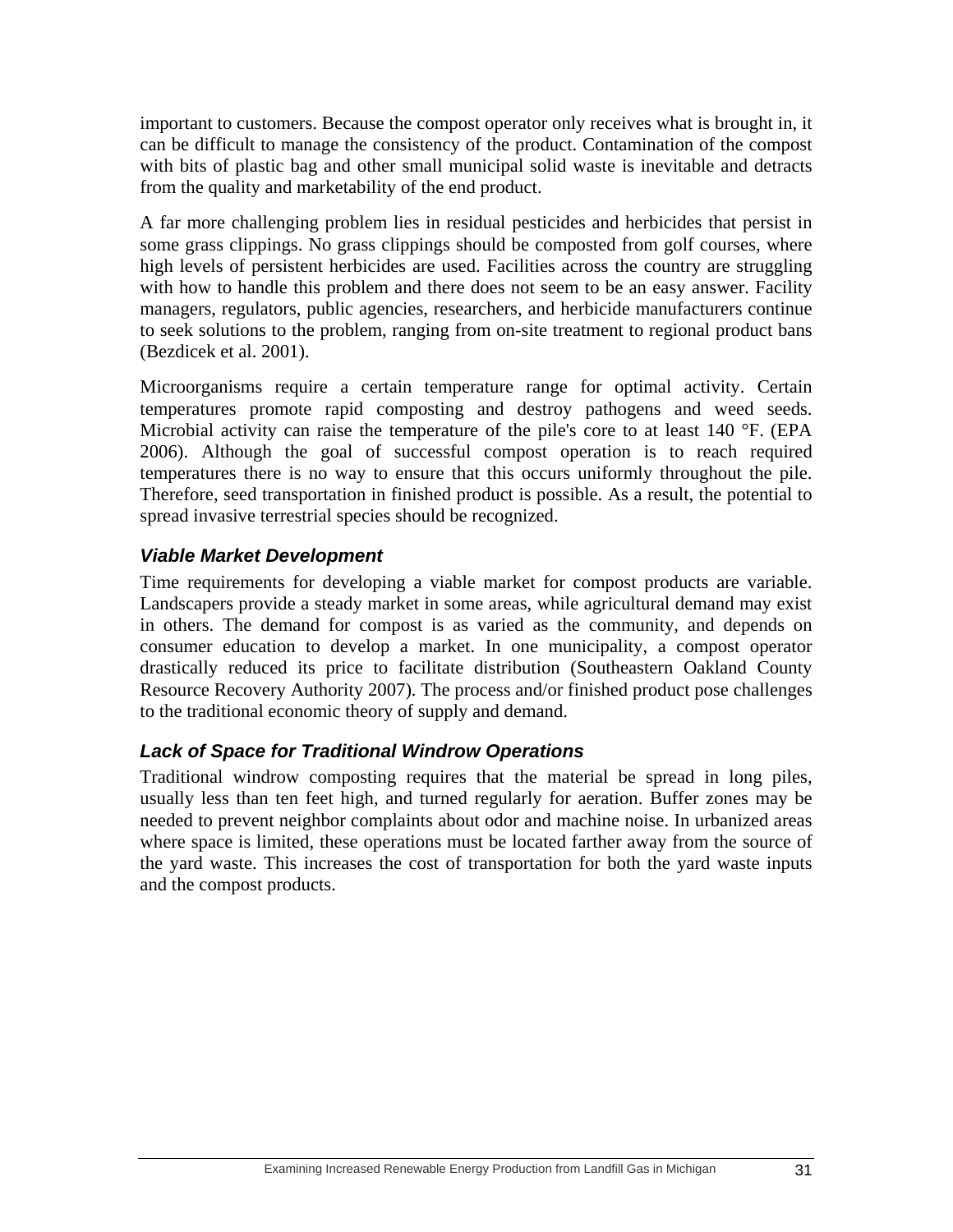important to customers. Because the compost operator only receives what is brought in, it can be difficult to manage the consistency of the product. Contamination of the compost with bits of plastic bag and other small municipal solid waste is inevitable and detracts from the quality and marketability of the end product.

A far more challenging problem lies in residual pesticides and herbicides that persist in some grass clippings. No grass clippings should be composted from golf courses, where high levels of persistent herbicides are used. Facilities across the country are struggling with how to handle this problem and there does not seem to be an easy answer. Facility managers, regulators, public agencies, researchers, and herbicide manufacturers continue to seek solutions to the problem, ranging from on-site treatment to regional product bans (Bezdicek et al. 2001).

Microorganisms require a certain temperature range for optimal activity. Certain temperatures promote rapid composting and destroy pathogens and weed seeds. Microbial activity can raise the temperature of the pile's core to at least 140 °F. (EPA 2006). Although the goal of successful compost operation is to reach required temperatures there is no way to ensure that this occurs uniformly throughout the pile. Therefore, seed transportation in finished product is possible. As a result, the potential to spread invasive terrestrial species should be recognized.

### *Viable Market Development*

Time requirements for developing a viable market for compost products are variable. Landscapers provide a steady market in some areas, while agricultural demand may exist in others. The demand for compost is as varied as the community, and depends on consumer education to develop a market. In one municipality, a compost operator drastically reduced its price to facilitate distribution (Southeastern Oakland County Resource Recovery Authority 2007). The process and/or finished product pose challenges to the traditional economic theory of supply and demand.

### *Lack of Space for Traditional Windrow Operations*

Traditional windrow composting requires that the material be spread in long piles, usually less than ten feet high, and turned regularly for aeration. Buffer zones may be needed to prevent neighbor complaints about odor and machine noise. In urbanized areas where space is limited, these operations must be located farther away from the source of the yard waste. This increases the cost of transportation for both the yard waste inputs and the compost products.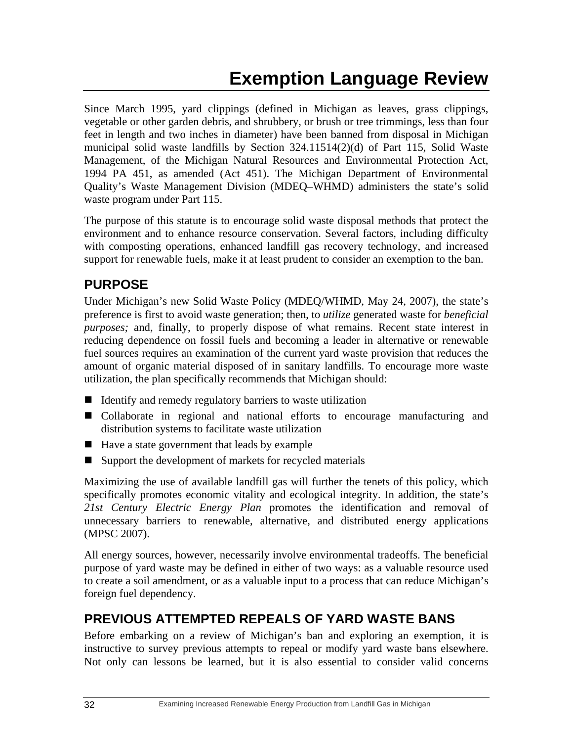# Exemption Language Review

Since March 1995, yard clippings (defined in Michigan as leaves, grass clippings, vegetable or other garden debris, and shrubbery, or brush or tree trimmings, less than four feet in length and two inches in diameter) have been banned from disposal in Michigan municipal solid waste landfills by Section 324.11514(2)(d) of Part 115, Solid Waste Management, of the Michigan Natural Resources and Environmental Protection Act, 1994 PA 451, as amended (Act 451). The Michigan Department of Environmental Quality's Waste Management Division (MDEQ–WHMD) administers the state's solid waste program under Part 115.

The purpose of this statute is to encourage solid waste disposal methods that protect the environment and to enhance resource conservation. Several factors, including difficulty with composting operations, enhanced landfill gas recovery technology, and increased support for renewable fuels, make it at least prudent to consider an exemption to the ban.

## PURPOSE

Under Michigan's new Solid Waste Policy (MDEQ/WHMD, May 24, 2007), the state's preference is first to avoid waste generation; then, to *utilize* generated waste for *beneficial purposes;* and, finally, to properly dispose of what remains. Recent state interest in reducing dependence on fossil fuels and becoming a leader in alternative or renewable fuel sources requires an examination of the current yard waste provision that reduces the amount of organic material disposed of in sanitary landfills. To encourage more waste utilization, the plan specifically recommends that Michigan should:

- Identify and remedy regulatory barriers to waste utilization
- Collaborate in regional and national efforts to encourage manufacturing and distribution systems to facilitate waste utilization
- Have a state government that leads by example
- Support the development of markets for recycled materials

Maximizing the use of available landfill gas will further the tenets of this policy, which specifically promotes economic vitality and ecological integrity. In addition, the state's *21st Century Electric Energy Plan* promotes the identification and removal of unnecessary barriers to renewable, alternative, and distributed energy applications (MPSC 2007).

All energy sources, however, necessarily involve environmental tradeoffs. The beneficial purpose of yard waste may be defined in either of two ways: as a valuable resource used to create a soil amendment, or as a valuable input to a process that can reduce Michigan's foreign fuel dependency.

## PREVIOUS ATTEMPTED REPEALS OF YARD WASTE BANS

Before embarking on a review of Michigan's ban and exploring an exemption, it is instructive to survey previous attempts to repeal or modify yard waste bans elsewhere. Not only can lessons be learned, but it is also essential to consider valid concerns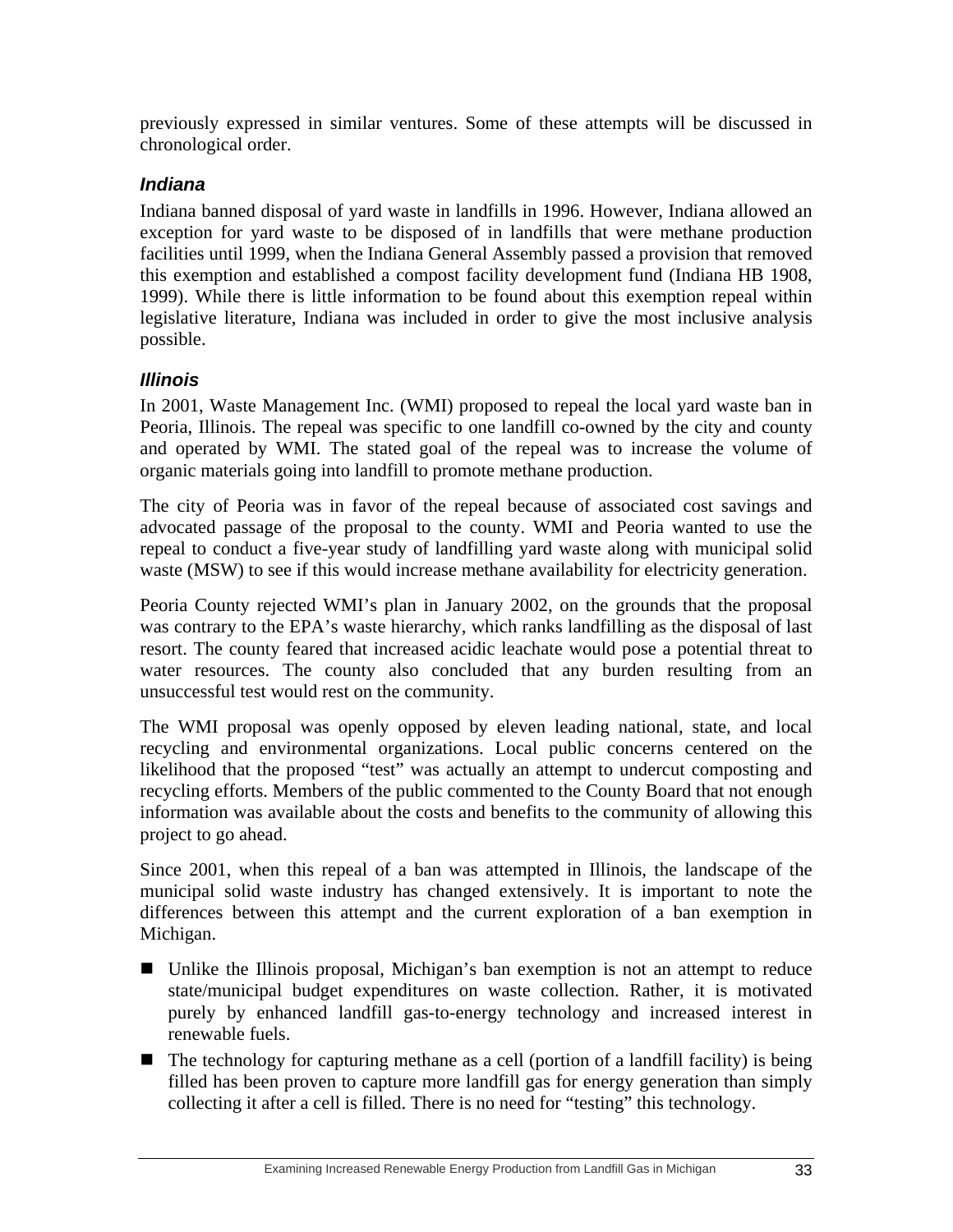previously expressed in similar ventures. Some of these attempts will be discussed in chronological order.

### *Indiana*

Indiana banned disposal of yard waste in landfills in 1996. However, Indiana allowed an exception for yard waste to be disposed of in landfills that were methane production facilities until 1999, when the Indiana General Assembly passed a provision that removed this exemption and established a compost facility development fund (Indiana HB 1908, 1999). While there is little information to be found about this exemption repeal within legislative literature, Indiana was included in order to give the most inclusive analysis possible.

### *Illinois*

In 2001, Waste Management Inc. (WMI) proposed to repeal the local yard waste ban in Peoria, Illinois. The repeal was specific to one landfill co-owned by the city and county and operated by WMI. The stated goal of the repeal was to increase the volume of organic materials going into landfill to promote methane production.

The city of Peoria was in favor of the repeal because of associated cost savings and advocated passage of the proposal to the county. WMI and Peoria wanted to use the repeal to conduct a five-year study of landfilling yard waste along with municipal solid waste (MSW) to see if this would increase methane availability for electricity generation.

Peoria County rejected WMI's plan in January 2002, on the grounds that the proposal was contrary to the EPA's waste hierarchy, which ranks landfilling as the disposal of last resort. The county feared that increased acidic leachate would pose a potential threat to water resources. The county also concluded that any burden resulting from an unsuccessful test would rest on the community.

The WMI proposal was openly opposed by eleven leading national, state, and local recycling and environmental organizations. Local public concerns centered on the likelihood that the proposed "test" was actually an attempt to undercut composting and recycling efforts. Members of the public commented to the County Board that not enough information was available about the costs and benefits to the community of allowing this project to go ahead.

Since 2001, when this repeal of a ban was attempted in Illinois, the landscape of the municipal solid waste industry has changed extensively. It is important to note the differences between this attempt and the current exploration of a ban exemption in Michigan.

- Unlike the Illinois proposal, Michigan's ban exemption is not an attempt to reduce state/municipal budget expenditures on waste collection. Rather, it is motivated purely by enhanced landfill gas-to-energy technology and increased interest in renewable fuels.
- The technology for capturing methane as a cell (portion of a landfill facility) is being filled has been proven to capture more landfill gas for energy generation than simply collecting it after a cell is filled. There is no need for "testing" this technology.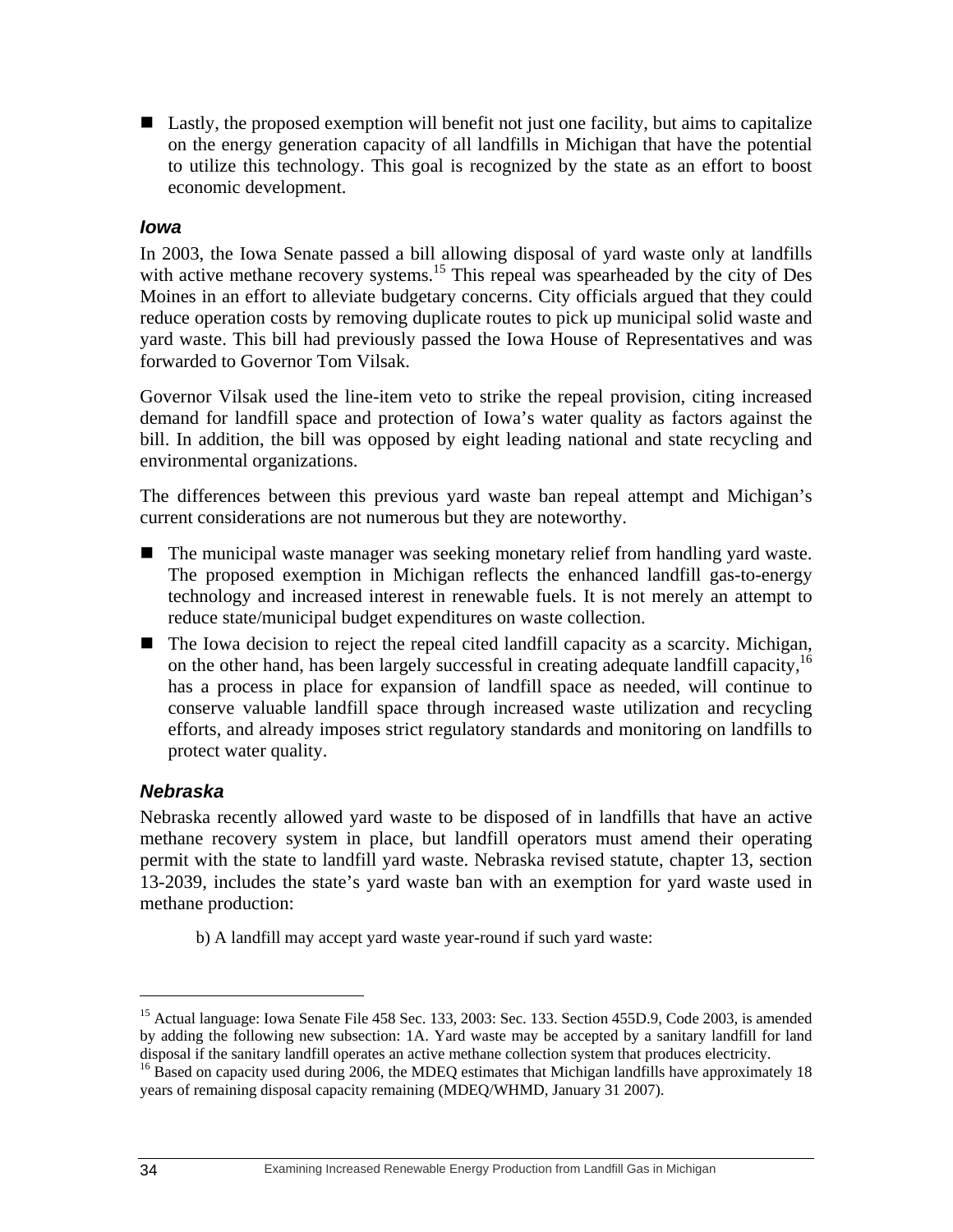- Lastly, the proposed exemption will benefit not just one facility, but aims to capitalize on the energy generation capacity of all landfills in Michigan that have the potential to utilize this technology. This goal is recognized by the state as an effort to boost economic development.

### *Iowa*

In 2003, the Iowa Senate passed a bill allowing disposal of yard waste only at landfills with active methane recovery systems.[15] This repeal was spearheaded by the city of Des Moines in an effort to alleviate budgetary concerns. City officials argued that they could reduce operation costs by removing duplicate routes to pick up municipal solid waste and yard waste. This bill had previously passed the Iowa House of Representatives and was forwarded to Governor Tom Vilsak.

Governor Vilsak used the line-item veto to strike the repeal provision, citing increased demand for landfill space and protection of Iowa's water quality as factors against the bill. In addition, the bill was opposed by eight leading national and state recycling and environmental organizations.

The differences between this previous yard waste ban repeal attempt and Michigan's current considerations are not numerous but they are noteworthy.

- The municipal waste manager was seeking monetary relief from handling yard waste. The proposed exemption in Michigan reflects the enhanced landfill gas-to-energy technology and increased interest in renewable fuels. It is not merely an attempt to reduce state/municipal budget expenditures on waste collection.
- The Iowa decision to reject the repeal cited landfill capacity as a scarcity. Michigan, on the other hand, has been largely successful in creating adequate landfill capacity,[16] has a process in place for expansion of landfill space as needed, will continue to conserve valuable landfill space through increased waste utilization and recycling efforts, and already imposes strict regulatory standards and monitoring on landfills to protect water quality.

### *Nebraska*

Nebraska recently allowed yard waste to be disposed of in landfills that have an active methane recovery system in place, but landfill operators must amend their operating permit with the state to landfill yard waste. Nebraska revised statute, chapter 13, section 13-2039, includes the state's yard waste ban with an exemption for yard waste used in methane production:

> b) A landfill may accept yard waste year-round if such yard waste:

---

[15] Actual language: Iowa Senate File 458 Sec. 133, 2003: Sec. 133. Section 455D.9, Code 2003, is amended by adding the following new subsection: 1A. Yard waste may be accepted by a sanitary landfill for land disposal if the sanitary landfill operates an active methane collection system that produces electricity.

[16] Based on capacity used during 2006, the MDEQ estimates that Michigan landfills have approximately 18 years of remaining disposal capacity remaining (MDEQ/WHMD, January 31 2007).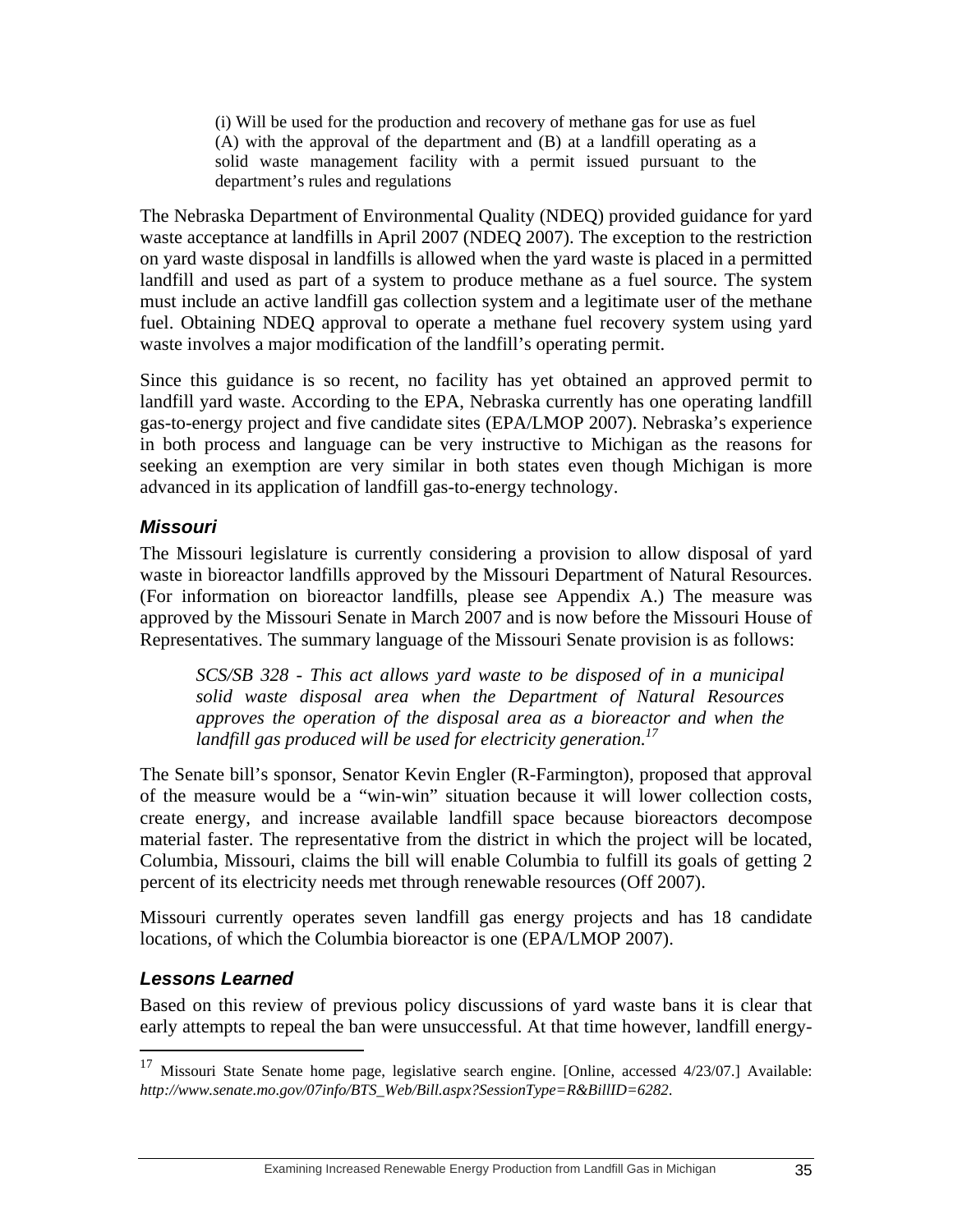> (i) Will be used for the production and recovery of methane gas for use as fuel (A) with the approval of the department and (B) at a landfill operating as a solid waste management facility with a permit issued pursuant to the department's rules and regulations

The Nebraska Department of Environmental Quality (NDEQ) provided guidance for yard waste acceptance at landfills in April 2007 (NDEQ 2007). The exception to the restriction on yard waste disposal in landfills is allowed when the yard waste is placed in a permitted landfill and used as part of a system to produce methane as a fuel source. The system must include an active landfill gas collection system and a legitimate user of the methane fuel. Obtaining NDEQ approval to operate a methane fuel recovery system using yard waste involves a major modification of the landfill's operating permit.

Since this guidance is so recent, no facility has yet obtained an approved permit to landfill yard waste. According to the EPA, Nebraska currently has one operating landfill gas-to-energy project and five candidate sites (EPA/LMOP 2007). Nebraska's experience in both process and language can be very instructive to Michigan as the reasons for seeking an exemption are very similar in both states even though Michigan is more advanced in its application of landfill gas-to-energy technology.

### *Missouri*

The Missouri legislature is currently considering a provision to allow disposal of yard waste in bioreactor landfills approved by the Missouri Department of Natural Resources. (For information on bioreactor landfills, please see Appendix A.) The measure was approved by the Missouri Senate in March 2007 and is now before the Missouri House of Representatives. The summary language of the Missouri Senate provision is as follows:

> *SCS/SB 328 - This act allows yard waste to be disposed of in a municipal solid waste disposal area when the Department of Natural Resources approves the operation of the disposal area as a bioreactor and when the landfill gas produced will be used for electricity generation.*[17]

The Senate bill's sponsor, Senator Kevin Engler (R-Farmington), proposed that approval of the measure would be a "win-win" situation because it will lower collection costs, create energy, and increase available landfill space because bioreactors decompose material faster. The representative from the district in which the project will be located, Columbia, Missouri, claims the bill will enable Columbia to fulfill its goals of getting 2 percent of its electricity needs met through renewable resources (Off 2007).

Missouri currently operates seven landfill gas energy projects and has 18 candidate locations, of which the Columbia bioreactor is one (EPA/LMOP 2007).

### *Lessons Learned*

Based on this review of previous policy discussions of yard waste bans it is clear that early attempts to repeal the ban were unsuccessful. At that time however, landfill energy-

---

[17] Missouri State Senate home page, legislative search engine. [Online, accessed 4/23/07.] Available: *http://www.senate.mo.gov/07info/BTS_Web/Bill.aspx?SessionType=R&BillID=6282*.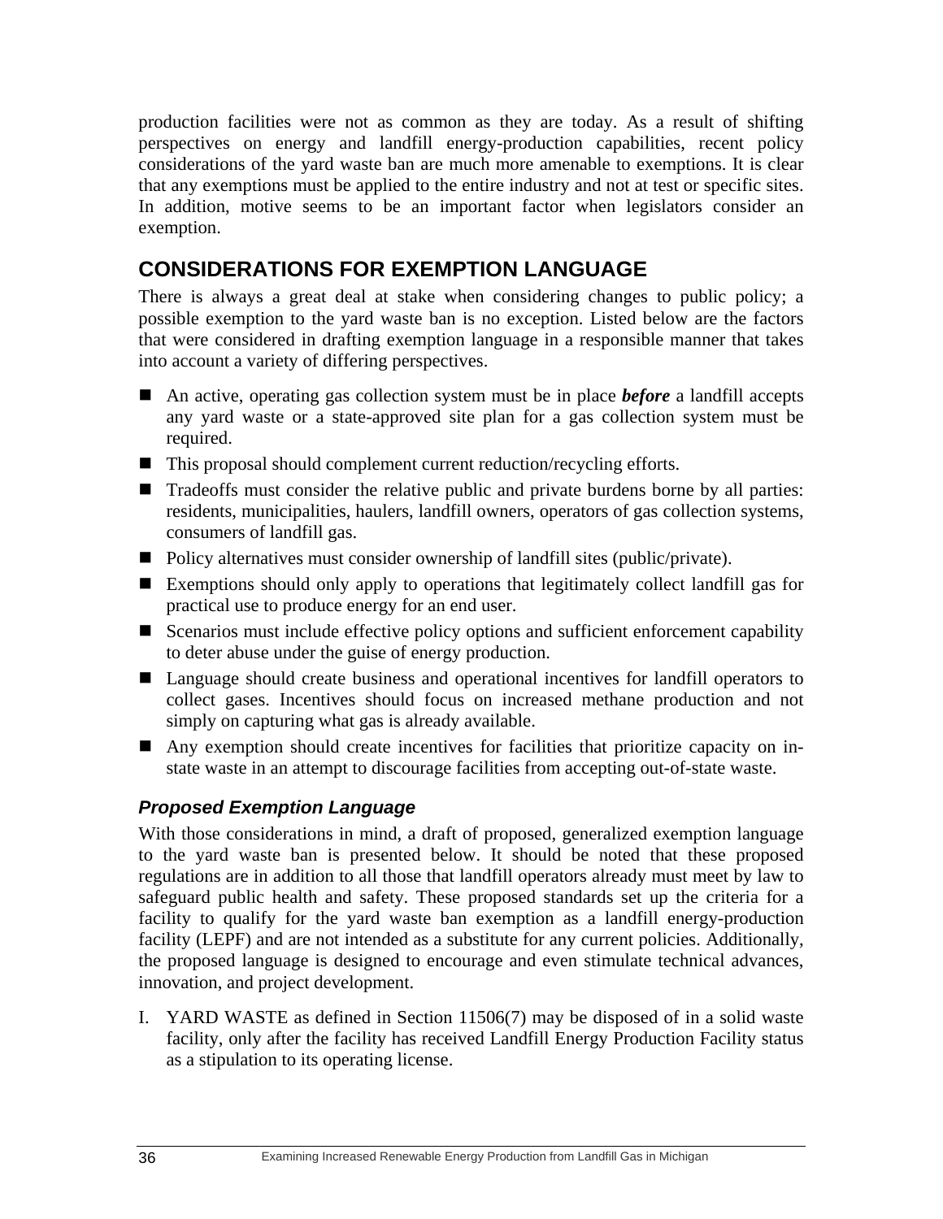production facilities were not as common as they are today. As a result of shifting perspectives on energy and landfill energy-production capabilities, recent policy considerations of the yard waste ban are much more amenable to exemptions. It is clear that any exemptions must be applied to the entire industry and not at test or specific sites. In addition, motive seems to be an important factor when legislators consider an exemption.

## CONSIDERATIONS FOR EXEMPTION LANGUAGE

There is always a great deal at stake when considering changes to public policy; a possible exemption to the yard waste ban is no exception. Listed below are the factors that were considered in drafting exemption language in a responsible manner that takes into account a variety of differing perspectives.

- An active, operating gas collection system must be in place ***before*** a landfill accepts any yard waste or a state-approved site plan for a gas collection system must be required.
- This proposal should complement current reduction/recycling efforts.
- Tradeoffs must consider the relative public and private burdens borne by all parties: residents, municipalities, haulers, landfill owners, operators of gas collection systems, consumers of landfill gas.
- Policy alternatives must consider ownership of landfill sites (public/private).
- Exemptions should only apply to operations that legitimately collect landfill gas for practical use to produce energy for an end user.
- Scenarios must include effective policy options and sufficient enforcement capability to deter abuse under the guise of energy production.
- Language should create business and operational incentives for landfill operators to collect gases. Incentives should focus on increased methane production and not simply on capturing what gas is already available.
- Any exemption should create incentives for facilities that prioritize capacity on in-state waste in an attempt to discourage facilities from accepting out-of-state waste.

### *Proposed Exemption Language*

With those considerations in mind, a draft of proposed, generalized exemption language to the yard waste ban is presented below. It should be noted that these proposed regulations are in addition to all those that landfill operators already must meet by law to safeguard public health and safety. These proposed standards set up the criteria for a facility to qualify for the yard waste ban exemption as a landfill energy-production facility (LEPF) and are not intended as a substitute for any current policies. Additionally, the proposed language is designed to encourage and even stimulate technical advances, innovation, and project development.

I. YARD WASTE as defined in Section 11506(7) may be disposed of in a solid waste facility, only after the facility has received Landfill Energy Production Facility status as a stipulation to its operating license.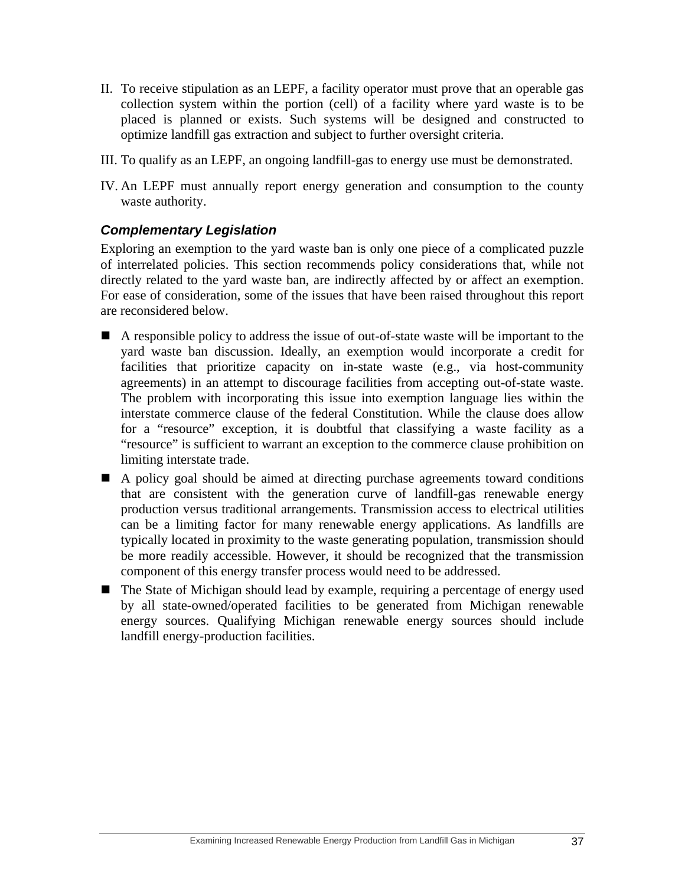II. To receive stipulation as an LEPF, a facility operator must prove that an operable gas collection system within the portion (cell) of a facility where yard waste is to be placed is planned or exists. Such systems will be designed and constructed to optimize landfill gas extraction and subject to further oversight criteria.

III. To qualify as an LEPF, an ongoing landfill-gas to energy use must be demonstrated.

IV. An LEPF must annually report energy generation and consumption to the county waste authority.

### *Complementary Legislation*

Exploring an exemption to the yard waste ban is only one piece of a complicated puzzle of interrelated policies. This section recommends policy considerations that, while not directly related to the yard waste ban, are indirectly affected by or affect an exemption. For ease of consideration, some of the issues that have been raised throughout this report are reconsidered below.

- A responsible policy to address the issue of out-of-state waste will be important to the yard waste ban discussion. Ideally, an exemption would incorporate a credit for facilities that prioritize capacity on in-state waste (e.g., via host-community agreements) in an attempt to discourage facilities from accepting out-of-state waste. The problem with incorporating this issue into exemption language lies within the interstate commerce clause of the federal Constitution. While the clause does allow for a "resource" exception, it is doubtful that classifying a waste facility as a "resource" is sufficient to warrant an exception to the commerce clause prohibition on limiting interstate trade.
- A policy goal should be aimed at directing purchase agreements toward conditions that are consistent with the generation curve of landfill-gas renewable energy production versus traditional arrangements. Transmission access to electrical utilities can be a limiting factor for many renewable energy applications. As landfills are typically located in proximity to the waste generating population, transmission should be more readily accessible. However, it should be recognized that the transmission component of this energy transfer process would need to be addressed.
- The State of Michigan should lead by example, requiring a percentage of energy used by all state-owned/operated facilities to be generated from Michigan renewable energy sources. Qualifying Michigan renewable energy sources should include landfill energy-production facilities.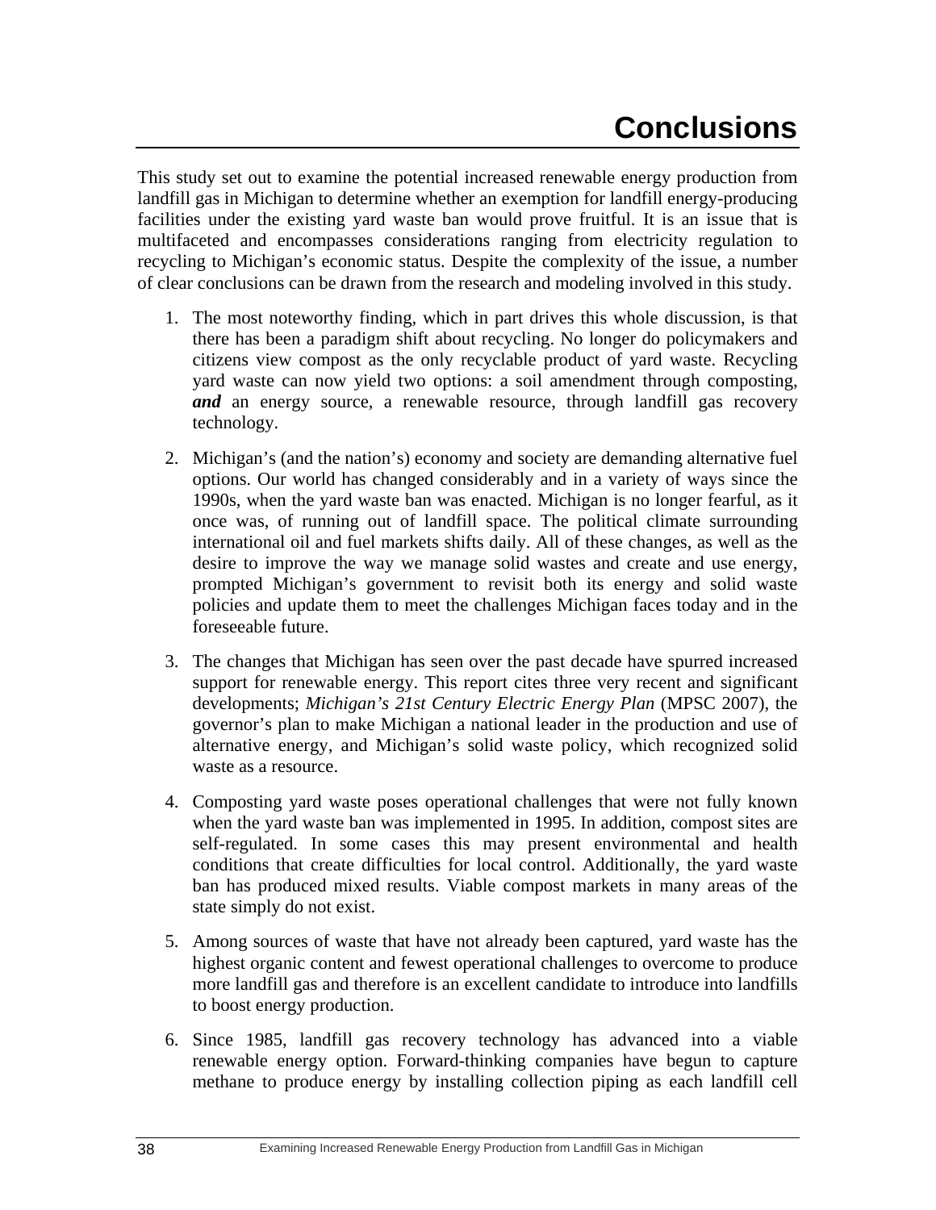# Conclusions

This study set out to examine the potential increased renewable energy production from landfill gas in Michigan to determine whether an exemption for landfill energy-producing facilities under the existing yard waste ban would prove fruitful. It is an issue that is multifaceted and encompasses considerations ranging from electricity regulation to recycling to Michigan's economic status. Despite the complexity of the issue, a number of clear conclusions can be drawn from the research and modeling involved in this study.

1. The most noteworthy finding, which in part drives this whole discussion, is that there has been a paradigm shift about recycling. No longer do policymakers and citizens view compost as the only recyclable product of yard waste. Recycling yard waste can now yield two options: a soil amendment through composting, ***and*** an energy source, a renewable resource, through landfill gas recovery technology.

2. Michigan's (and the nation's) economy and society are demanding alternative fuel options. Our world has changed considerably and in a variety of ways since the 1990s, when the yard waste ban was enacted. Michigan is no longer fearful, as it once was, of running out of landfill space. The political climate surrounding international oil and fuel markets shifts daily. All of these changes, as well as the desire to improve the way we manage solid wastes and create and use energy, prompted Michigan's government to revisit both its energy and solid waste policies and update them to meet the challenges Michigan faces today and in the foreseeable future.

3. The changes that Michigan has seen over the past decade have spurred increased support for renewable energy. This report cites three very recent and significant developments; *Michigan's 21st Century Electric Energy Plan* (MPSC 2007), the governor's plan to make Michigan a national leader in the production and use of alternative energy, and Michigan's solid waste policy, which recognized solid waste as a resource.

4. Composting yard waste poses operational challenges that were not fully known when the yard waste ban was implemented in 1995. In addition, compost sites are self-regulated. In some cases this may present environmental and health conditions that create difficulties for local control. Additionally, the yard waste ban has produced mixed results. Viable compost markets in many areas of the state simply do not exist.

5. Among sources of waste that have not already been captured, yard waste has the highest organic content and fewest operational challenges to overcome to produce more landfill gas and therefore is an excellent candidate to introduce into landfills to boost energy production.

6. Since 1985, landfill gas recovery technology has advanced into a viable renewable energy option. Forward-thinking companies have begun to capture methane to produce energy by installing collection piping as each landfill cell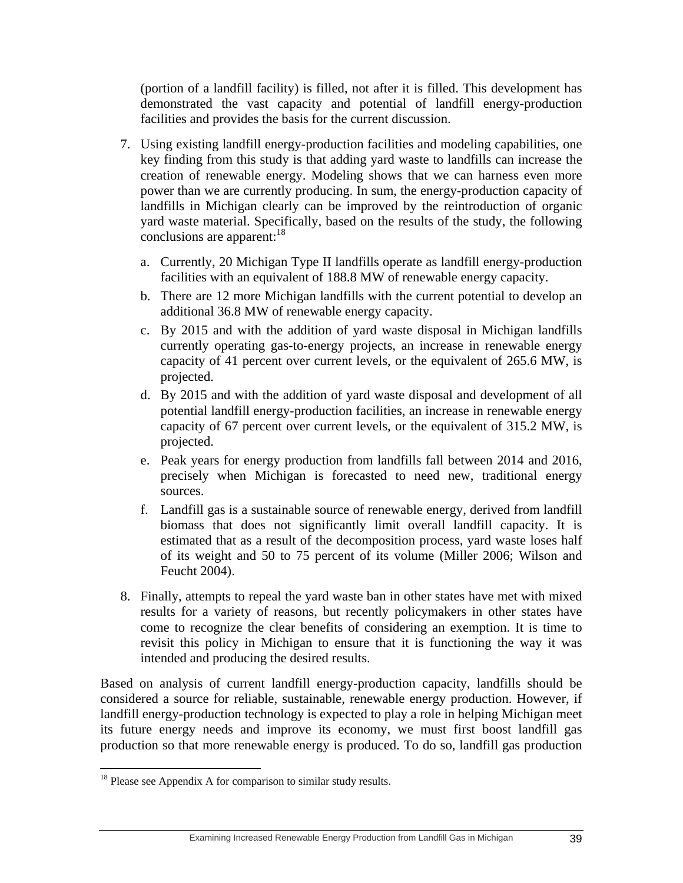(portion of a landfill facility) is filled, not after it is filled. This development has demonstrated the vast capacity and potential of landfill energy-production facilities and provides the basis for the current discussion.

7. Using existing landfill energy-production facilities and modeling capabilities, one key finding from this study is that adding yard waste to landfills can increase the creation of renewable energy. Modeling shows that we can harness even more power than we are currently producing. In sum, the energy-production capacity of landfills in Michigan clearly can be improved by the reintroduction of organic yard waste material. Specifically, based on the results of the study, the following conclusions are apparent:[18]

   a. Currently, 20 Michigan Type II landfills operate as landfill energy-production facilities with an equivalent of 188.8 MW of renewable energy capacity.
   b. There are 12 more Michigan landfills with the current potential to develop an additional 36.8 MW of renewable energy capacity.
   c. By 2015 and with the addition of yard waste disposal in Michigan landfills currently operating gas-to-energy projects, an increase in renewable energy capacity of 41 percent over current levels, or the equivalent of 265.6 MW, is projected.
   d. By 2015 and with the addition of yard waste disposal and development of all potential landfill energy-production facilities, an increase in renewable energy capacity of 67 percent over current levels, or the equivalent of 315.2 MW, is projected.
   e. Peak years for energy production from landfills fall between 2014 and 2016, precisely when Michigan is forecasted to need new, traditional energy sources.
   f. Landfill gas is a sustainable source of renewable energy, derived from landfill biomass that does not significantly limit overall landfill capacity. It is estimated that as a result of the decomposition process, yard waste loses half of its weight and 50 to 75 percent of its volume (Miller 2006; Wilson and Feucht 2004).

8. Finally, attempts to repeal the yard waste ban in other states have met with mixed results for a variety of reasons, but recently policymakers in other states have come to recognize the clear benefits of considering an exemption. It is time to revisit this policy in Michigan to ensure that it is functioning the way it was intended and producing the desired results.

Based on analysis of current landfill energy-production capacity, landfills should be considered a source for reliable, sustainable, renewable energy production. However, if landfill energy-production technology is expected to play a role in helping Michigan meet its future energy needs and improve its economy, we must first boost landfill gas production so that more renewable energy is produced. To do so, landfill gas production

---

[18] Please see Appendix A for comparison to similar study results.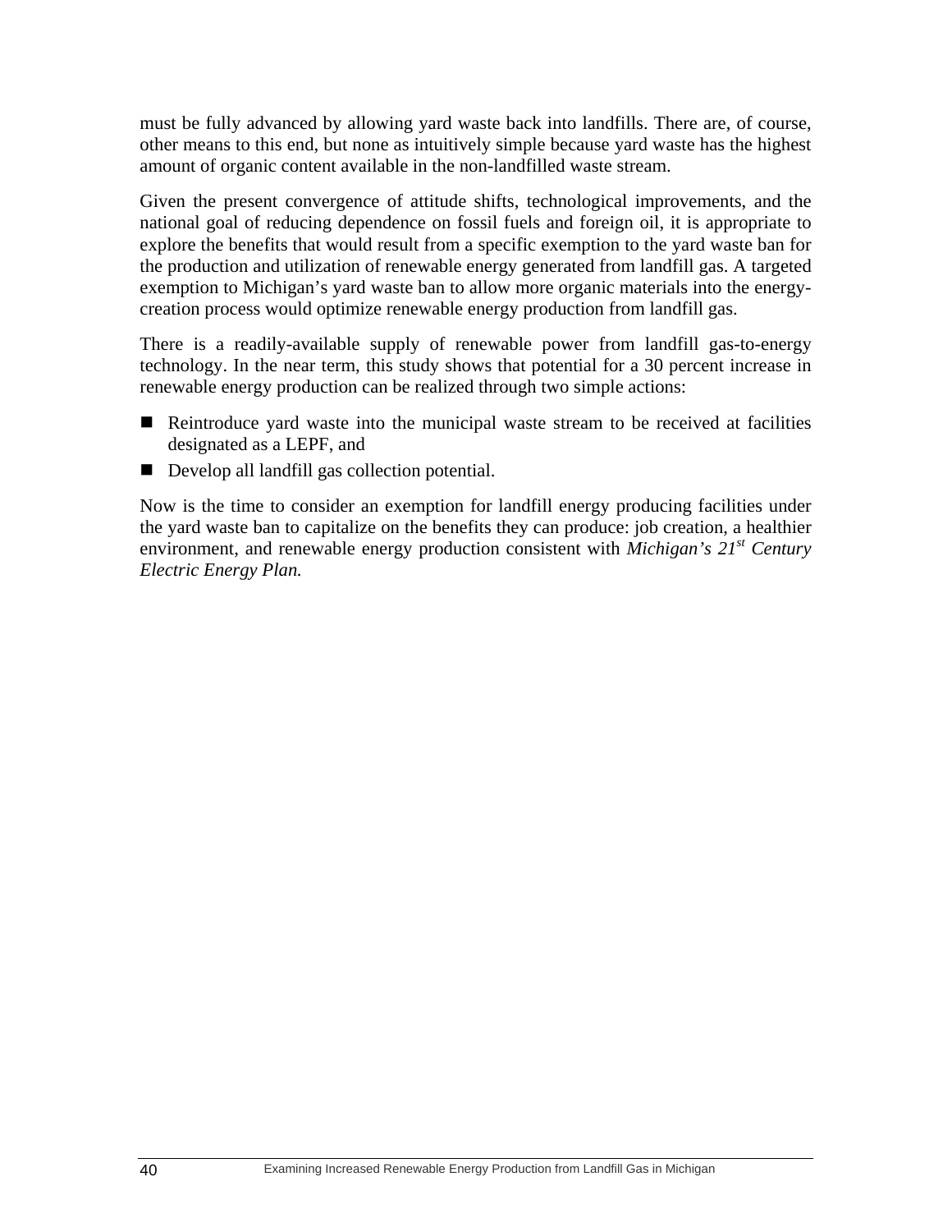must be fully advanced by allowing yard waste back into landfills. There are, of course, other means to this end, but none as intuitively simple because yard waste has the highest amount of organic content available in the non-landfilled waste stream.

Given the present convergence of attitude shifts, technological improvements, and the national goal of reducing dependence on fossil fuels and foreign oil, it is appropriate to explore the benefits that would result from a specific exemption to the yard waste ban for the production and utilization of renewable energy generated from landfill gas. A targeted exemption to Michigan's yard waste ban to allow more organic materials into the energy-creation process would optimize renewable energy production from landfill gas.

There is a readily-available supply of renewable power from landfill gas-to-energy technology. In the near term, this study shows that potential for a 30 percent increase in renewable energy production can be realized through two simple actions:

- Reintroduce yard waste into the municipal waste stream to be received at facilities designated as a LEPF, and
- Develop all landfill gas collection potential.

Now is the time to consider an exemption for landfill energy producing facilities under the yard waste ban to capitalize on the benefits they can produce: job creation, a healthier environment, and renewable energy production consistent with *Michigan's 21st Century Electric Energy Plan.*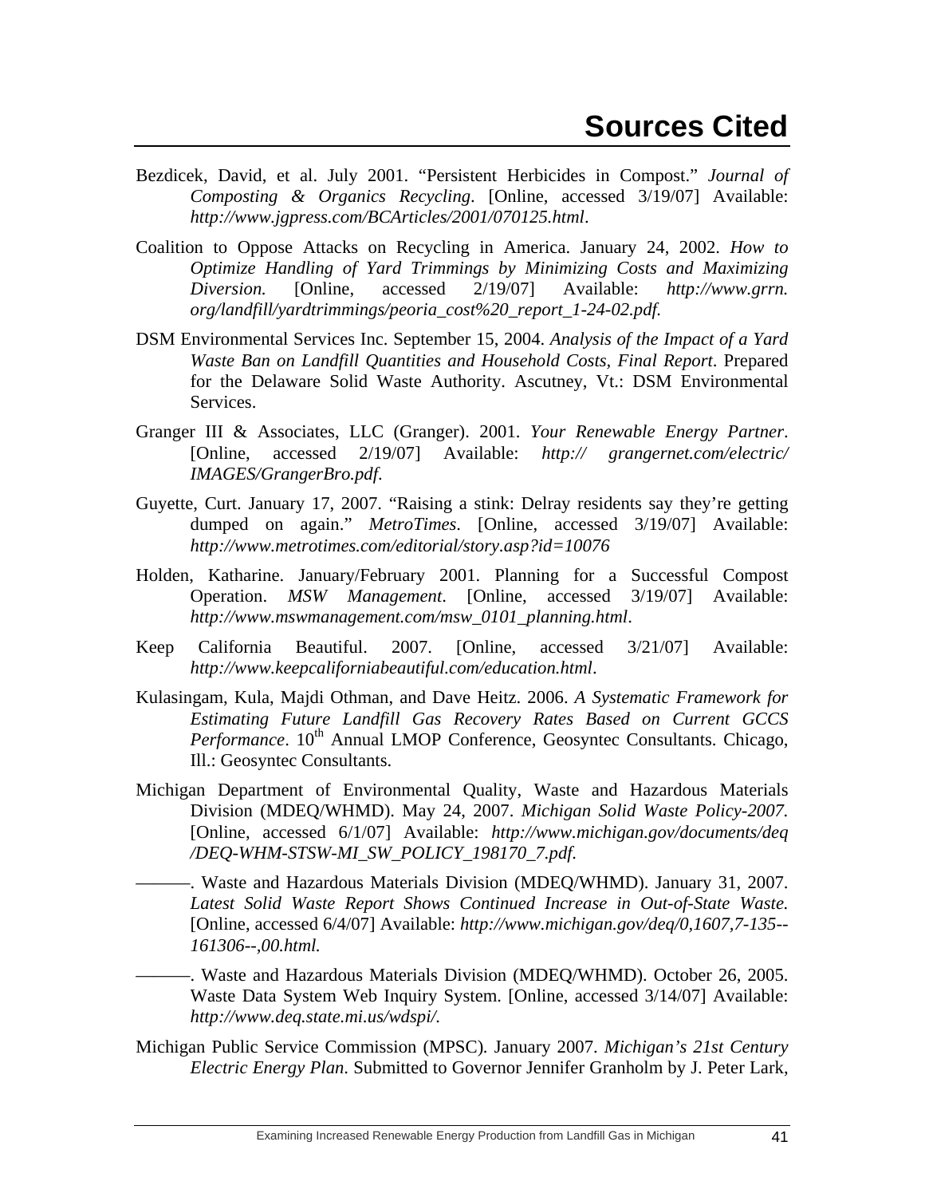# Sources Cited

Bezdicek, David, et al. July 2001. "Persistent Herbicides in Compost." *Journal of Composting & Organics Recycling*. [Online, accessed 3/19/07] Available: *http://www.jgpress.com/BCArticles/2001/070125.html*.

Coalition to Oppose Attacks on Recycling in America. January 24, 2002. *How to Optimize Handling of Yard Trimmings by Minimizing Costs and Maximizing Diversion.* [Online, accessed 2/19/07] Available: *http://www.grrn.org/landfill/yardtrimmings/peoria_cost%20_report_1-24-02.pdf.*

DSM Environmental Services Inc. September 15, 2004. *Analysis of the Impact of a Yard Waste Ban on Landfill Quantities and Household Costs, Final Report*. Prepared for the Delaware Solid Waste Authority. Ascutney, Vt.: DSM Environmental Services.

Granger III & Associates, LLC (Granger). 2001. *Your Renewable Energy Partner*. [Online, accessed 2/19/07] Available: *http:// grangernet.com/electric/IMAGES/GrangerBro.pdf.*

Guyette, Curt. January 17, 2007. "Raising a stink: Delray residents say they're getting dumped on again." *MetroTimes*. [Online, accessed 3/19/07] Available: *http://www.metrotimes.com/editorial/story.asp?id=10076*

Holden, Katharine. January/February 2001. Planning for a Successful Compost Operation. *MSW Management*. [Online, accessed 3/19/07] Available: *http://www.mswmanagement.com/msw_0101_planning.html*.

Keep California Beautiful. 2007. [Online, accessed 3/21/07] Available: *http://www.keepcaliforniabeautiful.com/education.html*.

Kulasingam, Kula, Majdi Othman, and Dave Heitz. 2006. *A Systematic Framework for Estimating Future Landfill Gas Recovery Rates Based on Current GCCS Performance*. 10th Annual LMOP Conference, Geosyntec Consultants. Chicago, Ill.: Geosyntec Consultants.

Michigan Department of Environmental Quality, Waste and Hazardous Materials Division (MDEQ/WHMD). May 24, 2007. *Michigan Solid Waste Policy-2007.* [Online, accessed 6/1/07] Available: *http://www.michigan.gov/documents/deq/DEQ-WHM-STSW-MI_SW_POLICY_198170_7.pdf.*

———. Waste and Hazardous Materials Division (MDEQ/WHMD). January 31, 2007. *Latest Solid Waste Report Shows Continued Increase in Out-of-State Waste.* [Online, accessed 6/4/07] Available: *http://www.michigan.gov/deq/0,1607,7-135--161306--,00.html.*

———. Waste and Hazardous Materials Division (MDEQ/WHMD). October 26, 2005. Waste Data System Web Inquiry System. [Online, accessed 3/14/07] Available: *http://www.deq.state.mi.us/wdspi/.*

Michigan Public Service Commission (MPSC). January 2007. *Michigan's 21st Century Electric Energy Plan*. Submitted to Governor Jennifer Granholm by J. Peter Lark,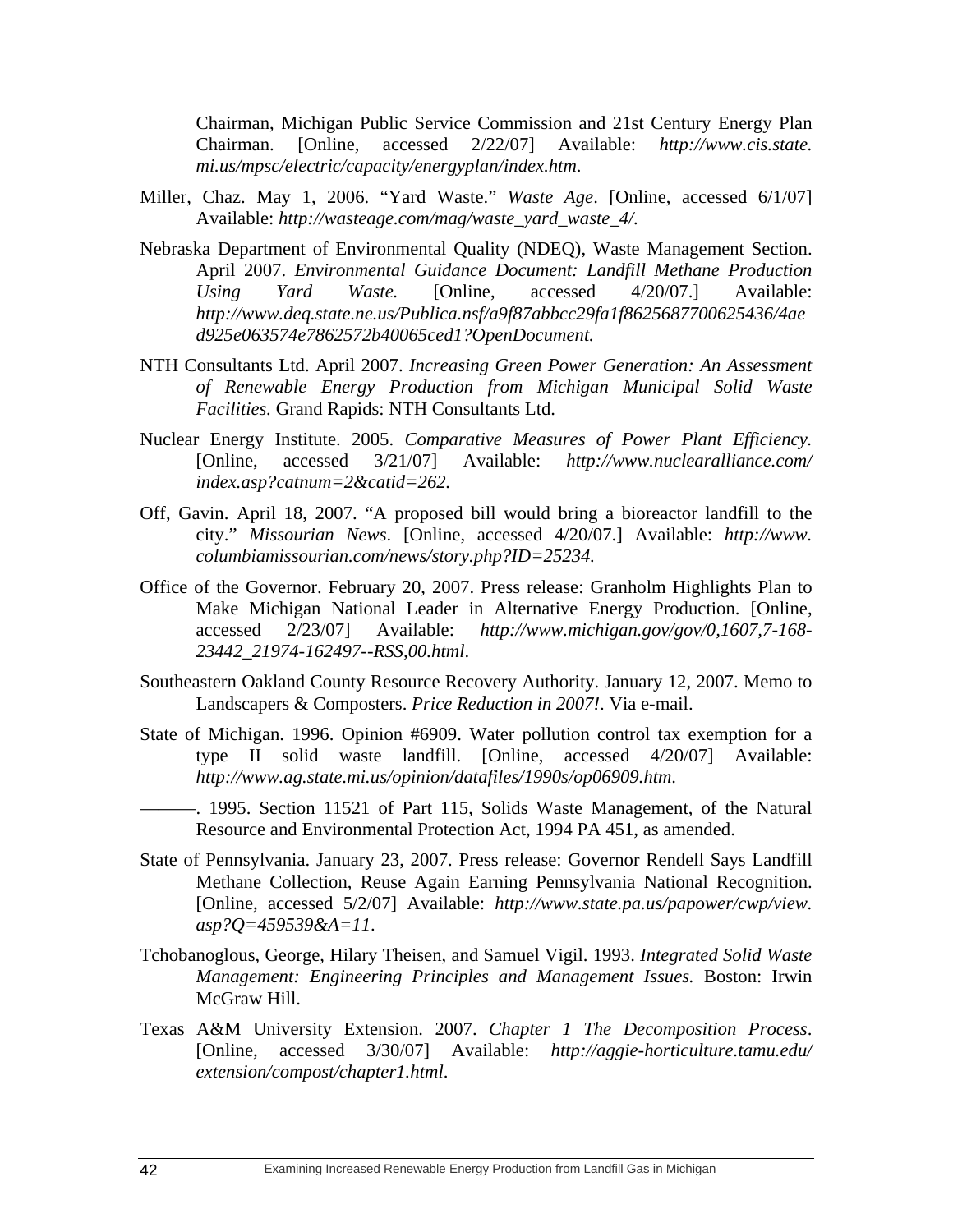Chairman, Michigan Public Service Commission and 21st Century Energy Plan Chairman. [Online, accessed 2/22/07] Available: *http://www.cis.state.mi.us/mpsc/electric/capacity/energyplan/index.htm*.

Miller, Chaz. May 1, 2006. "Yard Waste." *Waste Age*. [Online, accessed 6/1/07] Available: *http://wasteage.com/mag/waste_yard_waste_4/*.

Nebraska Department of Environmental Quality (NDEQ), Waste Management Section. April 2007. *Environmental Guidance Document: Landfill Methane Production Using Yard Waste.* [Online, accessed 4/20/07.] Available: *http://www.deq.state.ne.us/Publica.nsf/a9f87abbcc29fa1f8625687700625436/4aed925e063574e7862572b40065ced1?OpenDocument.*

NTH Consultants Ltd. April 2007. *Increasing Green Power Generation: An Assessment of Renewable Energy Production from Michigan Municipal Solid Waste Facilities.* Grand Rapids: NTH Consultants Ltd.

Nuclear Energy Institute. 2005. *Comparative Measures of Power Plant Efficiency.* [Online, accessed 3/21/07] Available: *http://www.nuclearalliance.com/index.asp?catnum=2&catid=262.*

Off, Gavin. April 18, 2007. "A proposed bill would bring a bioreactor landfill to the city." *Missourian News*. [Online, accessed 4/20/07.] Available: *http://www.columbiamissourian.com/news/story.php?ID=25234.*

Office of the Governor. February 20, 2007. Press release: Granholm Highlights Plan to Make Michigan National Leader in Alternative Energy Production. [Online, accessed 2/23/07] Available: *http://www.michigan.gov/gov/0,1607,7-168-23442_21974-162497--RSS,00.html*.

Southeastern Oakland County Resource Recovery Authority. January 12, 2007. Memo to Landscapers & Composters. *Price Reduction in 2007!*. Via e-mail.

State of Michigan. 1996. Opinion #6909. Water pollution control tax exemption for a type II solid waste landfill. [Online, accessed 4/20/07] Available: *http://www.ag.state.mi.us/opinion/datafiles/1990s/op06909.htm*.

———. 1995. Section 11521 of Part 115, Solids Waste Management, of the Natural Resource and Environmental Protection Act, 1994 PA 451, as amended.

State of Pennsylvania. January 23, 2007. Press release: Governor Rendell Says Landfill Methane Collection, Reuse Again Earning Pennsylvania National Recognition. [Online, accessed 5/2/07] Available: *http://www.state.pa.us/papower/cwp/view.asp?Q=459539&A=11*.

Tchobanoglous, George, Hilary Theisen, and Samuel Vigil. 1993. *Integrated Solid Waste Management: Engineering Principles and Management Issues.* Boston: Irwin McGraw Hill.

Texas A&M University Extension. 2007. *Chapter 1 The Decomposition Process*. [Online, accessed 3/30/07] Available: *http://aggie-horticulture.tamu.edu/extension/compost/chapter1.html*.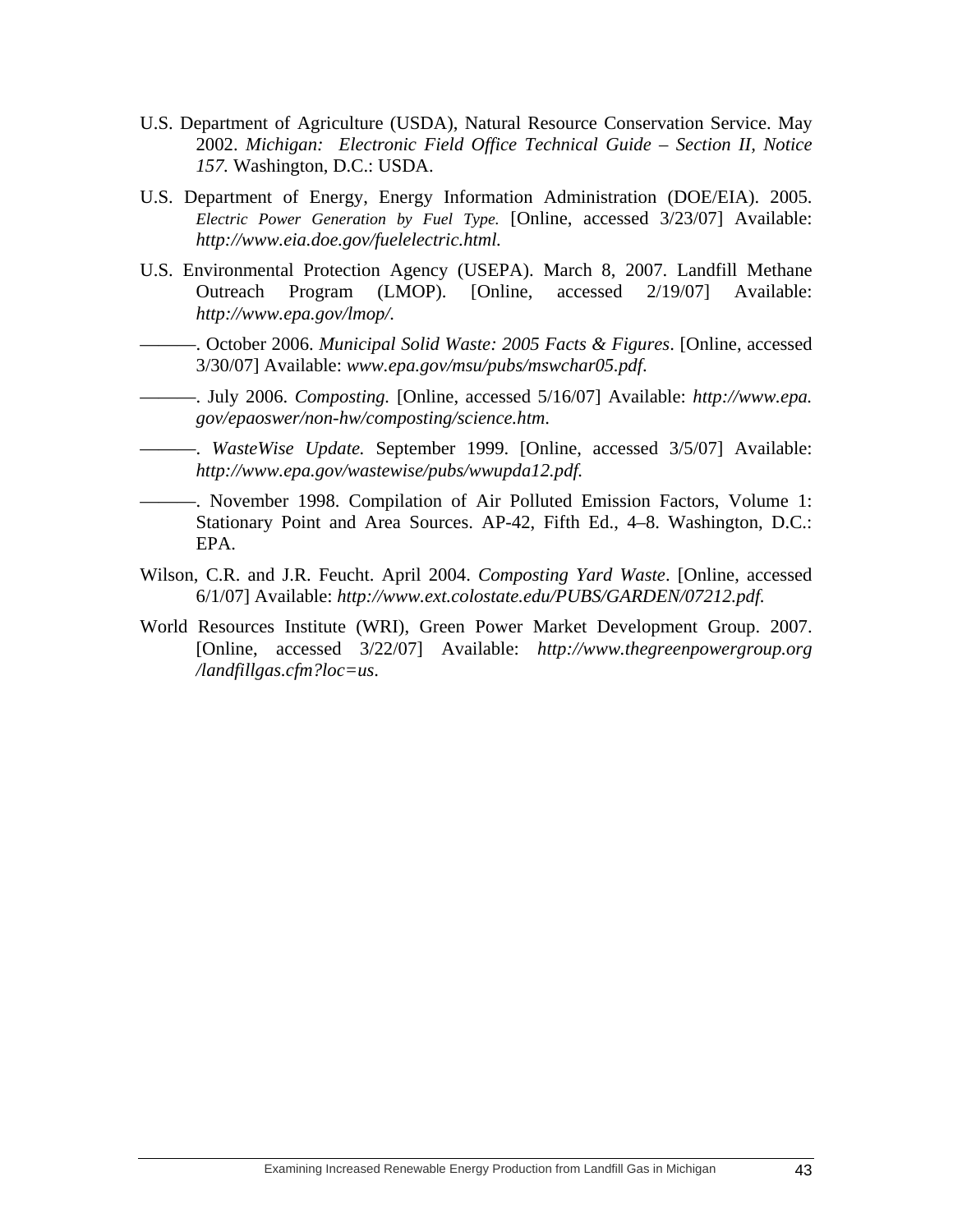U.S. Department of Agriculture (USDA), Natural Resource Conservation Service. May 2002. *Michigan: Electronic Field Office Technical Guide – Section II, Notice 157.* Washington, D.C.: USDA.

U.S. Department of Energy, Energy Information Administration (DOE/EIA). 2005. *Electric Power Generation by Fuel Type.* [Online, accessed 3/23/07] Available: *http://www.eia.doe.gov/fuelelectric.html.*

U.S. Environmental Protection Agency (USEPA). March 8, 2007. Landfill Methane Outreach Program (LMOP). [Online, accessed 2/19/07] Available: *http://www.epa.gov/lmop/.*

———. October 2006. *Municipal Solid Waste: 2005 Facts & Figures*. [Online, accessed 3/30/07] Available: *www.epa.gov/msu/pubs/mswchar05.pdf*.

———. July 2006. *Composting.* [Online, accessed 5/16/07] Available: *http://www.epa.gov/epaoswer/non-hw/composting/science.htm*.

———. *WasteWise Update.* September 1999. [Online, accessed 3/5/07] Available: *http://www.epa.gov/wastewise/pubs/wwupda12.pdf.*

———. November 1998. Compilation of Air Polluted Emission Factors, Volume 1: Stationary Point and Area Sources. AP-42, Fifth Ed., 4–8. Washington, D.C.: EPA.

Wilson, C.R. and J.R. Feucht. April 2004. *Composting Yard Waste*. [Online, accessed 6/1/07] Available: *http://www.ext.colostate.edu/PUBS/GARDEN/07212.pdf.*

World Resources Institute (WRI), Green Power Market Development Group. 2007. [Online, accessed 3/22/07] Available: *http://www.thegreenpowergroup.org/landfillgas.cfm?loc=us*.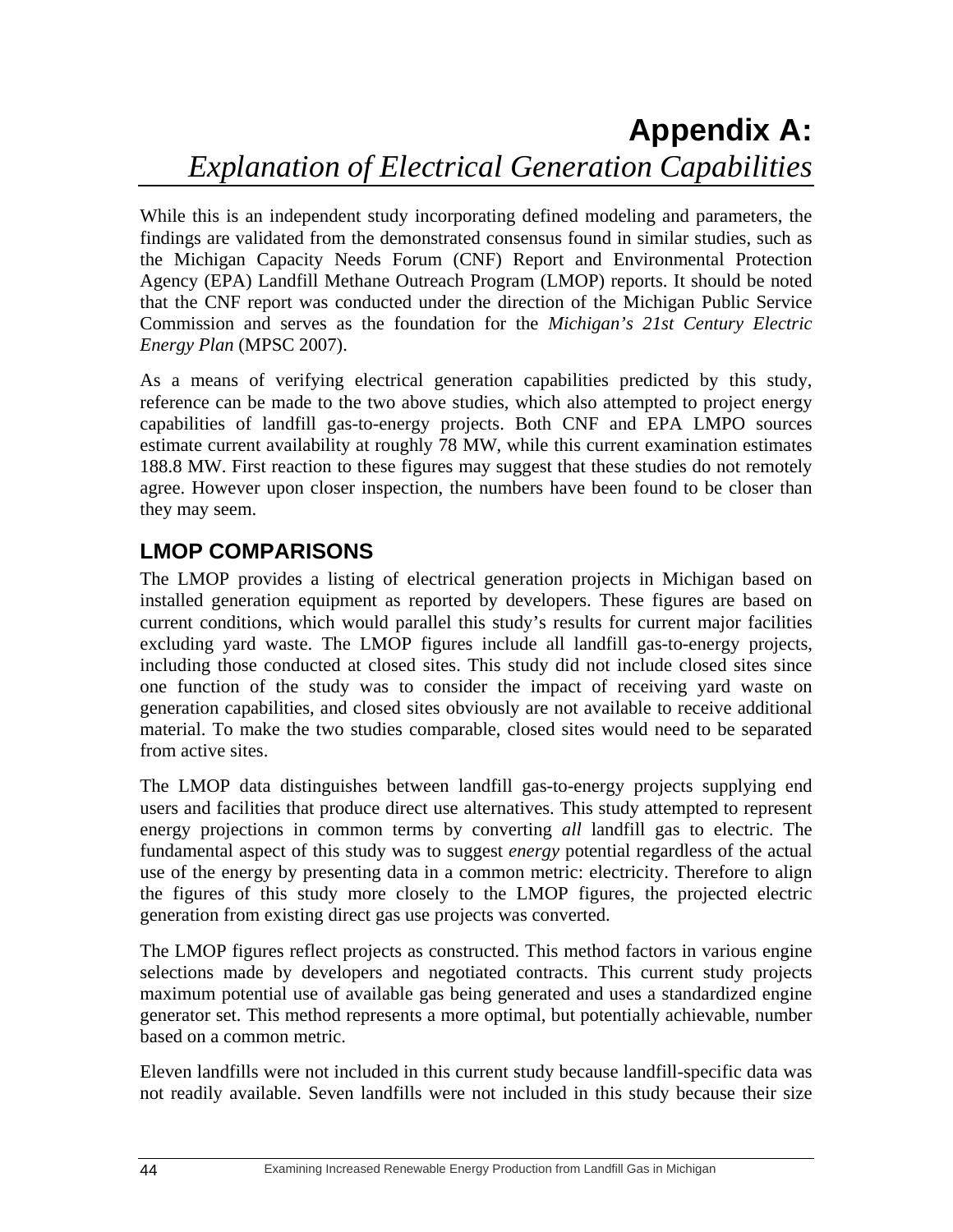# Appendix A:

## *Explanation of Electrical Generation Capabilities*

While this is an independent study incorporating defined modeling and parameters, the findings are validated from the demonstrated consensus found in similar studies, such as the Michigan Capacity Needs Forum (CNF) Report and Environmental Protection Agency (EPA) Landfill Methane Outreach Program (LMOP) reports. It should be noted that the CNF report was conducted under the direction of the Michigan Public Service Commission and serves as the foundation for the *Michigan's 21st Century Electric Energy Plan* (MPSC 2007).

As a means of verifying electrical generation capabilities predicted by this study, reference can be made to the two above studies, which also attempted to project energy capabilities of landfill gas-to-energy projects. Both CNF and EPA LMPO sources estimate current availability at roughly 78 MW, while this current examination estimates 188.8 MW. First reaction to these figures may suggest that these studies do not remotely agree. However upon closer inspection, the numbers have been found to be closer than they may seem.

### LMOP COMPARISONS

The LMOP provides a listing of electrical generation projects in Michigan based on installed generation equipment as reported by developers. These figures are based on current conditions, which would parallel this study's results for current major facilities excluding yard waste. The LMOP figures include all landfill gas-to-energy projects, including those conducted at closed sites. This study did not include closed sites since one function of the study was to consider the impact of receiving yard waste on generation capabilities, and closed sites obviously are not available to receive additional material. To make the two studies comparable, closed sites would need to be separated from active sites.

The LMOP data distinguishes between landfill gas-to-energy projects supplying end users and facilities that produce direct use alternatives. This study attempted to represent energy projections in common terms by converting *all* landfill gas to electric. The fundamental aspect of this study was to suggest *energy* potential regardless of the actual use of the energy by presenting data in a common metric: electricity. Therefore to align the figures of this study more closely to the LMOP figures, the projected electric generation from existing direct gas use projects was converted.

The LMOP figures reflect projects as constructed. This method factors in various engine selections made by developers and negotiated contracts. This current study projects maximum potential use of available gas being generated and uses a standardized engine generator set. This method represents a more optimal, but potentially achievable, number based on a common metric.

Eleven landfills were not included in this current study because landfill-specific data was not readily available. Seven landfills were not included in this study because their size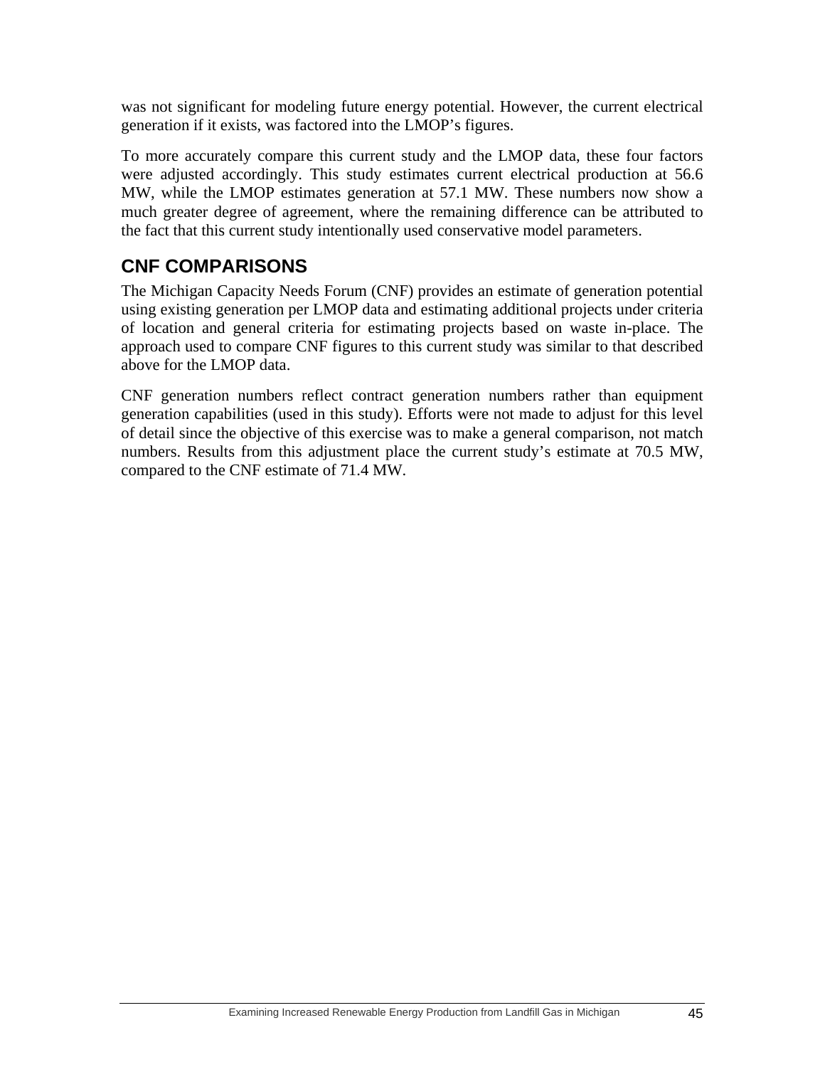was not significant for modeling future energy potential. However, the current electrical generation if it exists, was factored into the LMOP's figures.

To more accurately compare this current study and the LMOP data, these four factors were adjusted accordingly. This study estimates current electrical production at 56.6 MW, while the LMOP estimates generation at 57.1 MW. These numbers now show a much greater degree of agreement, where the remaining difference can be attributed to the fact that this current study intentionally used conservative model parameters.

## CNF COMPARISONS

The Michigan Capacity Needs Forum (CNF) provides an estimate of generation potential using existing generation per LMOP data and estimating additional projects under criteria of location and general criteria for estimating projects based on waste in-place. The approach used to compare CNF figures to this current study was similar to that described above for the LMOP data.

CNF generation numbers reflect contract generation numbers rather than equipment generation capabilities (used in this study). Efforts were not made to adjust for this level of detail since the objective of this exercise was to make a general comparison, not match numbers. Results from this adjustment place the current study's estimate at 70.5 MW, compared to the CNF estimate of 71.4 MW.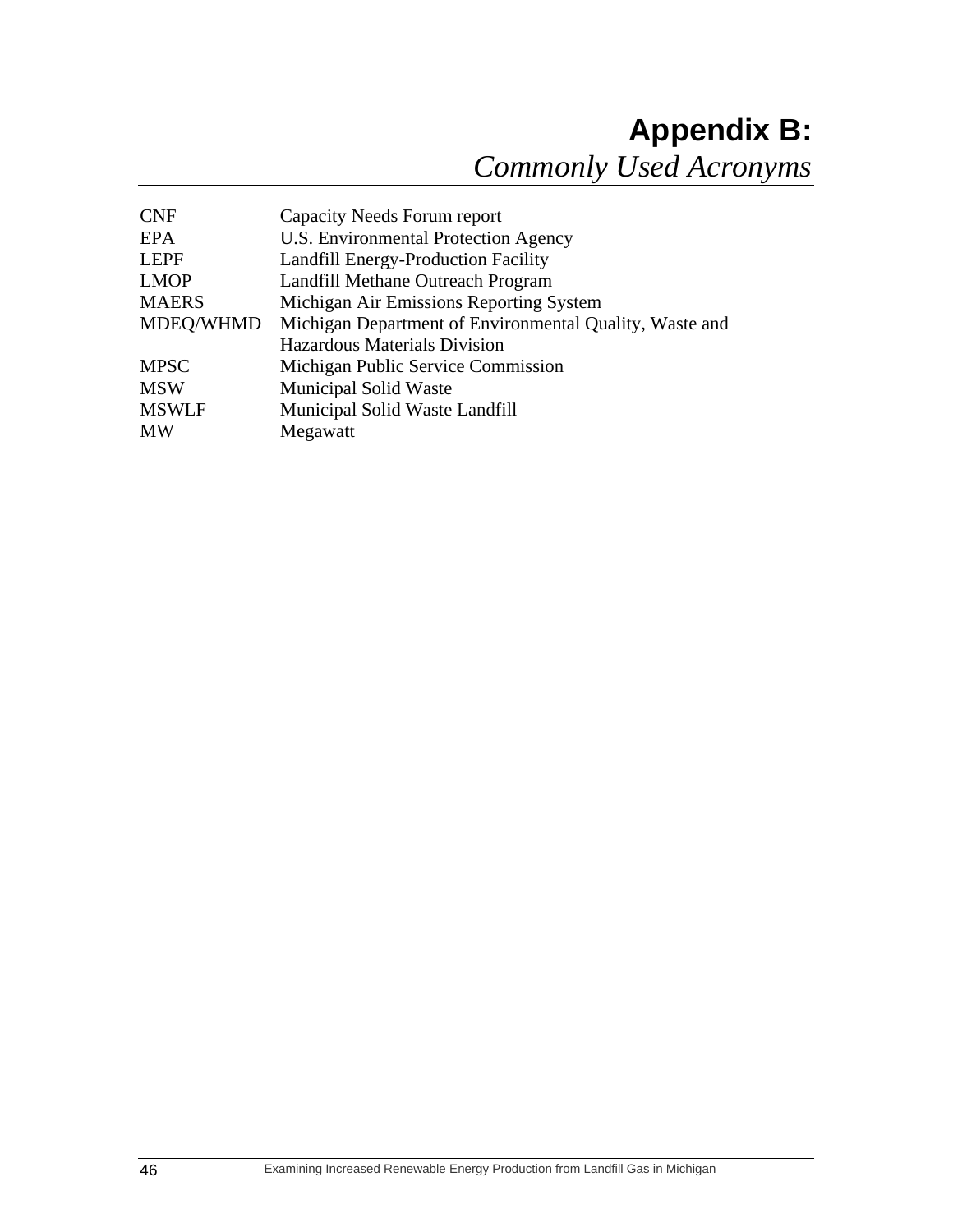# Appendix B:

## *Commonly Used Acronyms*

| | |
|---|---|
| CNF | Capacity Needs Forum report |
| EPA | U.S. Environmental Protection Agency |
| LEPF | Landfill Energy-Production Facility |
| LMOP | Landfill Methane Outreach Program |
| MAERS | Michigan Air Emissions Reporting System |
| MDEQ/WHMD | Michigan Department of Environmental Quality, Waste and Hazardous Materials Division |
| MPSC | Michigan Public Service Commission |
| MSW | Municipal Solid Waste |
| MSWLF | Municipal Solid Waste Landfill |
| MW | Megawatt |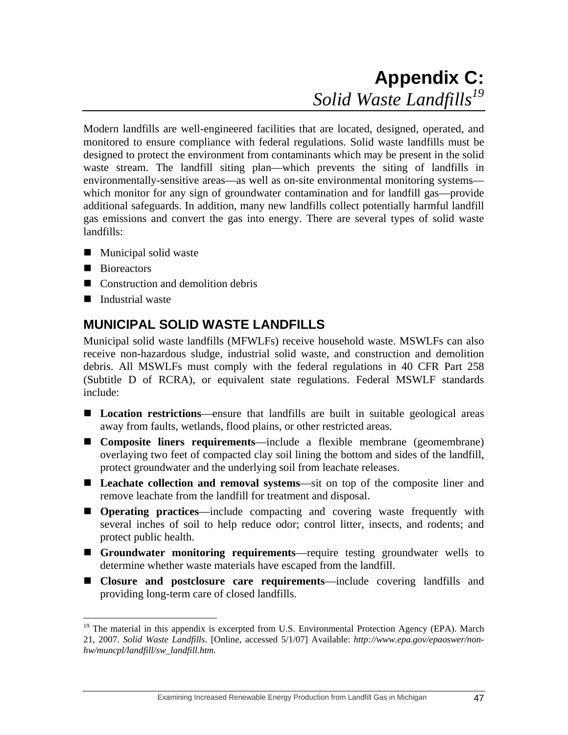# Appendix C:
*Solid Waste Landfills*[19]

Modern landfills are well-engineered facilities that are located, designed, operated, and monitored to ensure compliance with federal regulations. Solid waste landfills must be designed to protect the environment from contaminants which may be present in the solid waste stream. The landfill siting plan—which prevents the siting of landfills in environmentally-sensitive areas—as well as on-site environmental monitoring systems—which monitor for any sign of groundwater contamination and for landfill gas—provide additional safeguards. In addition, many new landfills collect potentially harmful landfill gas emissions and convert the gas into energy. There are several types of solid waste landfills:

- Municipal solid waste
- Bioreactors
- Construction and demolition debris
- Industrial waste

## MUNICIPAL SOLID WASTE LANDFILLS

Municipal solid waste landfills (MFWLFs) receive household waste. MSWLFs can also receive non-hazardous sludge, industrial solid waste, and construction and demolition debris. All MSWLFs must comply with the federal regulations in 40 CFR Part 258 (Subtitle D of RCRA), or equivalent state regulations. Federal MSWLF standards include:

- **Location restrictions**—ensure that landfills are built in suitable geological areas away from faults, wetlands, flood plains, or other restricted areas.
- **Composite liners requirements**—include a flexible membrane (geomembrane) overlaying two feet of compacted clay soil lining the bottom and sides of the landfill, protect groundwater and the underlying soil from leachate releases.
- **Leachate collection and removal systems**—sit on top of the composite liner and remove leachate from the landfill for treatment and disposal.
- **Operating practices**—include compacting and covering waste frequently with several inches of soil to help reduce odor; control litter, insects, and rodents; and protect public health.
- **Groundwater monitoring requirements**—require testing groundwater wells to determine whether waste materials have escaped from the landfill.
- **Closure and postclosure care requirements**—include covering landfills and providing long-term care of closed landfills.

[19] The material in this appendix is excerpted from U.S. Environmental Protection Agency (EPA). March 21, 2007. *Solid Waste Landfills*. [Online, accessed 5/1/07] Available: *http://www.epa.gov/epaoswer/non-hw/muncpl/landfill/sw_landfill.htm.*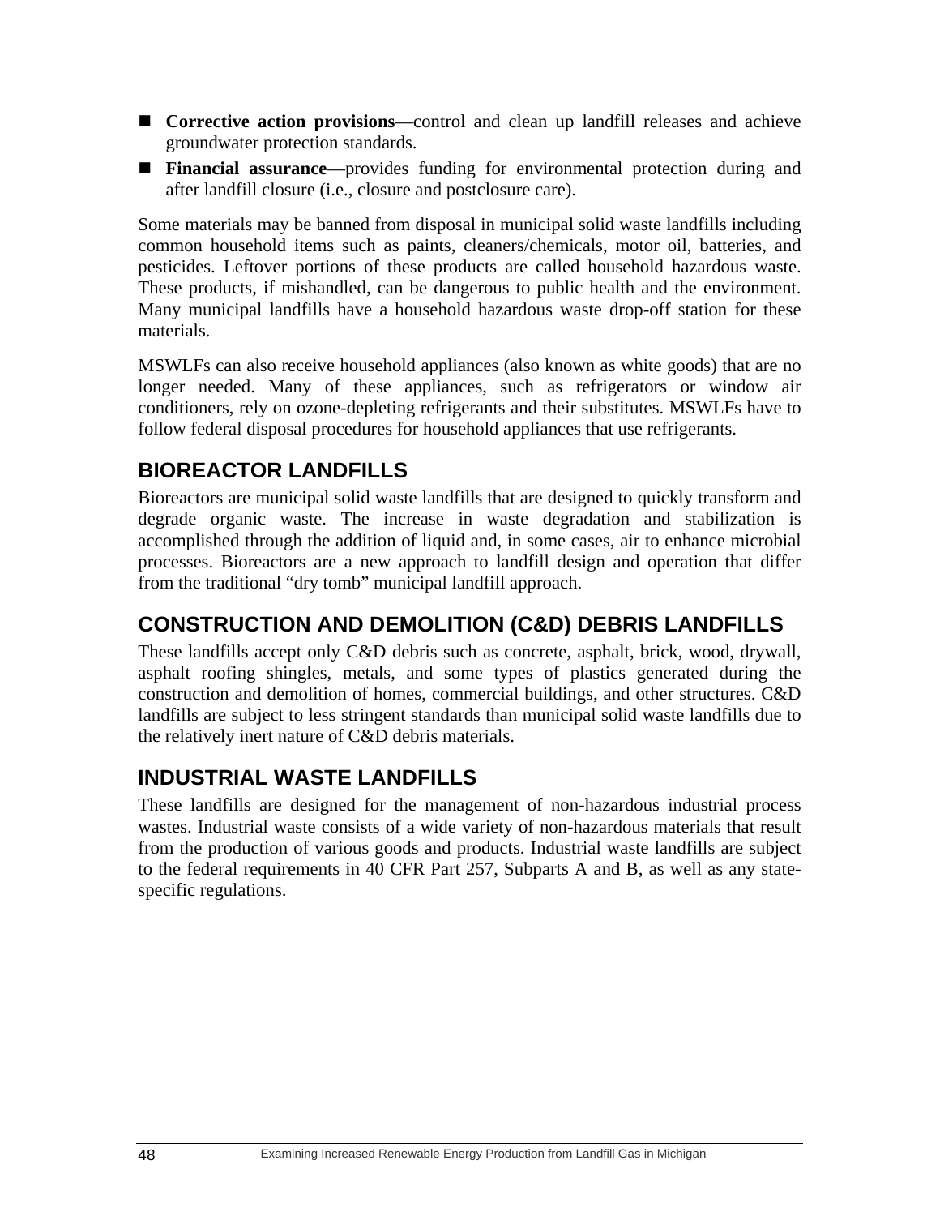- **Corrective action provisions**—control and clean up landfill releases and achieve groundwater protection standards.
- **Financial assurance**—provides funding for environmental protection during and after landfill closure (i.e., closure and postclosure care).

Some materials may be banned from disposal in municipal solid waste landfills including common household items such as paints, cleaners/chemicals, motor oil, batteries, and pesticides. Leftover portions of these products are called household hazardous waste. These products, if mishandled, can be dangerous to public health and the environment. Many municipal landfills have a household hazardous waste drop-off station for these materials.

MSWLFs can also receive household appliances (also known as white goods) that are no longer needed. Many of these appliances, such as refrigerators or window air conditioners, rely on ozone-depleting refrigerants and their substitutes. MSWLFs have to follow federal disposal procedures for household appliances that use refrigerants.

## BIOREACTOR LANDFILLS

Bioreactors are municipal solid waste landfills that are designed to quickly transform and degrade organic waste. The increase in waste degradation and stabilization is accomplished through the addition of liquid and, in some cases, air to enhance microbial processes. Bioreactors are a new approach to landfill design and operation that differ from the traditional "dry tomb" municipal landfill approach.

## CONSTRUCTION AND DEMOLITION (C&D) DEBRIS LANDFILLS

These landfills accept only C&D debris such as concrete, asphalt, brick, wood, drywall, asphalt roofing shingles, metals, and some types of plastics generated during the construction and demolition of homes, commercial buildings, and other structures. C&D landfills are subject to less stringent standards than municipal solid waste landfills due to the relatively inert nature of C&D debris materials.

## INDUSTRIAL WASTE LANDFILLS

These landfills are designed for the management of non-hazardous industrial process wastes. Industrial waste consists of a wide variety of non-hazardous materials that result from the production of various goods and products. Industrial waste landfills are subject to the federal requirements in 40 CFR Part 257, Subparts A and B, as well as any state-specific regulations.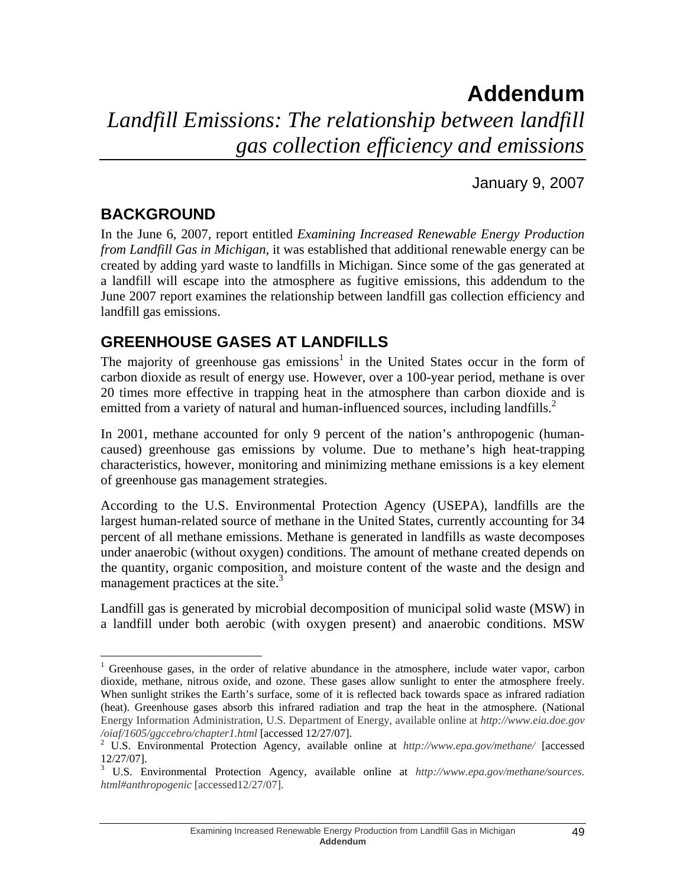# Addendum

*Landfill Emissions: The relationship between landfill gas collection efficiency and emissions*

January 9, 2007

## BACKGROUND

In the June 6, 2007, report entitled *Examining Increased Renewable Energy Production from Landfill Gas in Michigan*, it was established that additional renewable energy can be created by adding yard waste to landfills in Michigan. Since some of the gas generated at a landfill will escape into the atmosphere as fugitive emissions, this addendum to the June 2007 report examines the relationship between landfill gas collection efficiency and landfill gas emissions.

## GREENHOUSE GASES AT LANDFILLS

The majority of greenhouse gas emissions[1] in the United States occur in the form of carbon dioxide as result of energy use. However, over a 100-year period, methane is over 20 times more effective in trapping heat in the atmosphere than carbon dioxide and is emitted from a variety of natural and human-influenced sources, including landfills.[2]

In 2001, methane accounted for only 9 percent of the nation's anthropogenic (human-caused) greenhouse gas emissions by volume. Due to methane's high heat-trapping characteristics, however, monitoring and minimizing methane emissions is a key element of greenhouse gas management strategies.

According to the U.S. Environmental Protection Agency (USEPA), landfills are the largest human-related source of methane in the United States, currently accounting for 34 percent of all methane emissions. Methane is generated in landfills as waste decomposes under anaerobic (without oxygen) conditions. The amount of methane created depends on the quantity, organic composition, and moisture content of the waste and the design and management practices at the site.[3]

Landfill gas is generated by microbial decomposition of municipal solid waste (MSW) in a landfill under both aerobic (with oxygen present) and anaerobic conditions. MSW

---

[1] Greenhouse gases, in the order of relative abundance in the atmosphere, include water vapor, carbon dioxide, methane, nitrous oxide, and ozone. These gases allow sunlight to enter the atmosphere freely. When sunlight strikes the Earth's surface, some of it is reflected back towards space as infrared radiation (heat). Greenhouse gases absorb this infrared radiation and trap the heat in the atmosphere. (National Energy Information Administration, U.S. Department of Energy, available online at *http://www.eia.doe.gov /oiaf/1605/ggccebro/chapter1.html* [accessed 12/27/07].

[2] U.S. Environmental Protection Agency, available online at *http://www.epa.gov/methane/* [accessed 12/27/07].

[3] U.S. Environmental Protection Agency, available online at *http://www.epa.gov/methane/sources.html#anthropogenic* [accessed12/27/07].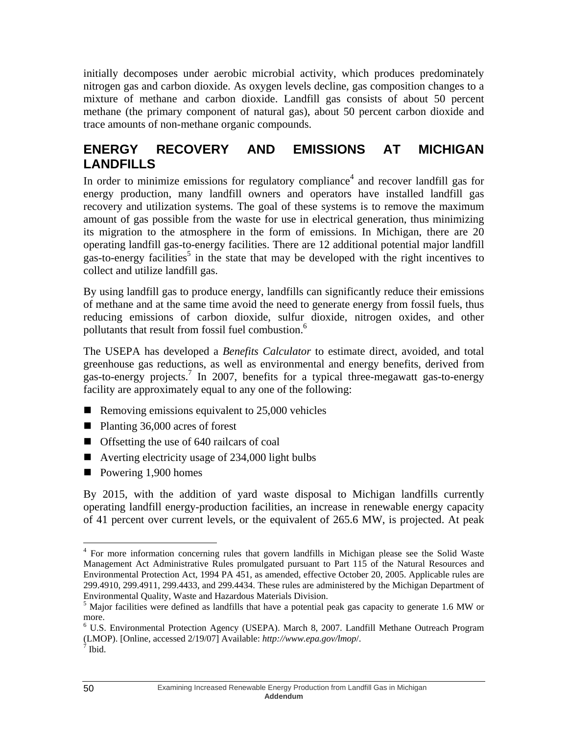initially decomposes under aerobic microbial activity, which produces predominately nitrogen gas and carbon dioxide. As oxygen levels decline, gas composition changes to a mixture of methane and carbon dioxide. Landfill gas consists of about 50 percent methane (the primary component of natural gas), about 50 percent carbon dioxide and trace amounts of non-methane organic compounds.

## ENERGY RECOVERY AND EMISSIONS AT MICHIGAN LANDFILLS

In order to minimize emissions for regulatory compliance[4] and recover landfill gas for energy production, many landfill owners and operators have installed landfill gas recovery and utilization systems. The goal of these systems is to remove the maximum amount of gas possible from the waste for use in electrical generation, thus minimizing its migration to the atmosphere in the form of emissions. In Michigan, there are 20 operating landfill gas-to-energy facilities. There are 12 additional potential major landfill gas-to-energy facilities[5] in the state that may be developed with the right incentives to collect and utilize landfill gas.

By using landfill gas to produce energy, landfills can significantly reduce their emissions of methane and at the same time avoid the need to generate energy from fossil fuels, thus reducing emissions of carbon dioxide, sulfur dioxide, nitrogen oxides, and other pollutants that result from fossil fuel combustion.[6]

The USEPA has developed a *Benefits Calculator* to estimate direct, avoided, and total greenhouse gas reductions, as well as environmental and energy benefits, derived from gas-to-energy projects.[7] In 2007, benefits for a typical three-megawatt gas-to-energy facility are approximately equal to any one of the following:

- Removing emissions equivalent to 25,000 vehicles
- Planting 36,000 acres of forest
- Offsetting the use of 640 railcars of coal
- Averting electricity usage of 234,000 light bulbs
- Powering 1,900 homes

By 2015, with the addition of yard waste disposal to Michigan landfills currently operating landfill energy-production facilities, an increase in renewable energy capacity of 41 percent over current levels, or the equivalent of 265.6 MW, is projected. At peak

---

[4] For more information concerning rules that govern landfills in Michigan please see the Solid Waste Management Act Administrative Rules promulgated pursuant to Part 115 of the Natural Resources and Environmental Protection Act, 1994 PA 451, as amended, effective October 20, 2005. Applicable rules are 299.4910, 299.4911, 299.4433, and 299.4434. These rules are administered by the Michigan Department of Environmental Quality, Waste and Hazardous Materials Division.

[5] Major facilities were defined as landfills that have a potential peak gas capacity to generate 1.6 MW or more.

[6] U.S. Environmental Protection Agency (USEPA). March 8, 2007. Landfill Methane Outreach Program (LMOP). [Online, accessed 2/19/07] Available: *http://www.epa.gov/lmop/*.

[7] Ibid.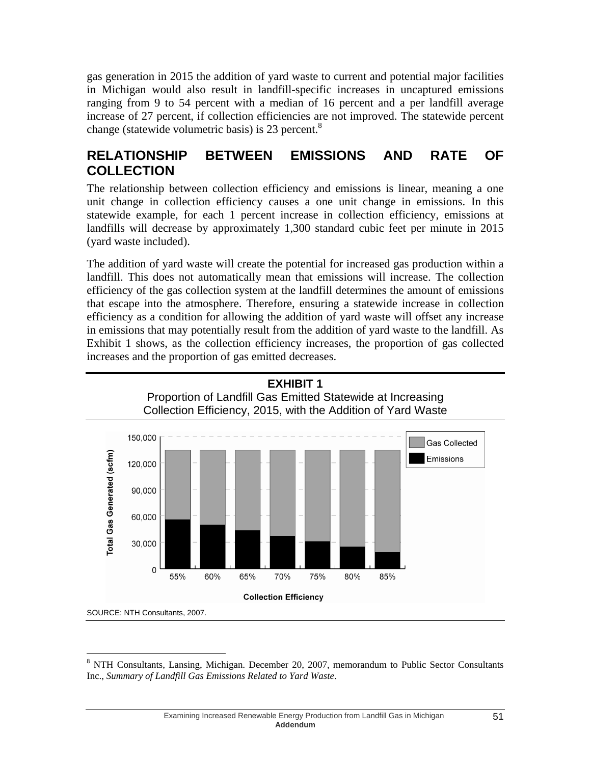gas generation in 2015 the addition of yard waste to current and potential major facilities in Michigan would also result in landfill-specific increases in uncaptured emissions ranging from 9 to 54 percent with a median of 16 percent and a per landfill average increase of 27 percent, if collection efficiencies are not improved. The statewide percent change (statewide volumetric basis) is 23 percent.[8]

## RELATIONSHIP BETWEEN EMISSIONS AND RATE OF COLLECTION

The relationship between collection efficiency and emissions is linear, meaning a one unit change in collection efficiency causes a one unit change in emissions. In this statewide example, for each 1 percent increase in collection efficiency, emissions at landfills will decrease by approximately 1,300 standard cubic feet per minute in 2015 (yard waste included).

The addition of yard waste will create the potential for increased gas production within a landfill. This does not automatically mean that emissions will increase. The collection efficiency of the gas collection system at the landfill determines the amount of emissions that escape into the atmosphere. Therefore, ensuring a statewide increase in collection efficiency as a condition for allowing the addition of yard waste will offset any increase in emissions that may potentially result from the addition of yard waste to the landfill. As Exhibit 1 shows, as the collection efficiency increases, the proportion of gas collected increases and the proportion of gas emitted decreases.

**EXHIBIT 1**

Proportion of Landfill Gas Emitted Statewide at Increasing Collection Efficiency, 2015, with the Addition of Yard Waste

SOURCE: NTH Consultants, 2007.

---

[8] NTH Consultants, Lansing, Michigan. December 20, 2007, memorandum to Public Sector Consultants Inc., *Summary of Landfill Gas Emissions Related to Yard Waste*.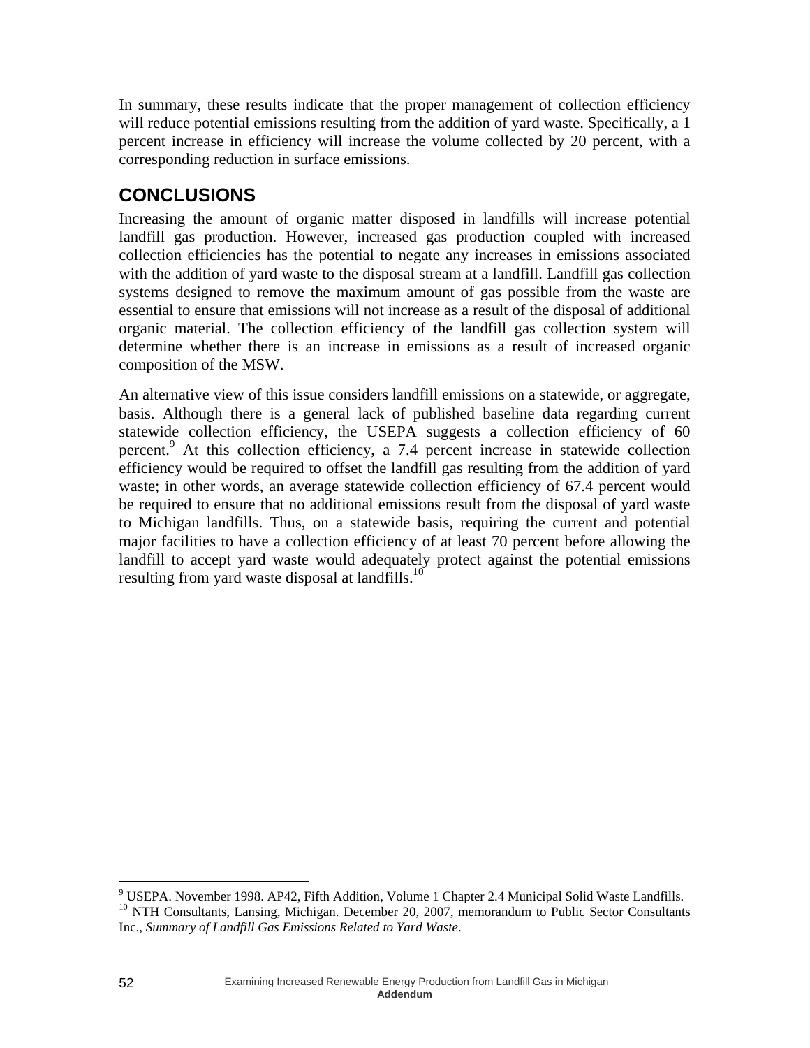In summary, these results indicate that the proper management of collection efficiency will reduce potential emissions resulting from the addition of yard waste. Specifically, a 1 percent increase in efficiency will increase the volume collected by 20 percent, with a corresponding reduction in surface emissions.

## CONCLUSIONS

Increasing the amount of organic matter disposed in landfills will increase potential landfill gas production. However, increased gas production coupled with increased collection efficiencies has the potential to negate any increases in emissions associated with the addition of yard waste to the disposal stream at a landfill. Landfill gas collection systems designed to remove the maximum amount of gas possible from the waste are essential to ensure that emissions will not increase as a result of the disposal of additional organic material. The collection efficiency of the landfill gas collection system will determine whether there is an increase in emissions as a result of increased organic composition of the MSW.

An alternative view of this issue considers landfill emissions on a statewide, or aggregate, basis. Although there is a general lack of published baseline data regarding current statewide collection efficiency, the USEPA suggests a collection efficiency of 60 percent.[9] At this collection efficiency, a 7.4 percent increase in statewide collection efficiency would be required to offset the landfill gas resulting from the addition of yard waste; in other words, an average statewide collection efficiency of 67.4 percent would be required to ensure that no additional emissions result from the disposal of yard waste to Michigan landfills. Thus, on a statewide basis, requiring the current and potential major facilities to have a collection efficiency of at least 70 percent before allowing the landfill to accept yard waste would adequately protect against the potential emissions resulting from yard waste disposal at landfills.[10]

---

[9] USEPA. November 1998. AP42, Fifth Addition, Volume 1 Chapter 2.4 Municipal Solid Waste Landfills.

[10] NTH Consultants, Lansing, Michigan. December 20, 2007, memorandum to Public Sector Consultants Inc., *Summary of Landfill Gas Emissions Related to Yard Waste*.